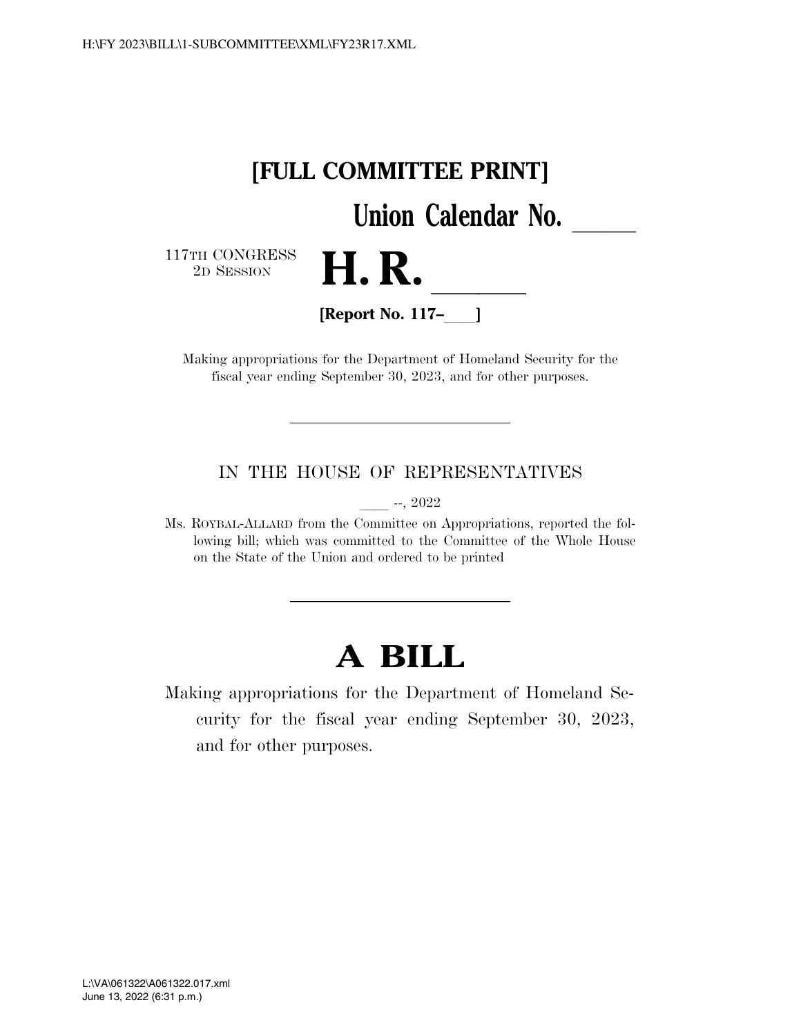**[FULL COMMITTEE PRINT]**

**Union Calendar No. \_\_\_\_\_**

117TH CONGRESS
2D SESSION

# H. R. \_\_\_\_\_

**[Report No. 117–\_\_\_\_]**

Making appropriations for the Department of Homeland Security for the fiscal year ending September 30, 2023, and for other purposes.

---

IN THE HOUSE OF REPRESENTATIVES

\_\_\_\_ --, 2022

Ms. ROYBAL-ALLARD from the Committee on Appropriations, reported the following bill; which was committed to the Committee of the Whole House on the State of the Union and ordered to be printed

---

# A BILL

Making appropriations for the Department of Homeland Security for the fiscal year ending September 30, 2023, and for other purposes.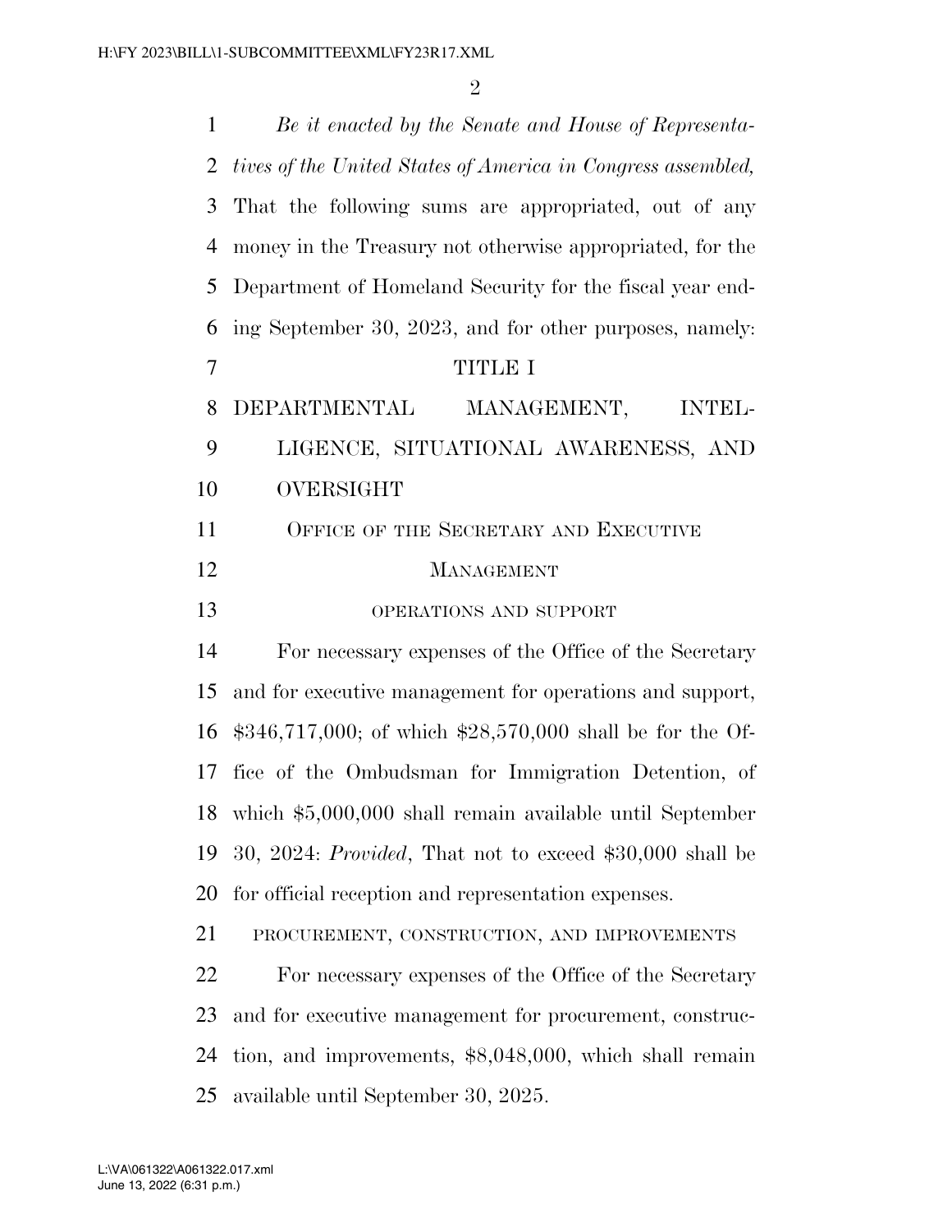*Be it enacted by the Senate and House of Representatives of the United States of America in Congress assembled,* That the following sums are appropriated, out of any money in the Treasury not otherwise appropriated, for the Department of Homeland Security for the fiscal year ending September 30, 2023, and for other purposes, namely:

# TITLE I

# DEPARTMENTAL MANAGEMENT, INTELLIGENCE, SITUATIONAL AWARENESS, AND OVERSIGHT

## OFFICE OF THE SECRETARY AND EXECUTIVE MANAGEMENT

### OPERATIONS AND SUPPORT

For necessary expenses of the Office of the Secretary and for executive management for operations and support, $346,717,000; of which $28,570,000 shall be for the Office of the Ombudsman for Immigration Detention, of which $5,000,000 shall remain available until September 30, 2024: *Provided*, That not to exceed $30,000 shall be for official reception and representation expenses.

### PROCUREMENT, CONSTRUCTION, AND IMPROVEMENTS

For necessary expenses of the Office of the Secretary and for executive management for procurement, construction, and improvements, $8,048,000, which shall remain available until September 30, 2025.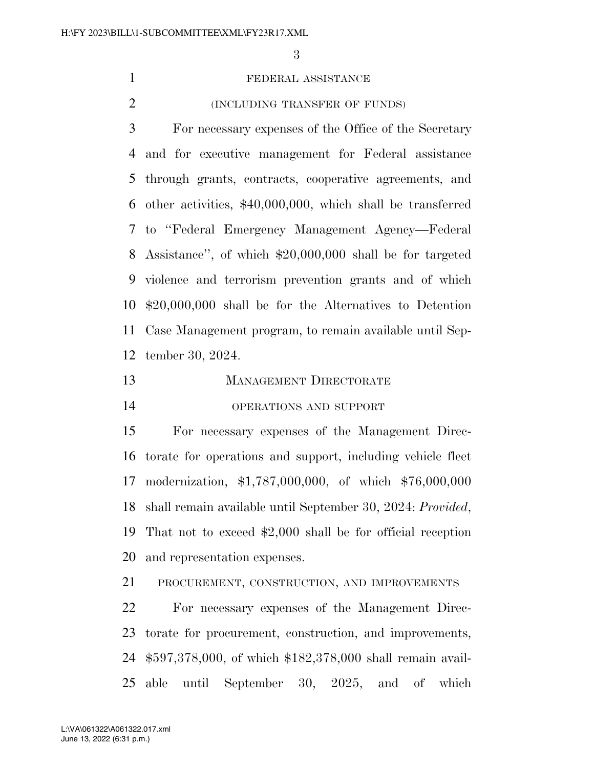FEDERAL ASSISTANCE

(INCLUDING TRANSFER OF FUNDS)

For necessary expenses of the Office of the Secretary and for executive management for Federal assistance through grants, contracts, cooperative agreements, and other activities, $40,000,000, which shall be transferred to ''Federal Emergency Management Agency—Federal Assistance'', of which $20,000,000 shall be for targeted violence and terrorism prevention grants and of which $20,000,000 shall be for the Alternatives to Detention Case Management program, to remain available until September 30, 2024.

## MANAGEMENT DIRECTORATE

OPERATIONS AND SUPPORT

For necessary expenses of the Management Directorate for operations and support, including vehicle fleet modernization, $1,787,000,000, of which $76,000,000 shall remain available until September 30, 2024: *Provided*, That not to exceed $2,000 shall be for official reception and representation expenses.

PROCUREMENT, CONSTRUCTION, AND IMPROVEMENTS

For necessary expenses of the Management Directorate for procurement, construction, and improvements, $597,378,000, of which $182,378,000 shall remain available until September 30, 2025, and of which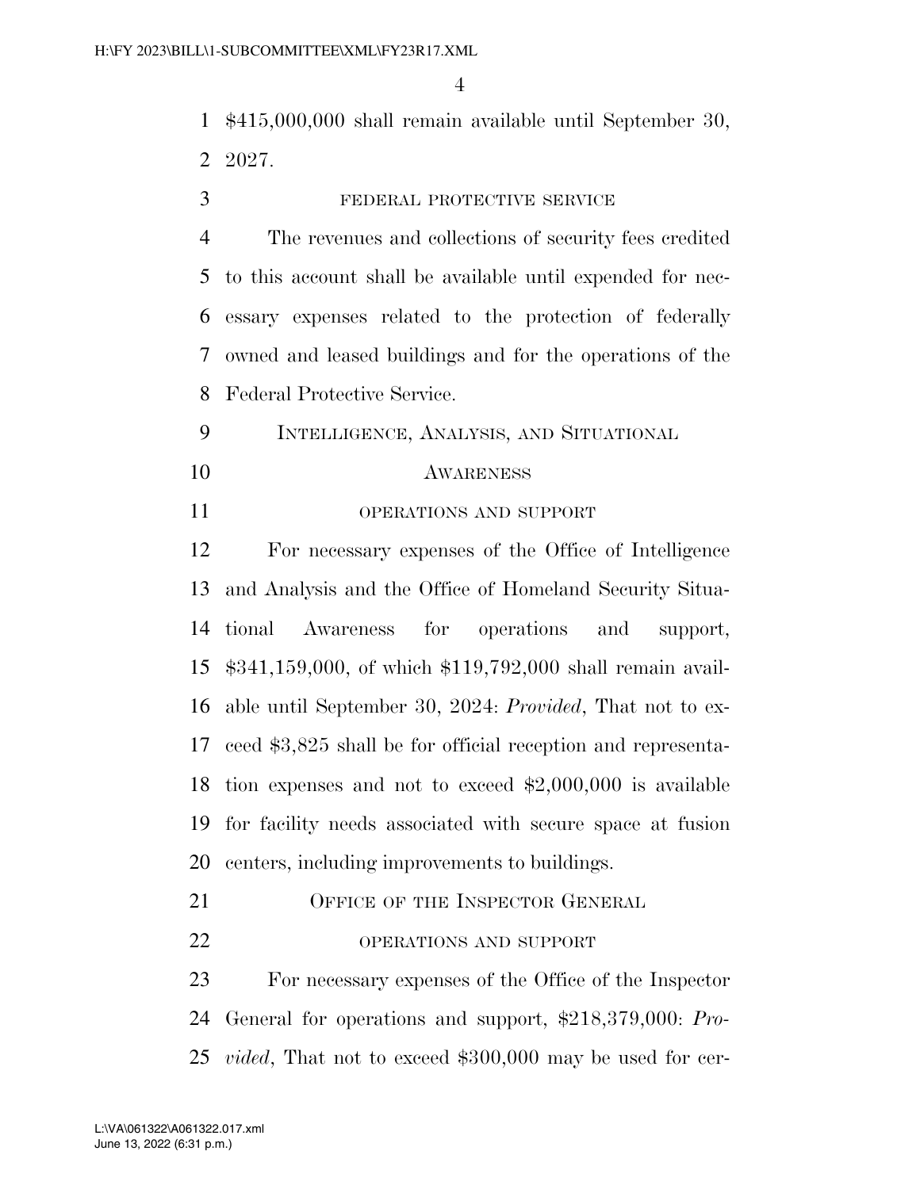$415,000,000 shall remain available until September 30, 2027.

FEDERAL PROTECTIVE SERVICE

The revenues and collections of security fees credited to this account shall be available until expended for necessary expenses related to the protection of federally owned and leased buildings and for the operations of the Federal Protective Service.

INTELLIGENCE, ANALYSIS, AND SITUATIONAL AWARENESS

OPERATIONS AND SUPPORT

For necessary expenses of the Office of Intelligence and Analysis and the Office of Homeland Security Situational Awareness for operations and support, $341,159,000, of which $119,792,000 shall remain available until September 30, 2024: *Provided*, That not to exceed $3,825 shall be for official reception and representation expenses and not to exceed $2,000,000 is available for facility needs associated with secure space at fusion centers, including improvements to buildings.

OFFICE OF THE INSPECTOR GENERAL

OPERATIONS AND SUPPORT

For necessary expenses of the Office of the Inspector General for operations and support, $218,379,000: *Provided*, That not to exceed $300,000 may be used for cer-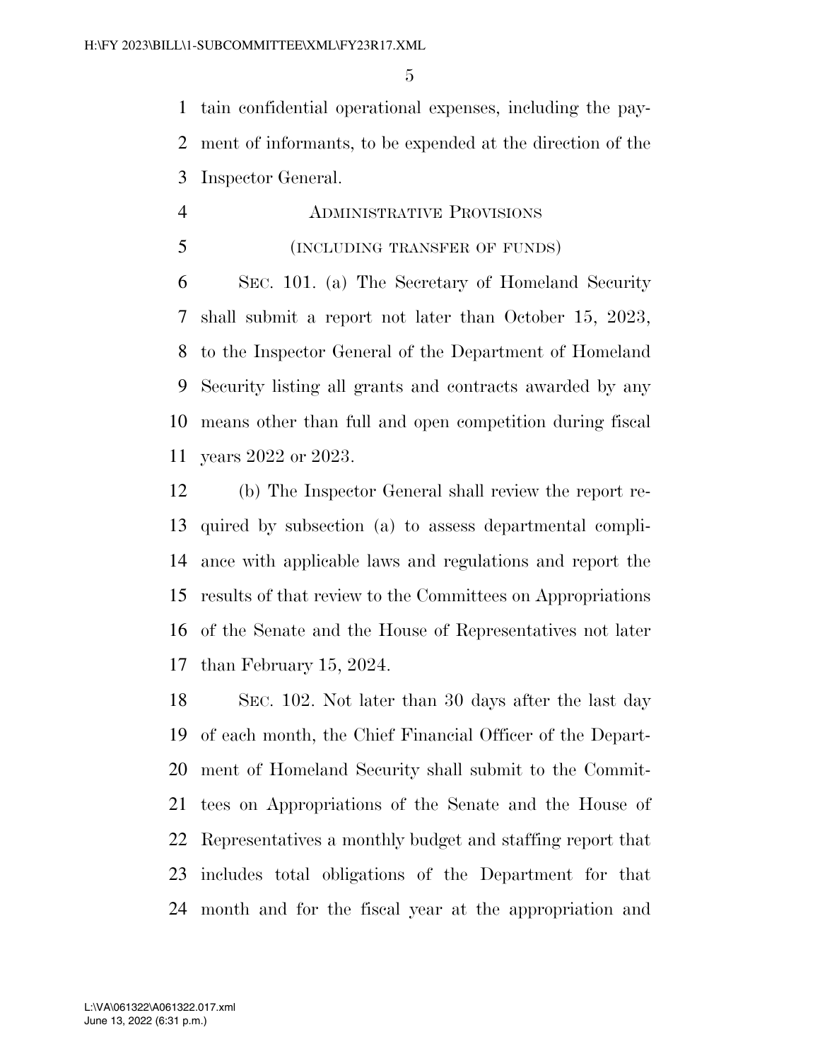tain confidential operational expenses, including the payment of informants, to be expended at the direction of the Inspector General.

ADMINISTRATIVE PROVISIONS

(INCLUDING TRANSFER OF FUNDS)

SEC. 101. (a) The Secretary of Homeland Security shall submit a report not later than October 15, 2023, to the Inspector General of the Department of Homeland Security listing all grants and contracts awarded by any means other than full and open competition during fiscal years 2022 or 2023.

(b) The Inspector General shall review the report required by subsection (a) to assess departmental compliance with applicable laws and regulations and report the results of that review to the Committees on Appropriations of the Senate and the House of Representatives not later than February 15, 2024.

SEC. 102. Not later than 30 days after the last day of each month, the Chief Financial Officer of the Department of Homeland Security shall submit to the Committees on Appropriations of the Senate and the House of Representatives a monthly budget and staffing report that includes total obligations of the Department for that month and for the fiscal year at the appropriation and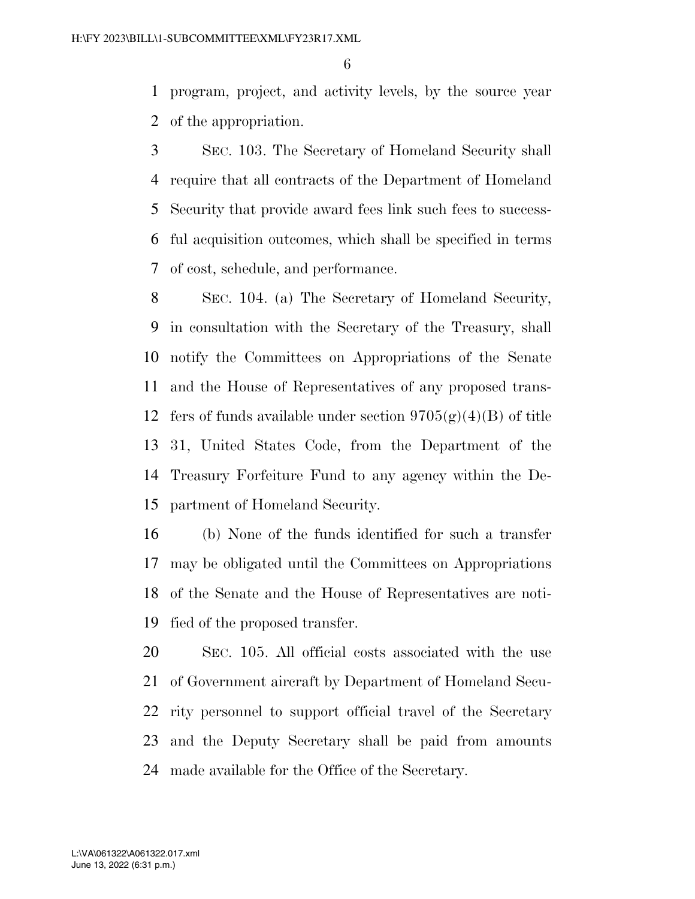program, project, and activity levels, by the source year of the appropriation.

SEC. 103. The Secretary of Homeland Security shall require that all contracts of the Department of Homeland Security that provide award fees link such fees to successful acquisition outcomes, which shall be specified in terms of cost, schedule, and performance.

SEC. 104. (a) The Secretary of Homeland Security, in consultation with the Secretary of the Treasury, shall notify the Committees on Appropriations of the Senate and the House of Representatives of any proposed transfers of funds available under section 9705(g)(4)(B) of title 31, United States Code, from the Department of the Treasury Forfeiture Fund to any agency within the Department of Homeland Security.

(b) None of the funds identified for such a transfer may be obligated until the Committees on Appropriations of the Senate and the House of Representatives are notified of the proposed transfer.

SEC. 105. All official costs associated with the use of Government aircraft by Department of Homeland Security personnel to support official travel of the Secretary and the Deputy Secretary shall be paid from amounts made available for the Office of the Secretary.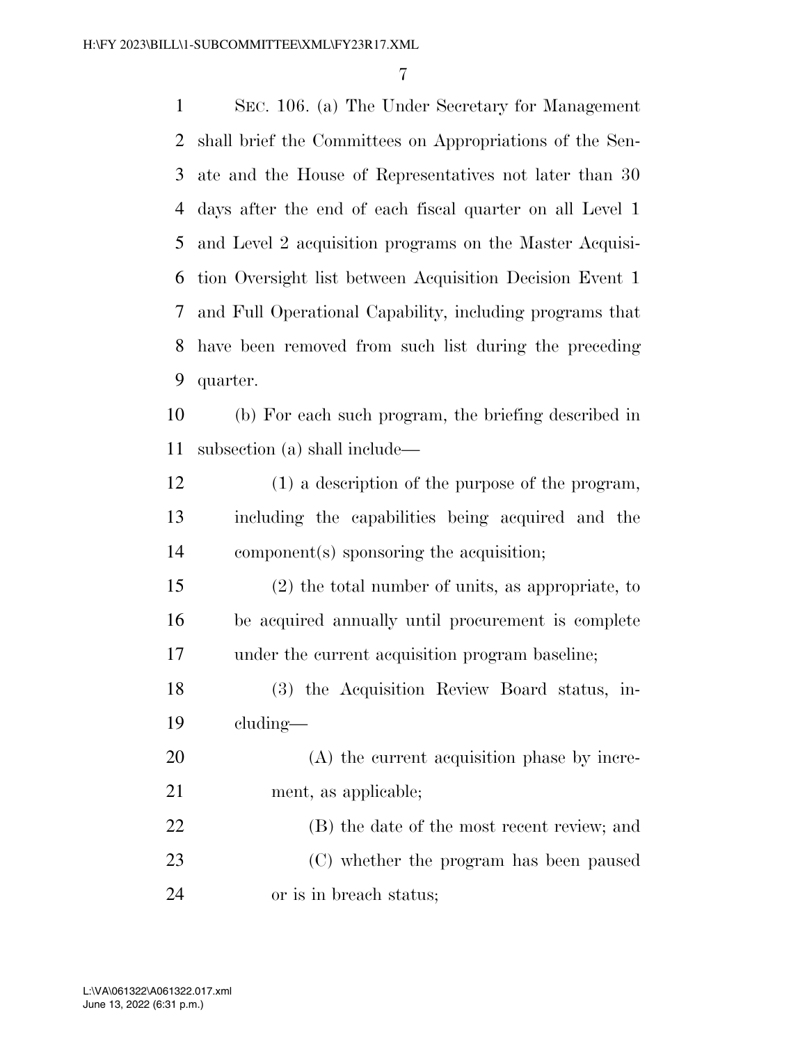SEC. 106. (a) The Under Secretary for Management shall brief the Committees on Appropriations of the Senate and the House of Representatives not later than 30 days after the end of each fiscal quarter on all Level 1 and Level 2 acquisition programs on the Master Acquisition Oversight list between Acquisition Decision Event 1 and Full Operational Capability, including programs that have been removed from such list during the preceding quarter.

(b) For each such program, the briefing described in subsection (a) shall include—

(1) a description of the purpose of the program, including the capabilities being acquired and the component(s) sponsoring the acquisition;

(2) the total number of units, as appropriate, to be acquired annually until procurement is complete under the current acquisition program baseline;

(3) the Acquisition Review Board status, including—

(A) the current acquisition phase by increment, as applicable;

(B) the date of the most recent review; and

(C) whether the program has been paused or is in breach status;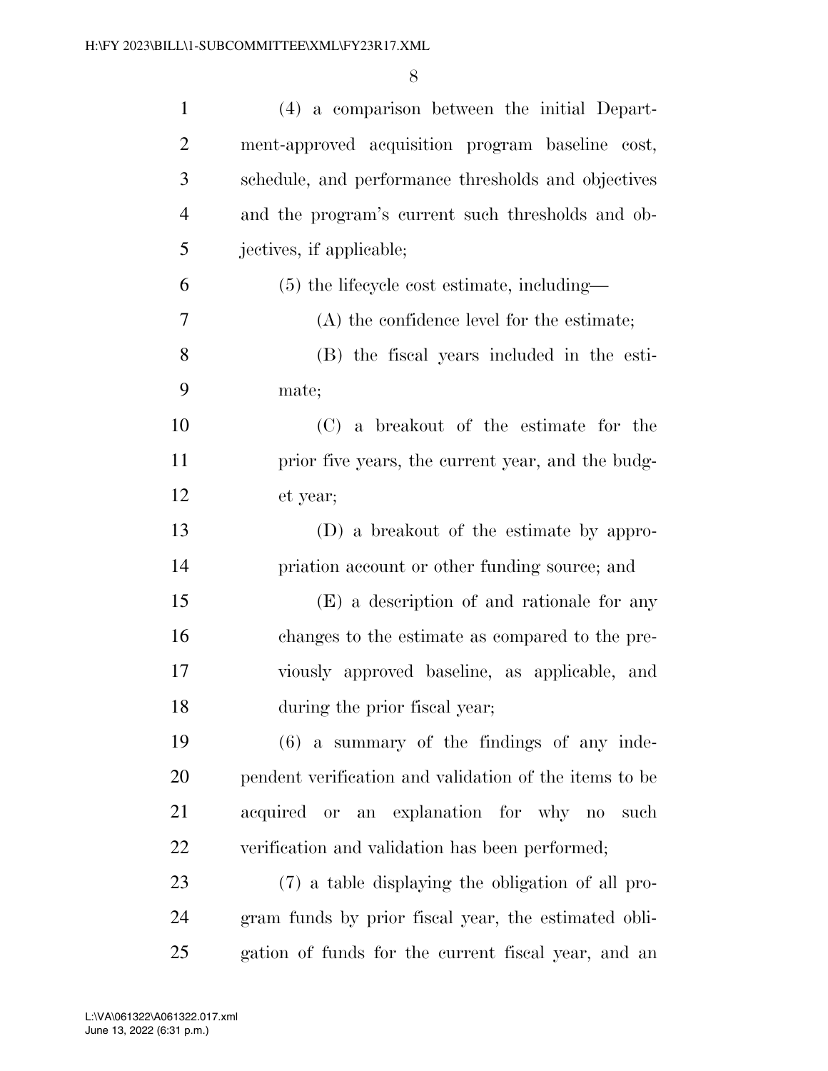(4) a comparison between the initial Department-approved acquisition program baseline cost, schedule, and performance thresholds and objectives and the program's current such thresholds and objectives, if applicable;

(5) the lifecycle cost estimate, including—

(A) the confidence level for the estimate;

(B) the fiscal years included in the estimate;

(C) a breakout of the estimate for the prior five years, the current year, and the budget year;

(D) a breakout of the estimate by appropriation account or other funding source; and

(E) a description of and rationale for any changes to the estimate as compared to the previously approved baseline, as applicable, and during the prior fiscal year;

(6) a summary of the findings of any independent verification and validation of the items to be acquired or an explanation for why no such verification and validation has been performed;

(7) a table displaying the obligation of all program funds by prior fiscal year, the estimated obligation of funds for the current fiscal year, and an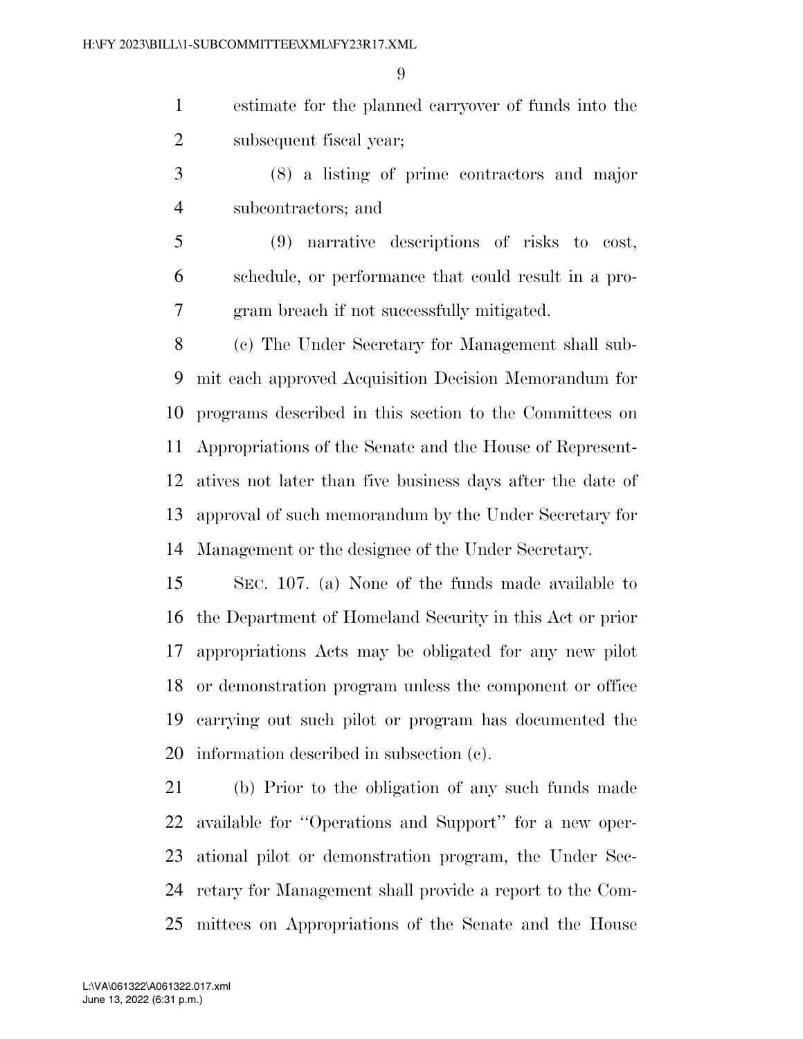estimate for the planned carryover of funds into the subsequent fiscal year;

(8) a listing of prime contractors and major subcontractors; and

(9) narrative descriptions of risks to cost, schedule, or performance that could result in a program breach if not successfully mitigated.

(c) The Under Secretary for Management shall submit each approved Acquisition Decision Memorandum for programs described in this section to the Committees on Appropriations of the Senate and the House of Representatives not later than five business days after the date of approval of such memorandum by the Under Secretary for Management or the designee of the Under Secretary.

SEC. 107. (a) None of the funds made available to the Department of Homeland Security in this Act or prior appropriations Acts may be obligated for any new pilot or demonstration program unless the component or office carrying out such pilot or program has documented the information described in subsection (c).

(b) Prior to the obligation of any such funds made available for ''Operations and Support'' for a new operational pilot or demonstration program, the Under Secretary for Management shall provide a report to the Committees on Appropriations of the Senate and the House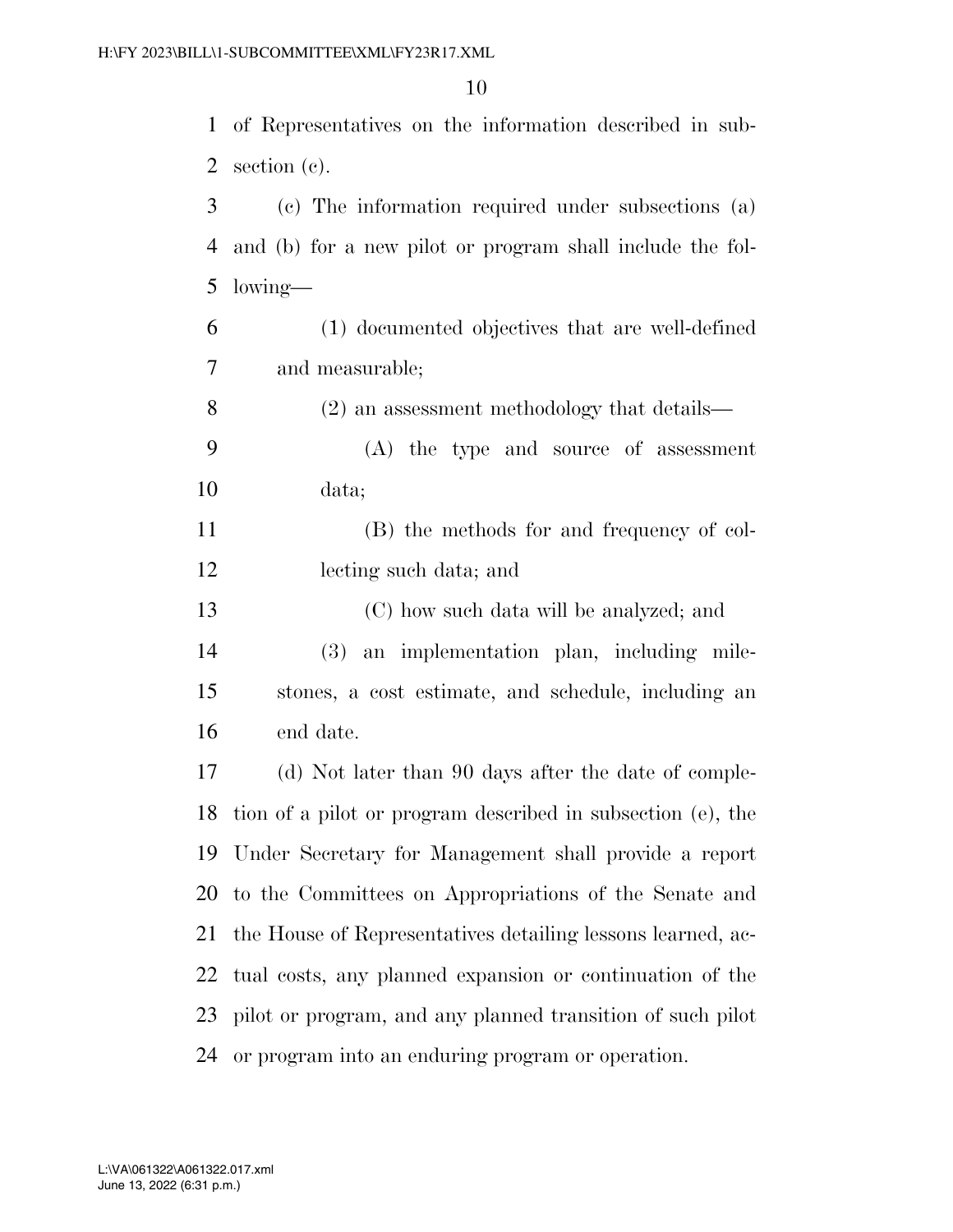of Representatives on the information described in subsection (c).

(c) The information required under subsections (a) and (b) for a new pilot or program shall include the following—

(1) documented objectives that are well-defined and measurable;

(2) an assessment methodology that details—

(A) the type and source of assessment data;

(B) the methods for and frequency of collecting such data; and

(C) how such data will be analyzed; and

(3) an implementation plan, including milestones, a cost estimate, and schedule, including an end date.

(d) Not later than 90 days after the date of completion of a pilot or program described in subsection (e), the Under Secretary for Management shall provide a report to the Committees on Appropriations of the Senate and the House of Representatives detailing lessons learned, actual costs, any planned expansion or continuation of the pilot or program, and any planned transition of such pilot or program into an enduring program or operation.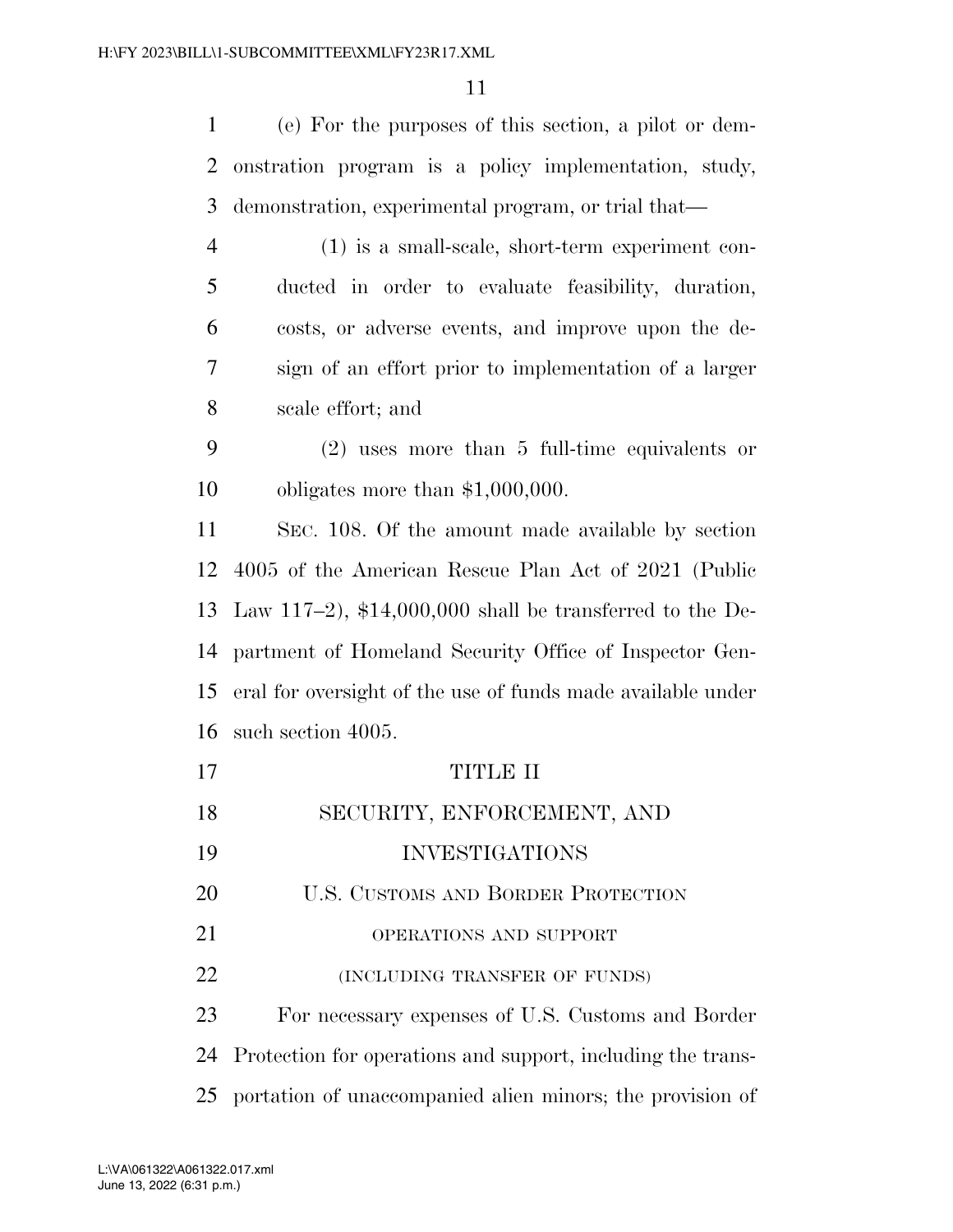(e) For the purposes of this section, a pilot or demonstration program is a policy implementation, study, demonstration, experimental program, or trial that—

(1) is a small-scale, short-term experiment conducted in order to evaluate feasibility, duration, costs, or adverse events, and improve upon the design of an effort prior to implementation of a larger scale effort; and

(2) uses more than 5 full-time equivalents or obligates more than $1,000,000.

SEC. 108. Of the amount made available by section 4005 of the American Rescue Plan Act of 2021 (Public Law 117–2), $14,000,000 shall be transferred to the Department of Homeland Security Office of Inspector General for oversight of the use of funds made available under such section 4005.

# TITLE II

# SECURITY, ENFORCEMENT, AND INVESTIGATIONS

## U.S. CUSTOMS AND BORDER PROTECTION

### OPERATIONS AND SUPPORT

### (INCLUDING TRANSFER OF FUNDS)

For necessary expenses of U.S. Customs and Border Protection for operations and support, including the transportation of unaccompanied alien minors; the provision of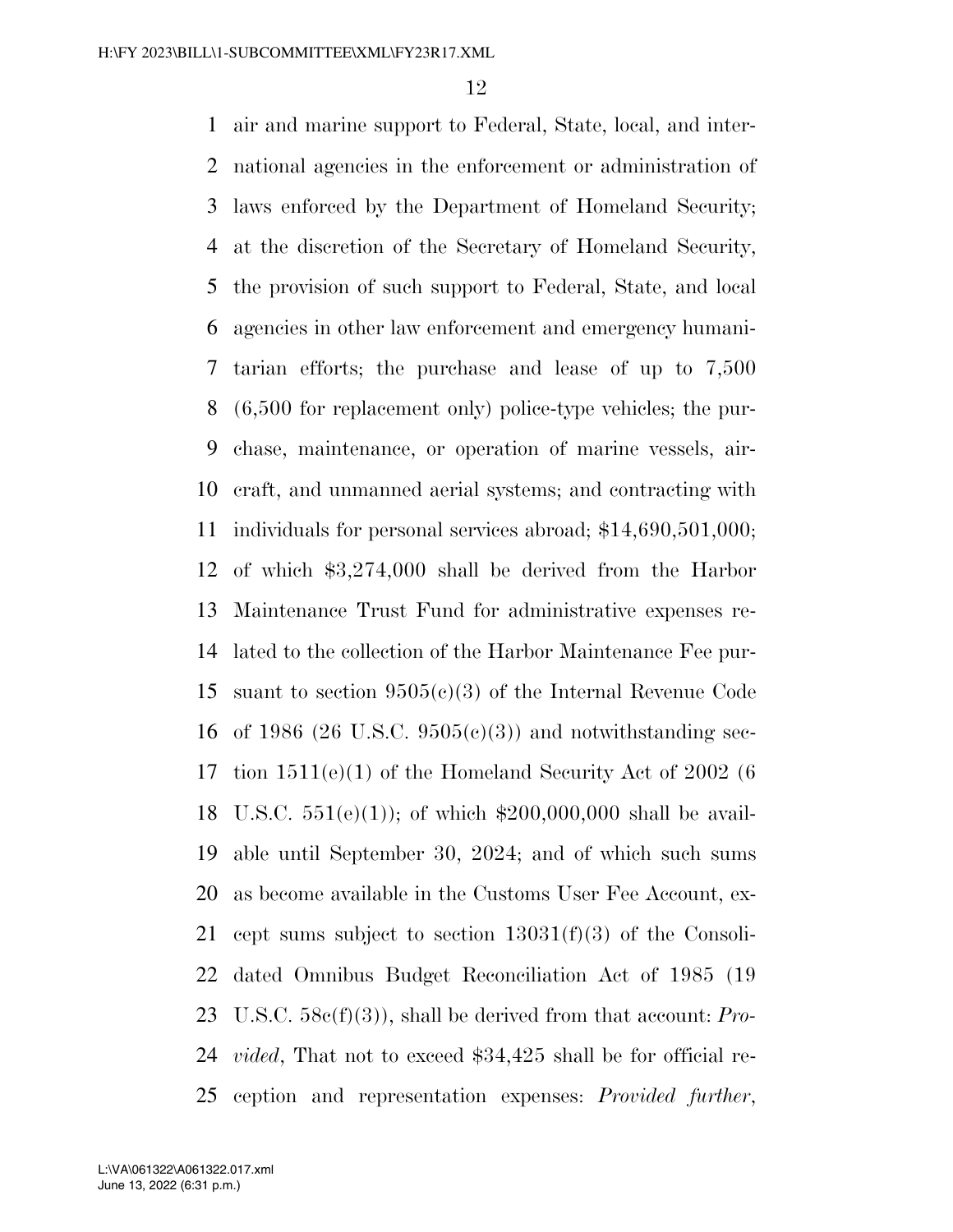air and marine support to Federal, State, local, and international agencies in the enforcement or administration of laws enforced by the Department of Homeland Security; at the discretion of the Secretary of Homeland Security, the provision of such support to Federal, State, and local agencies in other law enforcement and emergency humanitarian efforts; the purchase and lease of up to 7,500 (6,500 for replacement only) police-type vehicles; the purchase, maintenance, or operation of marine vessels, aircraft, and unmanned aerial systems; and contracting with individuals for personal services abroad; $14,690,501,000; of which $3,274,000 shall be derived from the Harbor Maintenance Trust Fund for administrative expenses related to the collection of the Harbor Maintenance Fee pursuant to section 9505(c)(3) of the Internal Revenue Code of 1986 (26 U.S.C. 9505(c)(3)) and notwithstanding section 1511(e)(1) of the Homeland Security Act of 2002 (6 U.S.C. 551(e)(1)); of which $200,000,000 shall be available until September 30, 2024; and of which such sums as become available in the Customs User Fee Account, except sums subject to section 13031(f)(3) of the Consolidated Omnibus Budget Reconciliation Act of 1985 (19 U.S.C. 58c(f)(3)), shall be derived from that account: *Provided*, That not to exceed $34,425 shall be for official reception and representation expenses: *Provided further*,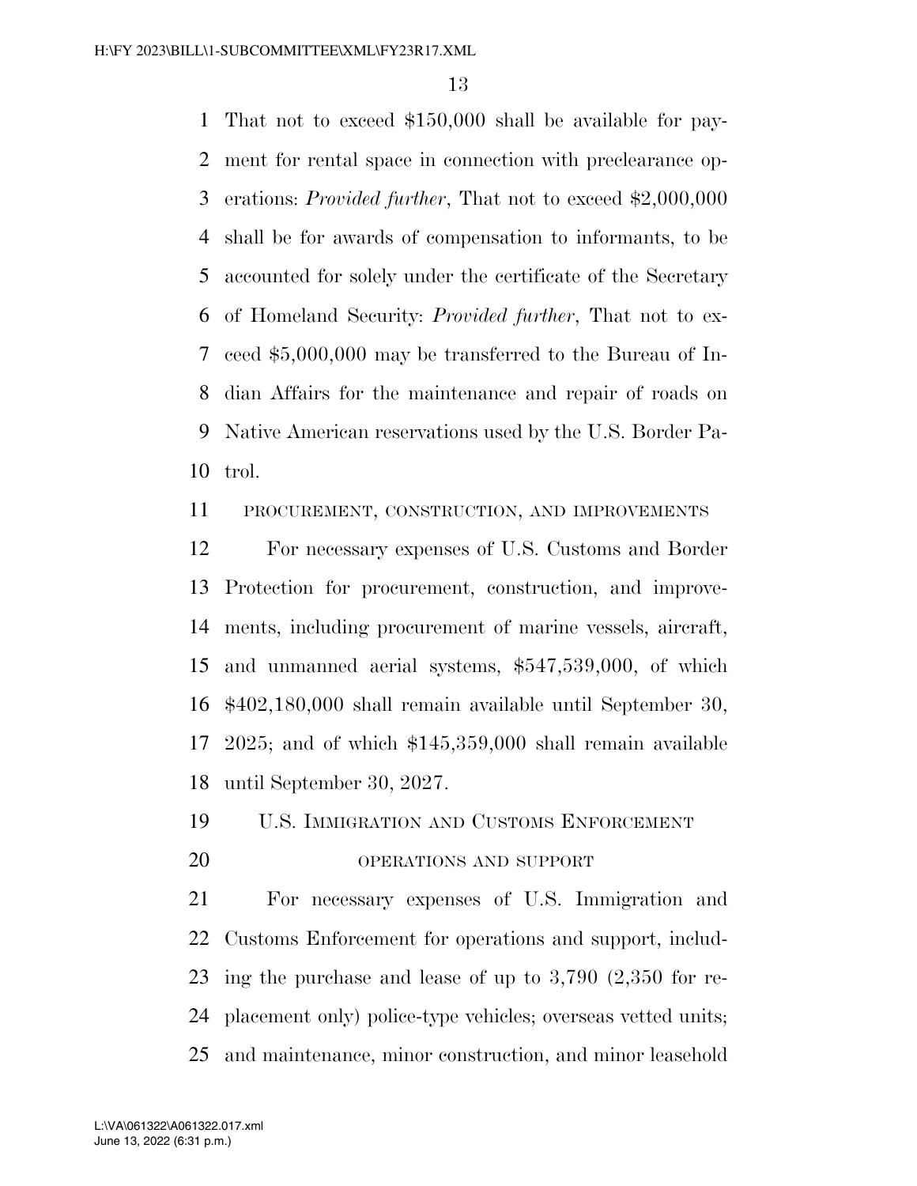That not to exceed $150,000 shall be available for payment for rental space in connection with preclearance operations: *Provided further*, That not to exceed $2,000,000 shall be for awards of compensation to informants, to be accounted for solely under the certificate of the Secretary of Homeland Security: *Provided further*, That not to exceed $5,000,000 may be transferred to the Bureau of Indian Affairs for the maintenance and repair of roads on Native American reservations used by the U.S. Border Patrol.

PROCUREMENT, CONSTRUCTION, AND IMPROVEMENTS

For necessary expenses of U.S. Customs and Border Protection for procurement, construction, and improvements, including procurement of marine vessels, aircraft, and unmanned aerial systems, $547,539,000, of which $402,180,000 shall remain available until September 30, 2025; and of which $145,359,000 shall remain available until September 30, 2027.

## U.S. IMMIGRATION AND CUSTOMS ENFORCEMENT

### OPERATIONS AND SUPPORT

For necessary expenses of U.S. Immigration and Customs Enforcement for operations and support, including the purchase and lease of up to 3,790 (2,350 for replacement only) police-type vehicles; overseas vetted units; and maintenance, minor construction, and minor leasehold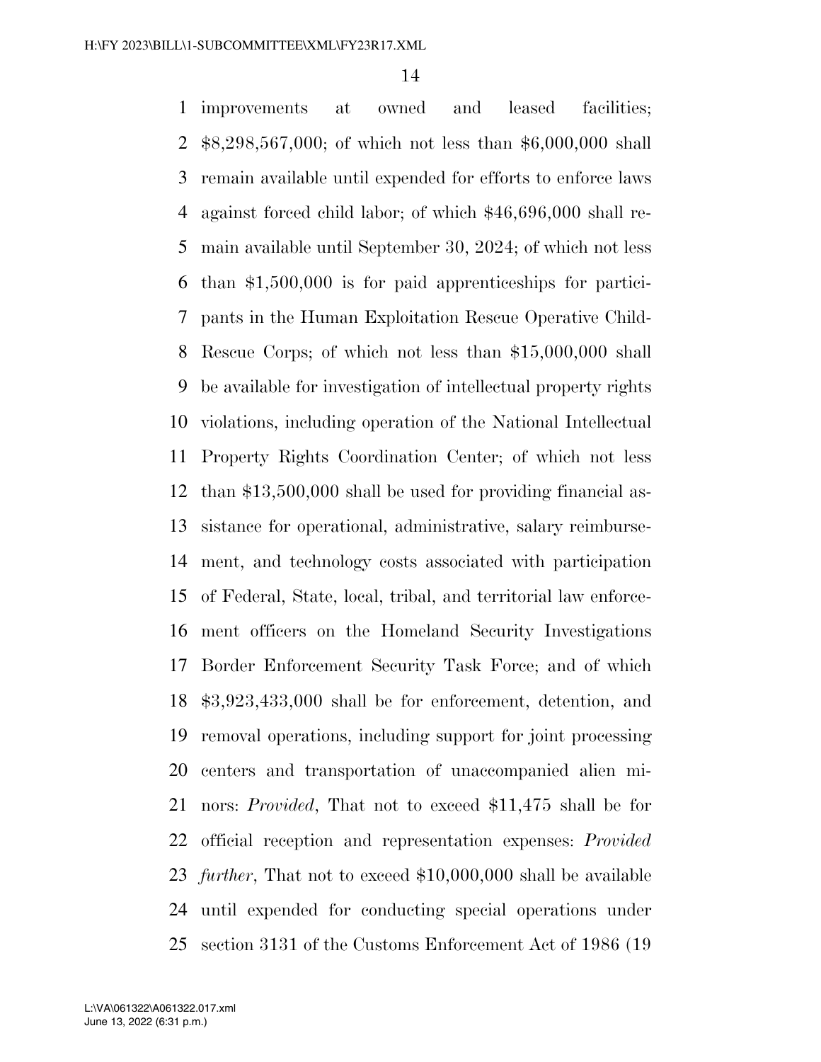improvements at owned and leased facilities; $8,298,567,000; of which not less than $6,000,000 shall remain available until expended for efforts to enforce laws against forced child labor; of which $46,696,000 shall remain available until September 30, 2024; of which not less than $1,500,000 is for paid apprenticeships for participants in the Human Exploitation Rescue Operative Child-Rescue Corps; of which not less than $15,000,000 shall be available for investigation of intellectual property rights violations, including operation of the National Intellectual Property Rights Coordination Center; of which not less than $13,500,000 shall be used for providing financial assistance for operational, administrative, salary reimbursement, and technology costs associated with participation of Federal, State, local, tribal, and territorial law enforcement officers on the Homeland Security Investigations Border Enforcement Security Task Force; and of which $3,923,433,000 shall be for enforcement, detention, and removal operations, including support for joint processing centers and transportation of unaccompanied alien minors: *Provided*, That not to exceed $11,475 shall be for official reception and representation expenses: *Provided further*, That not to exceed $10,000,000 shall be available until expended for conducting special operations under section 3131 of the Customs Enforcement Act of 1986 (19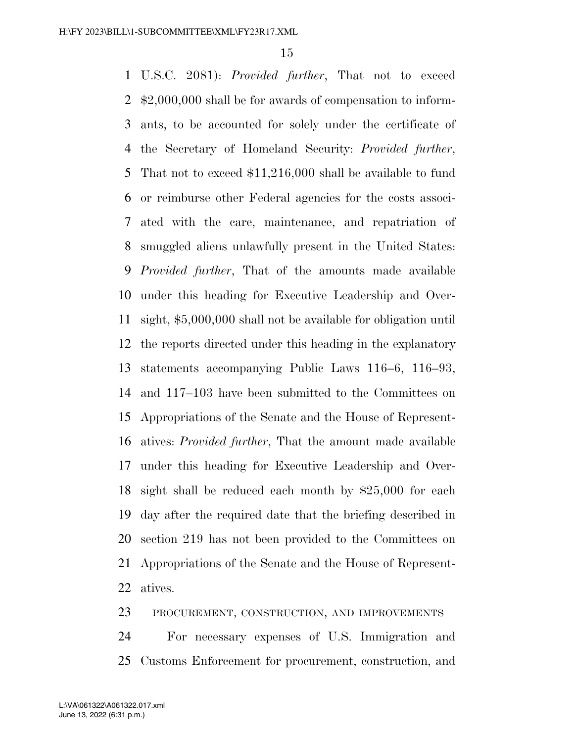U.S.C. 2081): *Provided further*, That not to exceed $2,000,000 shall be for awards of compensation to informants, to be accounted for solely under the certificate of the Secretary of Homeland Security: *Provided further*, That not to exceed $11,216,000 shall be available to fund or reimburse other Federal agencies for the costs associated with the care, maintenance, and repatriation of smuggled aliens unlawfully present in the United States: *Provided further*, That of the amounts made available under this heading for Executive Leadership and Oversight, $5,000,000 shall not be available for obligation until the reports directed under this heading in the explanatory statements accompanying Public Laws 116–6, 116–93, and 117–103 have been submitted to the Committees on Appropriations of the Senate and the House of Representatives: *Provided further*, That the amount made available under this heading for Executive Leadership and Oversight shall be reduced each month by $25,000 for each day after the required date that the briefing described in section 219 has not been provided to the Committees on Appropriations of the Senate and the House of Representatives.

PROCUREMENT, CONSTRUCTION, AND IMPROVEMENTS

For necessary expenses of U.S. Immigration and Customs Enforcement for procurement, construction, and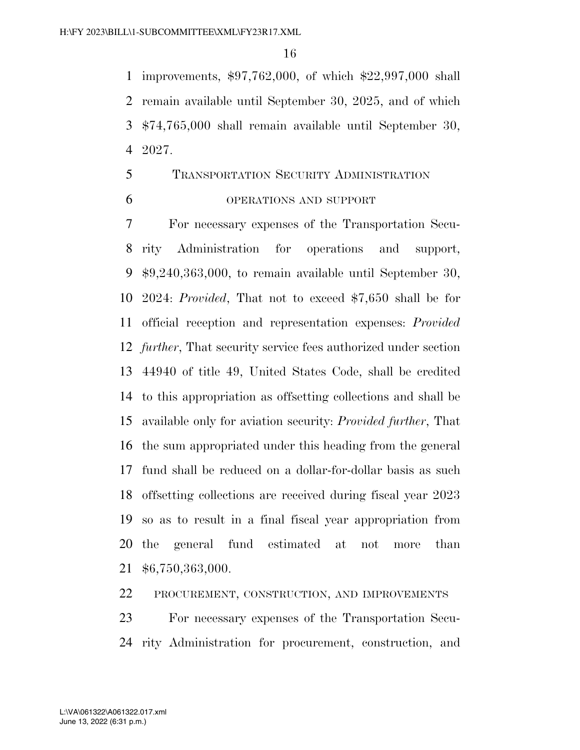improvements, $97,762,000, of which $22,997,000 shall remain available until September 30, 2025, and of which $74,765,000 shall remain available until September 30, 2027.

## TRANSPORTATION SECURITY ADMINISTRATION

### OPERATIONS AND SUPPORT

For necessary expenses of the Transportation Security Administration for operations and support, $9,240,363,000, to remain available until September 30, 2024: *Provided*, That not to exceed $7,650 shall be for official reception and representation expenses: *Provided further*, That security service fees authorized under section 44940 of title 49, United States Code, shall be credited to this appropriation as offsetting collections and shall be available only for aviation security: *Provided further*, That the sum appropriated under this heading from the general fund shall be reduced on a dollar-for-dollar basis as such offsetting collections are received during fiscal year 2023 so as to result in a final fiscal year appropriation from the general fund estimated at not more than $6,750,363,000.

### PROCUREMENT, CONSTRUCTION, AND IMPROVEMENTS

For necessary expenses of the Transportation Security Administration for procurement, construction, and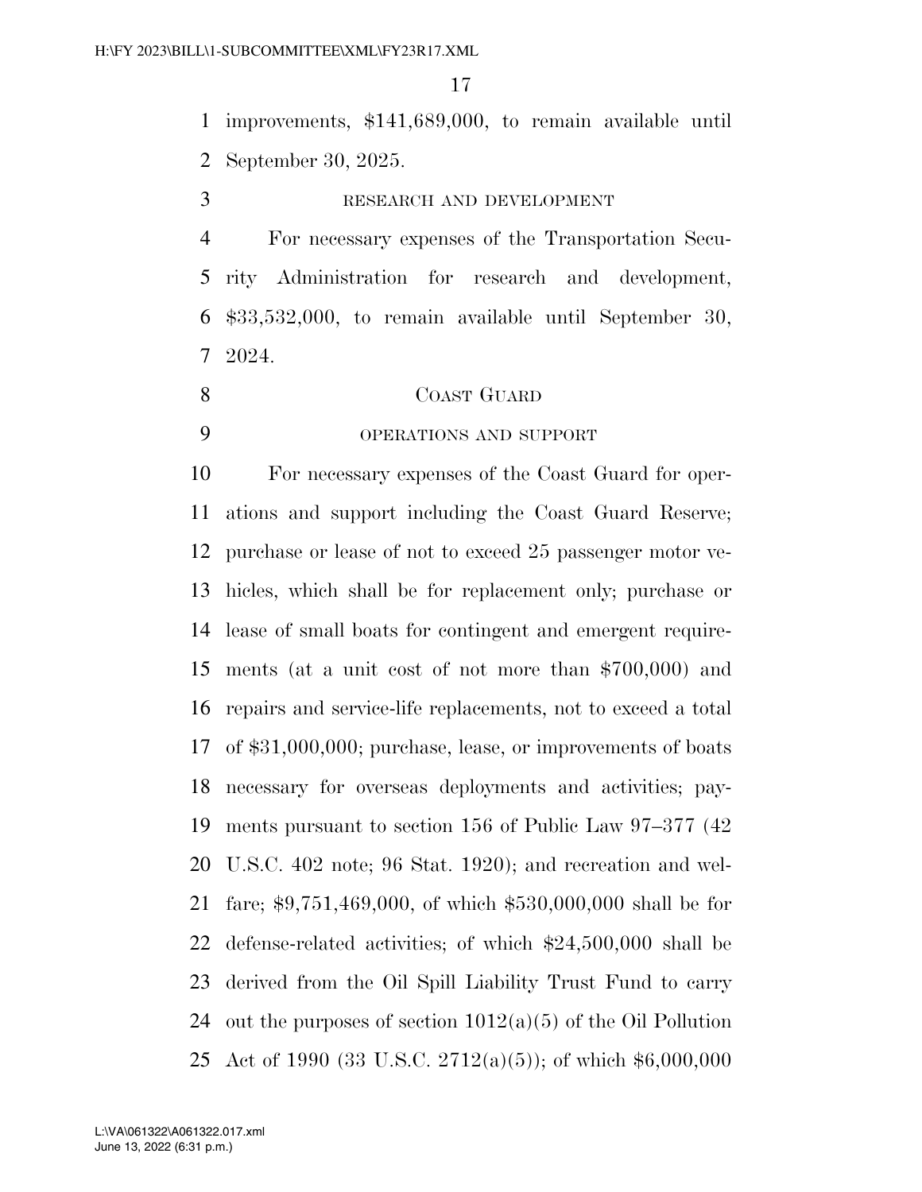improvements, $141,689,000, to remain available until September 30, 2025.

RESEARCH AND DEVELOPMENT

For necessary expenses of the Transportation Security Administration for research and development, $33,532,000, to remain available until September 30, 2024.

## COAST GUARD

OPERATIONS AND SUPPORT

For necessary expenses of the Coast Guard for operations and support including the Coast Guard Reserve; purchase or lease of not to exceed 25 passenger motor vehicles, which shall be for replacement only; purchase or lease of small boats for contingent and emergent requirements (at a unit cost of not more than $700,000) and repairs and service-life replacements, not to exceed a total of $31,000,000; purchase, lease, or improvements of boats necessary for overseas deployments and activities; payments pursuant to section 156 of Public Law 97–377 (42 U.S.C. 402 note; 96 Stat. 1920); and recreation and welfare; $9,751,469,000, of which $530,000,000 shall be for defense-related activities; of which $24,500,000 shall be derived from the Oil Spill Liability Trust Fund to carry out the purposes of section 1012(a)(5) of the Oil Pollution Act of 1990 (33 U.S.C. 2712(a)(5)); of which $6,000,000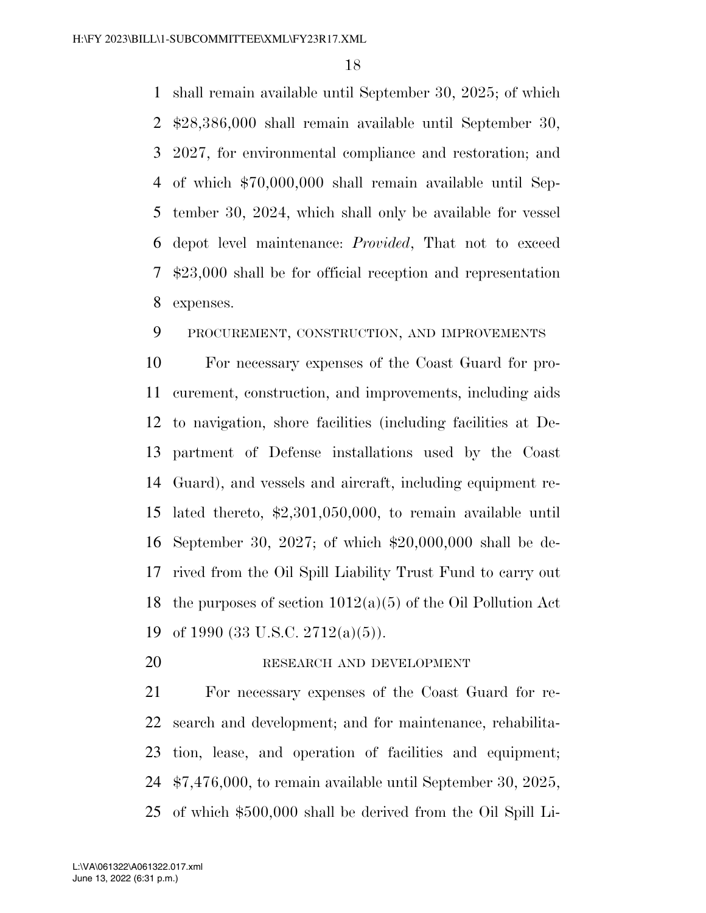shall remain available until September 30, 2025; of which $28,386,000 shall remain available until September 30, 2027, for environmental compliance and restoration; and of which $70,000,000 shall remain available until September 30, 2024, which shall only be available for vessel depot level maintenance: *Provided*, That not to exceed $23,000 shall be for official reception and representation expenses.

PROCUREMENT, CONSTRUCTION, AND IMPROVEMENTS

For necessary expenses of the Coast Guard for procurement, construction, and improvements, including aids to navigation, shore facilities (including facilities at Department of Defense installations used by the Coast Guard), and vessels and aircraft, including equipment related thereto, $2,301,050,000, to remain available until September 30, 2027; of which $20,000,000 shall be derived from the Oil Spill Liability Trust Fund to carry out the purposes of section 1012(a)(5) of the Oil Pollution Act of 1990 (33 U.S.C. 2712(a)(5)).

RESEARCH AND DEVELOPMENT

For necessary expenses of the Coast Guard for research and development; and for maintenance, rehabilitation, lease, and operation of facilities and equipment; $7,476,000, to remain available until September 30, 2025, of which $500,000 shall be derived from the Oil Spill Li-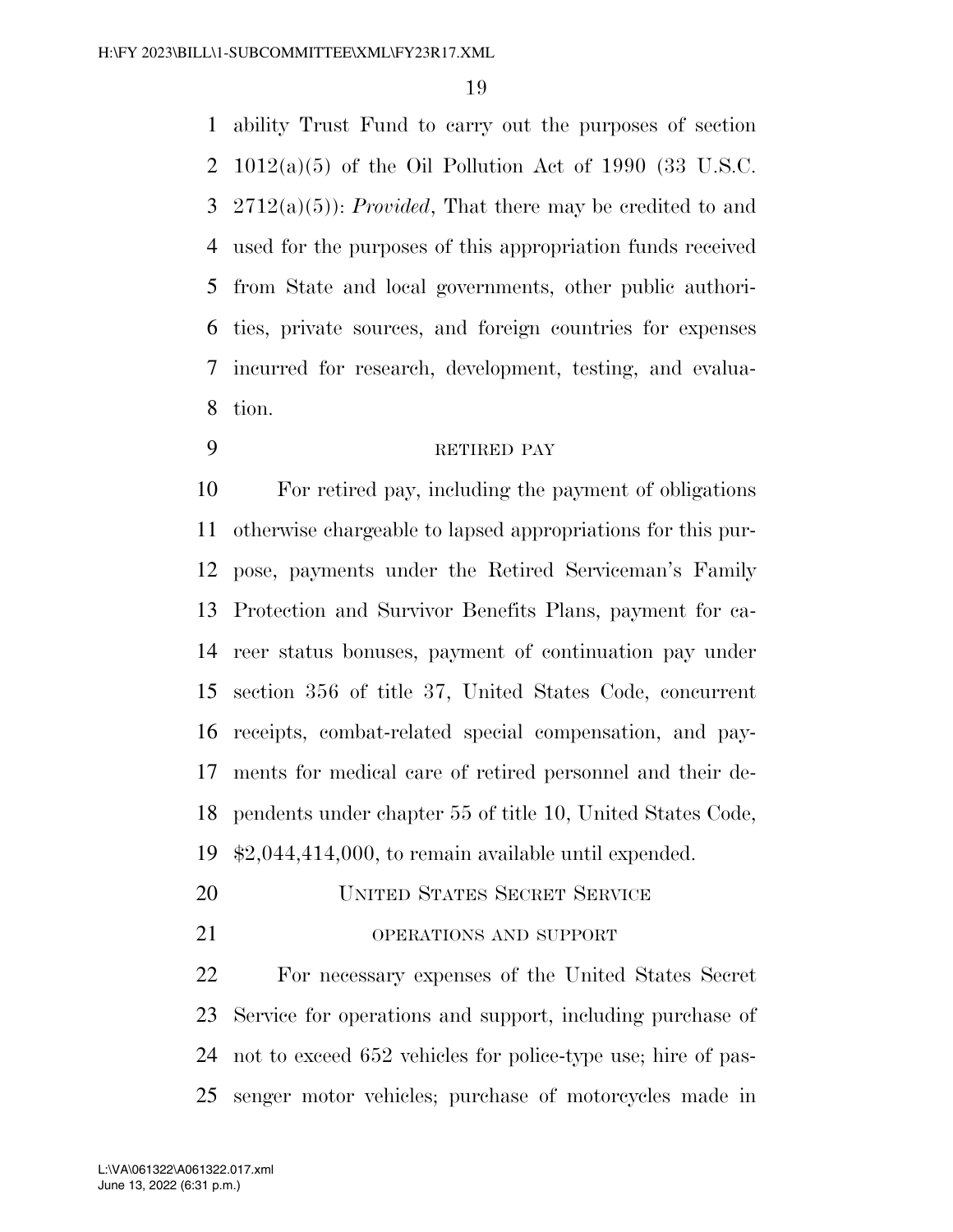ability Trust Fund to carry out the purposes of section 1012(a)(5) of the Oil Pollution Act of 1990 (33 U.S.C. 2712(a)(5)): *Provided*, That there may be credited to and used for the purposes of this appropriation funds received from State and local governments, other public authorities, private sources, and foreign countries for expenses incurred for research, development, testing, and evaluation.

RETIRED PAY

For retired pay, including the payment of obligations otherwise chargeable to lapsed appropriations for this purpose, payments under the Retired Serviceman's Family Protection and Survivor Benefits Plans, payment for career status bonuses, payment of continuation pay under section 356 of title 37, United States Code, concurrent receipts, combat-related special compensation, and payments for medical care of retired personnel and their dependents under chapter 55 of title 10, United States Code, $2,044,414,000, to remain available until expended.

## UNITED STATES SECRET SERVICE

OPERATIONS AND SUPPORT

For necessary expenses of the United States Secret Service for operations and support, including purchase of not to exceed 652 vehicles for police-type use; hire of passenger motor vehicles; purchase of motorcycles made in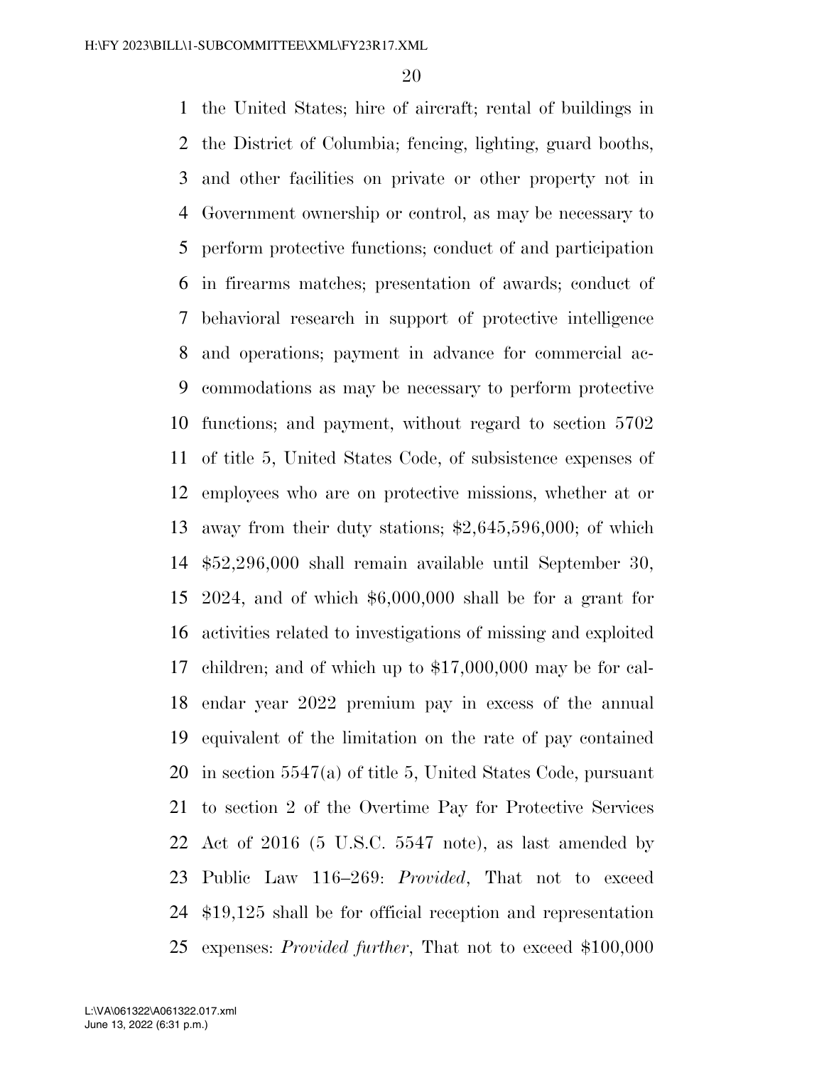the United States; hire of aircraft; rental of buildings in the District of Columbia; fencing, lighting, guard booths, and other facilities on private or other property not in Government ownership or control, as may be necessary to perform protective functions; conduct of and participation in firearms matches; presentation of awards; conduct of behavioral research in support of protective intelligence and operations; payment in advance for commercial accommodations as may be necessary to perform protective functions; and payment, without regard to section 5702 of title 5, United States Code, of subsistence expenses of employees who are on protective missions, whether at or away from their duty stations; $2,645,596,000; of which $52,296,000 shall remain available until September 30, 2024, and of which $6,000,000 shall be for a grant for activities related to investigations of missing and exploited children; and of which up to $17,000,000 may be for calendar year 2022 premium pay in excess of the annual equivalent of the limitation on the rate of pay contained in section 5547(a) of title 5, United States Code, pursuant to section 2 of the Overtime Pay for Protective Services Act of 2016 (5 U.S.C. 5547 note), as last amended by Public Law 116–269: *Provided*, That not to exceed $19,125 shall be for official reception and representation expenses: *Provided further*, That not to exceed $100,000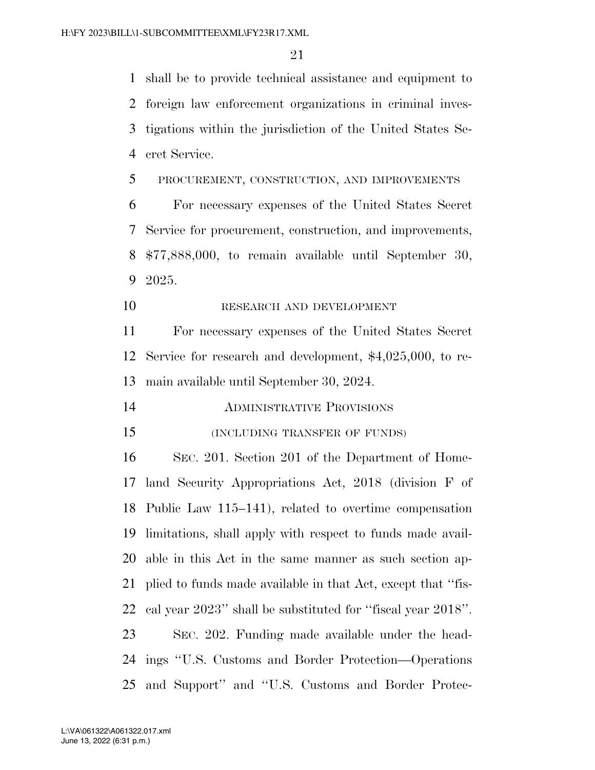shall be to provide technical assistance and equipment to foreign law enforcement organizations in criminal investigations within the jurisdiction of the United States Secret Service.

PROCUREMENT, CONSTRUCTION, AND IMPROVEMENTS

For necessary expenses of the United States Secret Service for procurement, construction, and improvements, $77,888,000, to remain available until September 30, 2025.

RESEARCH AND DEVELOPMENT

For necessary expenses of the United States Secret Service for research and development, $4,025,000, to remain available until September 30, 2024.

ADMINISTRATIVE PROVISIONS

(INCLUDING TRANSFER OF FUNDS)

SEC. 201. Section 201 of the Department of Homeland Security Appropriations Act, 2018 (division F of Public Law 115–141), related to overtime compensation limitations, shall apply with respect to funds made available in this Act in the same manner as such section applied to funds made available in that Act, except that ''fiscal year 2023'' shall be substituted for ''fiscal year 2018''.

SEC. 202. Funding made available under the headings ''U.S. Customs and Border Protection—Operations and Support'' and ''U.S. Customs and Border Protec-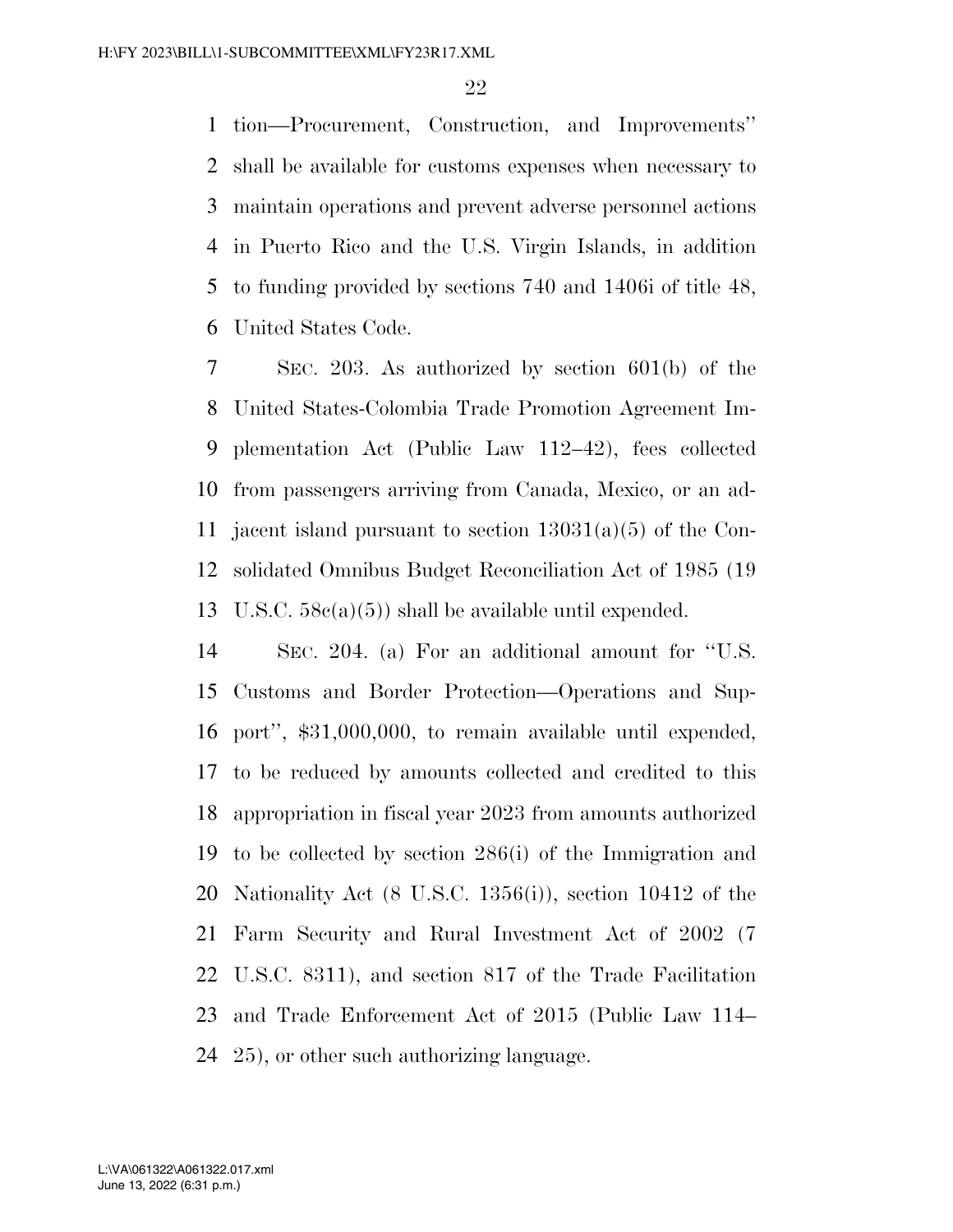tion—Procurement, Construction, and Improvements'' shall be available for customs expenses when necessary to maintain operations and prevent adverse personnel actions in Puerto Rico and the U.S. Virgin Islands, in addition to funding provided by sections 740 and 1406i of title 48, United States Code.

SEC. 203. As authorized by section 601(b) of the United States-Colombia Trade Promotion Agreement Implementation Act (Public Law 112–42), fees collected from passengers arriving from Canada, Mexico, or an adjacent island pursuant to section 13031(a)(5) of the Consolidated Omnibus Budget Reconciliation Act of 1985 (19 U.S.C. 58c(a)(5)) shall be available until expended.

SEC. 204. (a) For an additional amount for ''U.S. Customs and Border Protection—Operations and Support'', $31,000,000, to remain available until expended, to be reduced by amounts collected and credited to this appropriation in fiscal year 2023 from amounts authorized to be collected by section 286(i) of the Immigration and Nationality Act (8 U.S.C. 1356(i)), section 10412 of the Farm Security and Rural Investment Act of 2002 (7 U.S.C. 8311), and section 817 of the Trade Facilitation and Trade Enforcement Act of 2015 (Public Law 114–25), or other such authorizing language.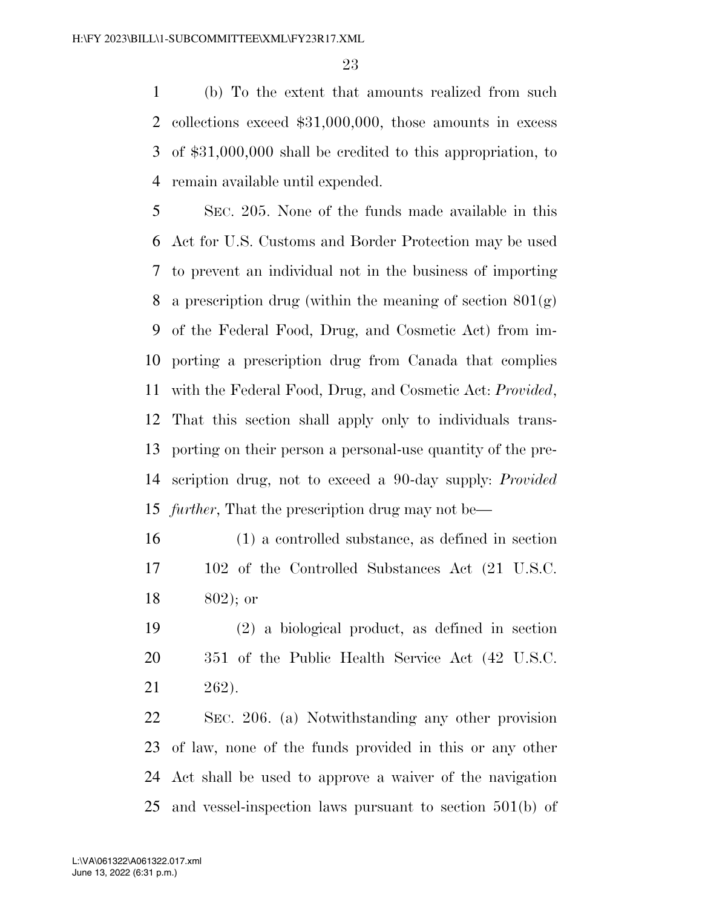(b) To the extent that amounts realized from such collections exceed $31,000,000, those amounts in excess of $31,000,000 shall be credited to this appropriation, to remain available until expended.

SEC. 205. None of the funds made available in this Act for U.S. Customs and Border Protection may be used to prevent an individual not in the business of importing a prescription drug (within the meaning of section 801(g) of the Federal Food, Drug, and Cosmetic Act) from importing a prescription drug from Canada that complies with the Federal Food, Drug, and Cosmetic Act: *Provided*, That this section shall apply only to individuals transporting on their person a personal-use quantity of the prescription drug, not to exceed a 90-day supply: *Provided further*, That the prescription drug may not be—

(1) a controlled substance, as defined in section 102 of the Controlled Substances Act (21 U.S.C. 802); or

(2) a biological product, as defined in section 351 of the Public Health Service Act (42 U.S.C. 262).

SEC. 206. (a) Notwithstanding any other provision of law, none of the funds provided in this or any other Act shall be used to approve a waiver of the navigation and vessel-inspection laws pursuant to section 501(b) of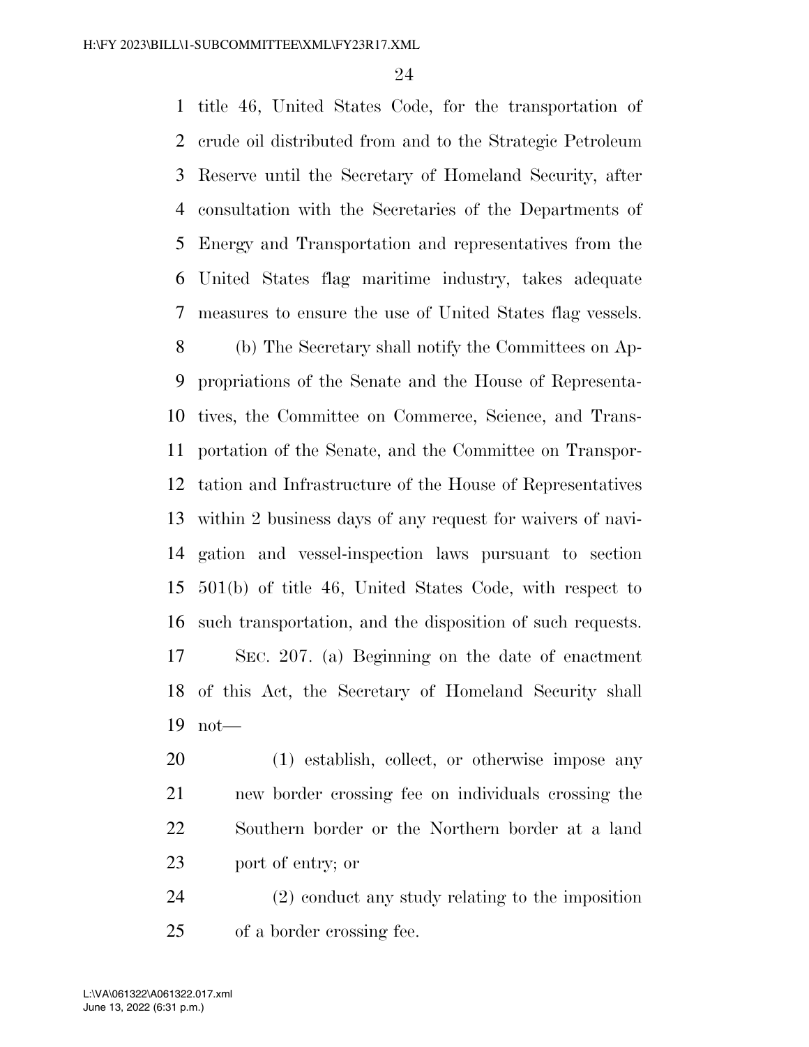title 46, United States Code, for the transportation of crude oil distributed from and to the Strategic Petroleum Reserve until the Secretary of Homeland Security, after consultation with the Secretaries of the Departments of Energy and Transportation and representatives from the United States flag maritime industry, takes adequate measures to ensure the use of United States flag vessels.

(b) The Secretary shall notify the Committees on Appropriations of the Senate and the House of Representatives, the Committee on Commerce, Science, and Transportation of the Senate, and the Committee on Transportation and Infrastructure of the House of Representatives within 2 business days of any request for waivers of navigation and vessel-inspection laws pursuant to section 501(b) of title 46, United States Code, with respect to such transportation, and the disposition of such requests.

SEC. 207. (a) Beginning on the date of enactment of this Act, the Secretary of Homeland Security shall not—

(1) establish, collect, or otherwise impose any new border crossing fee on individuals crossing the Southern border or the Northern border at a land port of entry; or

(2) conduct any study relating to the imposition of a border crossing fee.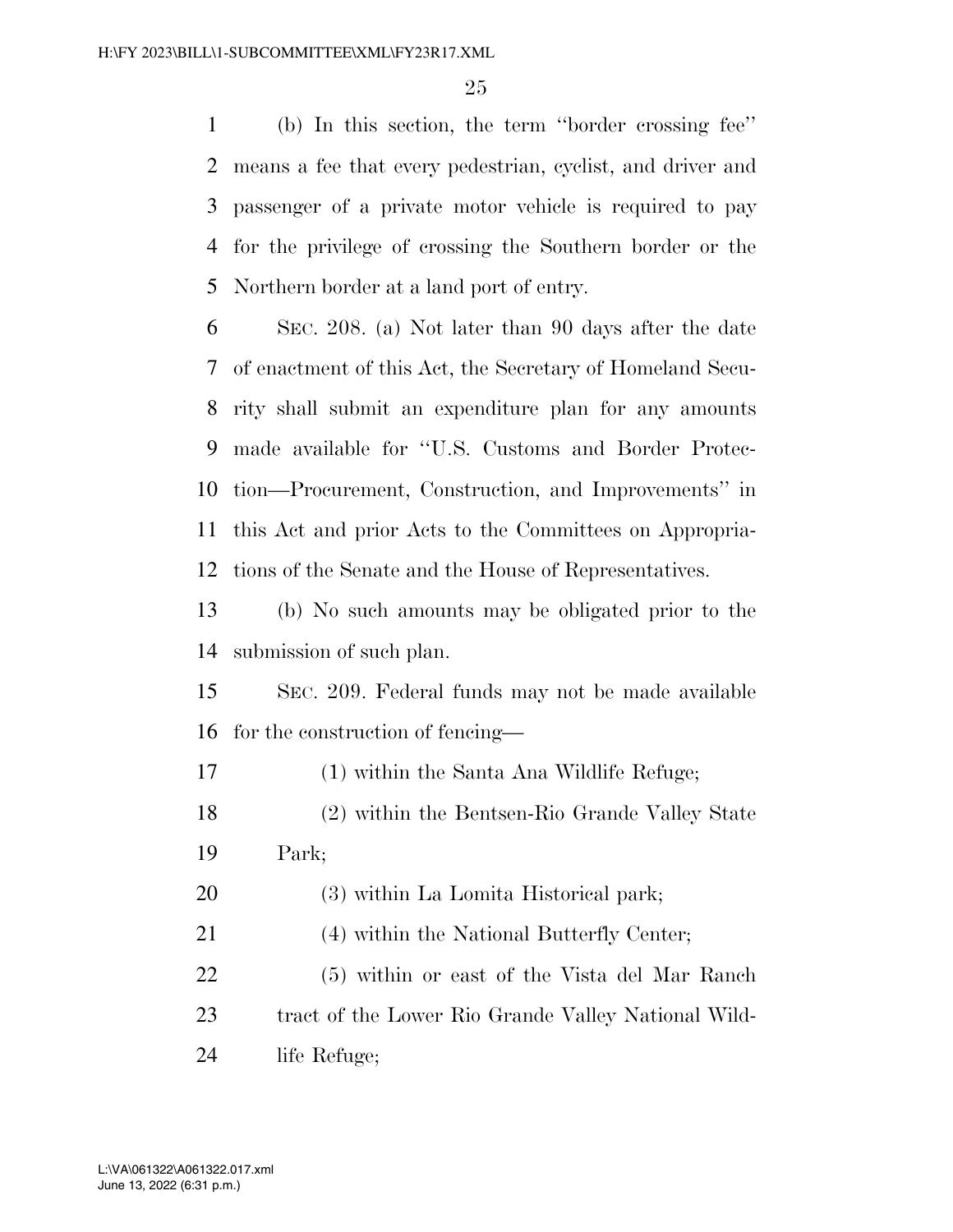(b) In this section, the term ''border crossing fee'' means a fee that every pedestrian, cyclist, and driver and passenger of a private motor vehicle is required to pay for the privilege of crossing the Southern border or the Northern border at a land port of entry.

SEC. 208. (a) Not later than 90 days after the date of enactment of this Act, the Secretary of Homeland Security shall submit an expenditure plan for any amounts made available for ''U.S. Customs and Border Protection—Procurement, Construction, and Improvements'' in this Act and prior Acts to the Committees on Appropriations of the Senate and the House of Representatives.

(b) No such amounts may be obligated prior to the submission of such plan.

SEC. 209. Federal funds may not be made available for the construction of fencing—

(1) within the Santa Ana Wildlife Refuge;

(2) within the Bentsen-Rio Grande Valley State Park;

(3) within La Lomita Historical park;

(4) within the National Butterfly Center;

(5) within or east of the Vista del Mar Ranch tract of the Lower Rio Grande Valley National Wildlife Refuge;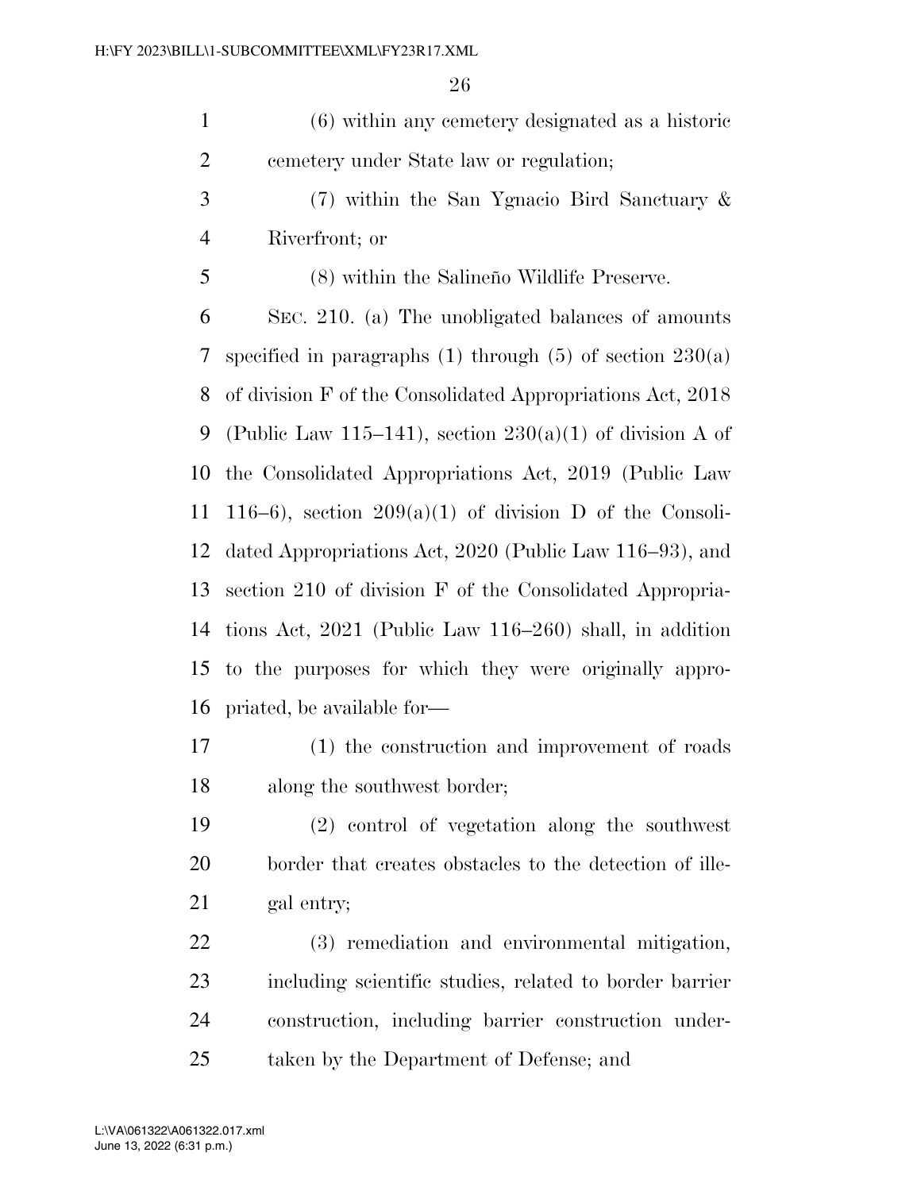(6) within any cemetery designated as a historic cemetery under State law or regulation;

(7) within the San Ygnacio Bird Sanctuary & Riverfront; or

(8) within the Salineño Wildlife Preserve.

SEC. 210. (a) The unobligated balances of amounts specified in paragraphs (1) through (5) of section 230(a) of division F of the Consolidated Appropriations Act, 2018 (Public Law 115–141), section 230(a)(1) of division A of the Consolidated Appropriations Act, 2019 (Public Law 116–6), section 209(a)(1) of division D of the Consolidated Appropriations Act, 2020 (Public Law 116–93), and section 210 of division F of the Consolidated Appropriations Act, 2021 (Public Law 116–260) shall, in addition to the purposes for which they were originally appropriated, be available for—

(1) the construction and improvement of roads along the southwest border;

(2) control of vegetation along the southwest border that creates obstacles to the detection of illegal entry;

(3) remediation and environmental mitigation, including scientific studies, related to border barrier construction, including barrier construction undertaken by the Department of Defense; and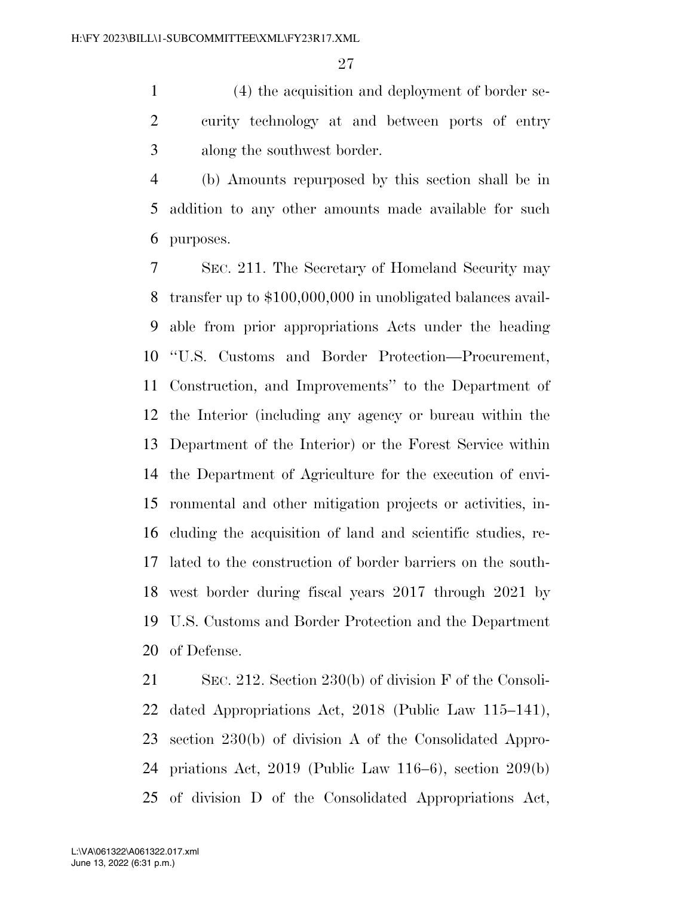(4) the acquisition and deployment of border security technology at and between ports of entry along the southwest border.

(b) Amounts repurposed by this section shall be in addition to any other amounts made available for such purposes.

SEC. 211. The Secretary of Homeland Security may transfer up to $100,000,000 in unobligated balances available from prior appropriations Acts under the heading "U.S. Customs and Border Protection—Procurement, Construction, and Improvements" to the Department of the Interior (including any agency or bureau within the Department of the Interior) or the Forest Service within the Department of Agriculture for the execution of environmental and other mitigation projects or activities, including the acquisition of land and scientific studies, related to the construction of border barriers on the southwest border during fiscal years 2017 through 2021 by U.S. Customs and Border Protection and the Department of Defense.

SEC. 212. Section 230(b) of division F of the Consolidated Appropriations Act, 2018 (Public Law 115–141), section 230(b) of division A of the Consolidated Appropriations Act, 2019 (Public Law 116–6), section 209(b) of division D of the Consolidated Appropriations Act,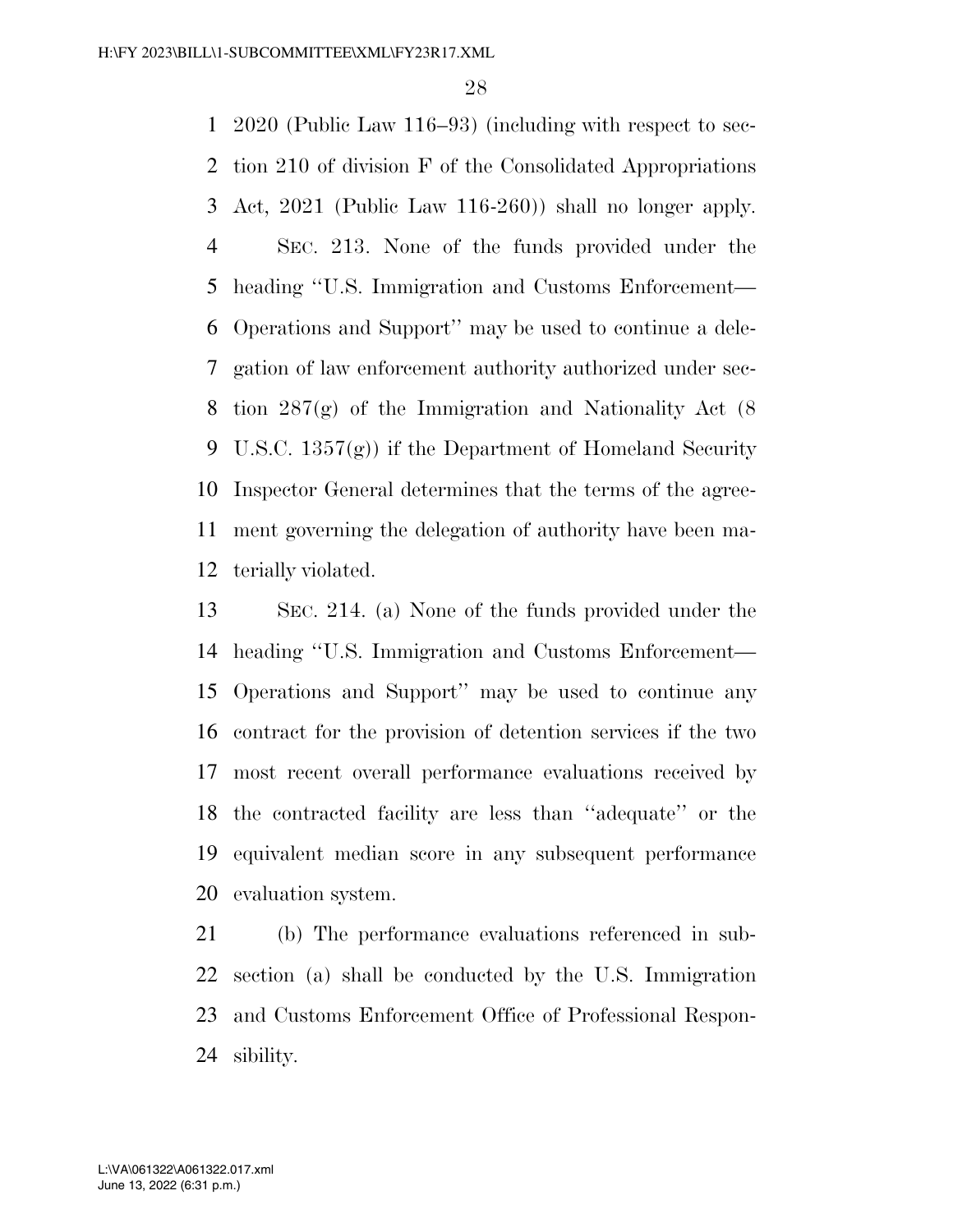2020 (Public Law 116–93) (including with respect to section 210 of division F of the Consolidated Appropriations Act, 2021 (Public Law 116-260)) shall no longer apply.

SEC. 213. None of the funds provided under the heading ''U.S. Immigration and Customs Enforcement—Operations and Support'' may be used to continue a delegation of law enforcement authority authorized under section 287(g) of the Immigration and Nationality Act (8 U.S.C. 1357(g)) if the Department of Homeland Security Inspector General determines that the terms of the agreement governing the delegation of authority have been materially violated.

SEC. 214. (a) None of the funds provided under the heading ''U.S. Immigration and Customs Enforcement—Operations and Support'' may be used to continue any contract for the provision of detention services if the two most recent overall performance evaluations received by the contracted facility are less than ''adequate'' or the equivalent median score in any subsequent performance evaluation system.

(b) The performance evaluations referenced in subsection (a) shall be conducted by the U.S. Immigration and Customs Enforcement Office of Professional Responsibility.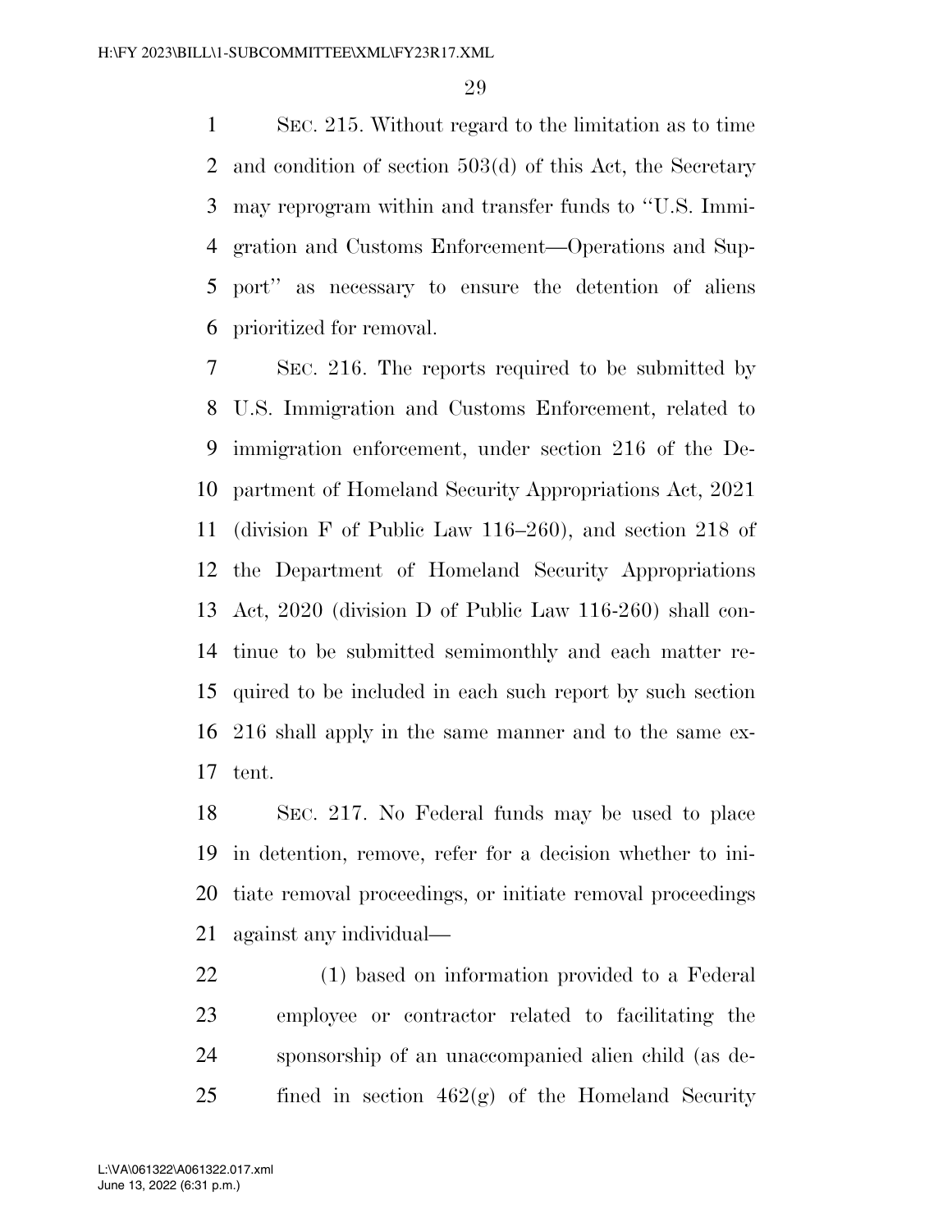SEC. 215. Without regard to the limitation as to time and condition of section 503(d) of this Act, the Secretary may reprogram within and transfer funds to ''U.S. Immigration and Customs Enforcement—Operations and Support'' as necessary to ensure the detention of aliens prioritized for removal.

SEC. 216. The reports required to be submitted by U.S. Immigration and Customs Enforcement, related to immigration enforcement, under section 216 of the Department of Homeland Security Appropriations Act, 2021 (division F of Public Law 116–260), and section 218 of the Department of Homeland Security Appropriations Act, 2020 (division D of Public Law 116-260) shall continue to be submitted semimonthly and each matter required to be included in each such report by such section 216 shall apply in the same manner and to the same extent.

SEC. 217. No Federal funds may be used to place in detention, remove, refer for a decision whether to initiate removal proceedings, or initiate removal proceedings against any individual—

(1) based on information provided to a Federal employee or contractor related to facilitating the sponsorship of an unaccompanied alien child (as defined in section 462(g) of the Homeland Security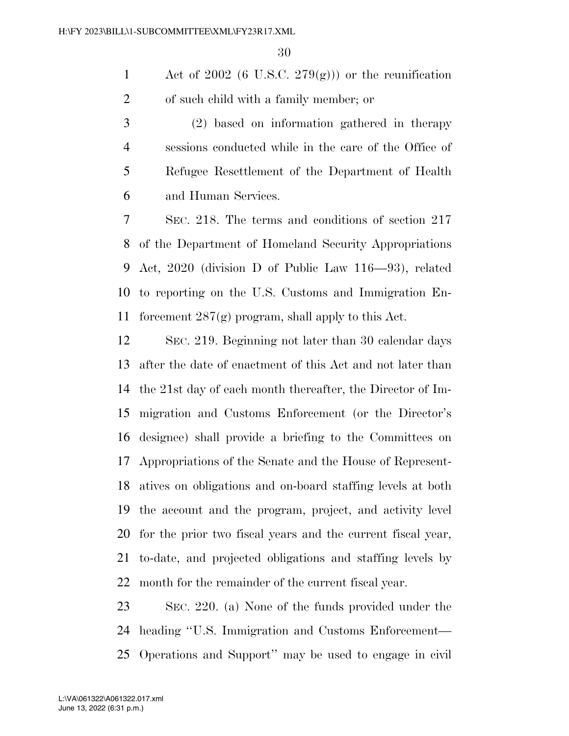Act of 2002 (6 U.S.C. 279(g))) or the reunification of such child with a family member; or

(2) based on information gathered in therapy sessions conducted while in the care of the Office of Refugee Resettlement of the Department of Health and Human Services.

SEC. 218. The terms and conditions of section 217 of the Department of Homeland Security Appropriations Act, 2020 (division D of Public Law 116—93), related to reporting on the U.S. Customs and Immigration Enforcement 287(g) program, shall apply to this Act.

SEC. 219. Beginning not later than 30 calendar days after the date of enactment of this Act and not later than the 21st day of each month thereafter, the Director of Immigration and Customs Enforcement (or the Director's designee) shall provide a briefing to the Committees on Appropriations of the Senate and the House of Representatives on obligations and on-board staffing levels at both the account and the program, project, and activity level for the prior two fiscal years and the current fiscal year, to-date, and projected obligations and staffing levels by month for the remainder of the current fiscal year.

SEC. 220. (a) None of the funds provided under the heading "U.S. Immigration and Customs Enforcement—Operations and Support" may be used to engage in civil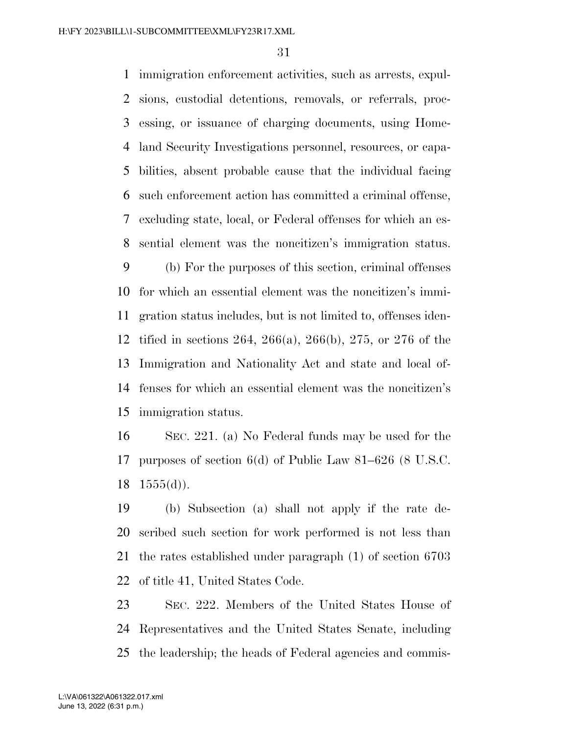immigration enforcement activities, such as arrests, expulsions, custodial detentions, removals, or referrals, processing, or issuance of charging documents, using Homeland Security Investigations personnel, resources, or capabilities, absent probable cause that the individual facing such enforcement action has committed a criminal offense, excluding state, local, or Federal offenses for which an essential element was the noncitizen's immigration status.

(b) For the purposes of this section, criminal offenses for which an essential element was the noncitizen's immigration status includes, but is not limited to, offenses identified in sections 264, 266(a), 266(b), 275, or 276 of the Immigration and Nationality Act and state and local offenses for which an essential element was the noncitizen's immigration status.

SEC. 221. (a) No Federal funds may be used for the purposes of section 6(d) of Public Law 81–626 (8 U.S.C. 1555(d)).

(b) Subsection (a) shall not apply if the rate described such section for work performed is not less than the rates established under paragraph (1) of section 6703 of title 41, United States Code.

SEC. 222. Members of the United States House of Representatives and the United States Senate, including the leadership; the heads of Federal agencies and commis-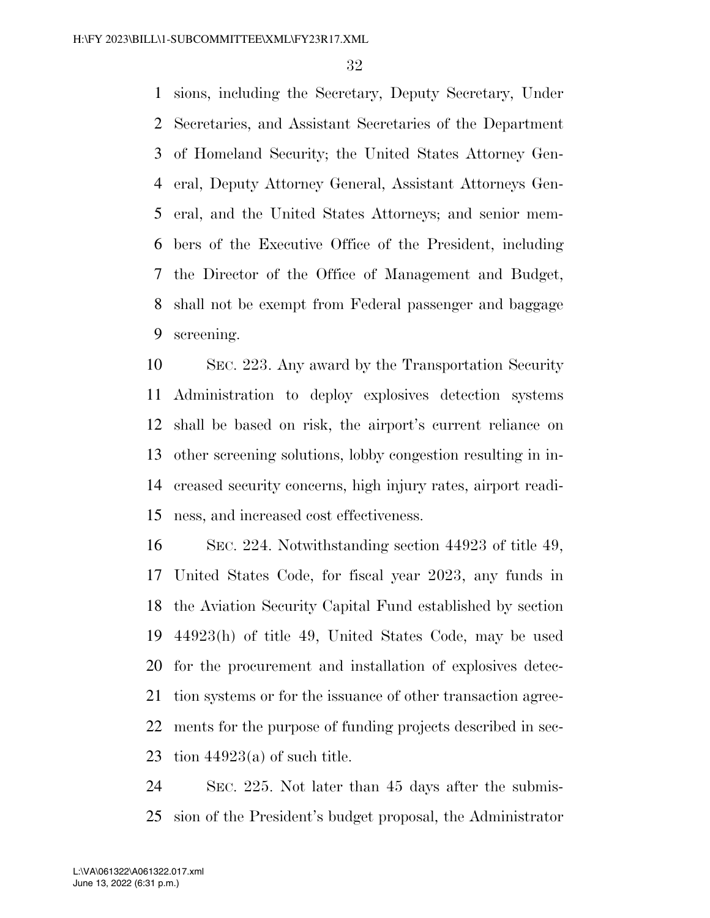sions, including the Secretary, Deputy Secretary, Under Secretaries, and Assistant Secretaries of the Department of Homeland Security; the United States Attorney General, Deputy Attorney General, Assistant Attorneys General, and the United States Attorneys; and senior members of the Executive Office of the President, including the Director of the Office of Management and Budget, shall not be exempt from Federal passenger and baggage screening.

SEC. 223. Any award by the Transportation Security Administration to deploy explosives detection systems shall be based on risk, the airport's current reliance on other screening solutions, lobby congestion resulting in increased security concerns, high injury rates, airport readiness, and increased cost effectiveness.

SEC. 224. Notwithstanding section 44923 of title 49, United States Code, for fiscal year 2023, any funds in the Aviation Security Capital Fund established by section 44923(h) of title 49, United States Code, may be used for the procurement and installation of explosives detection systems or for the issuance of other transaction agreements for the purpose of funding projects described in section 44923(a) of such title.

SEC. 225. Not later than 45 days after the submission of the President's budget proposal, the Administrator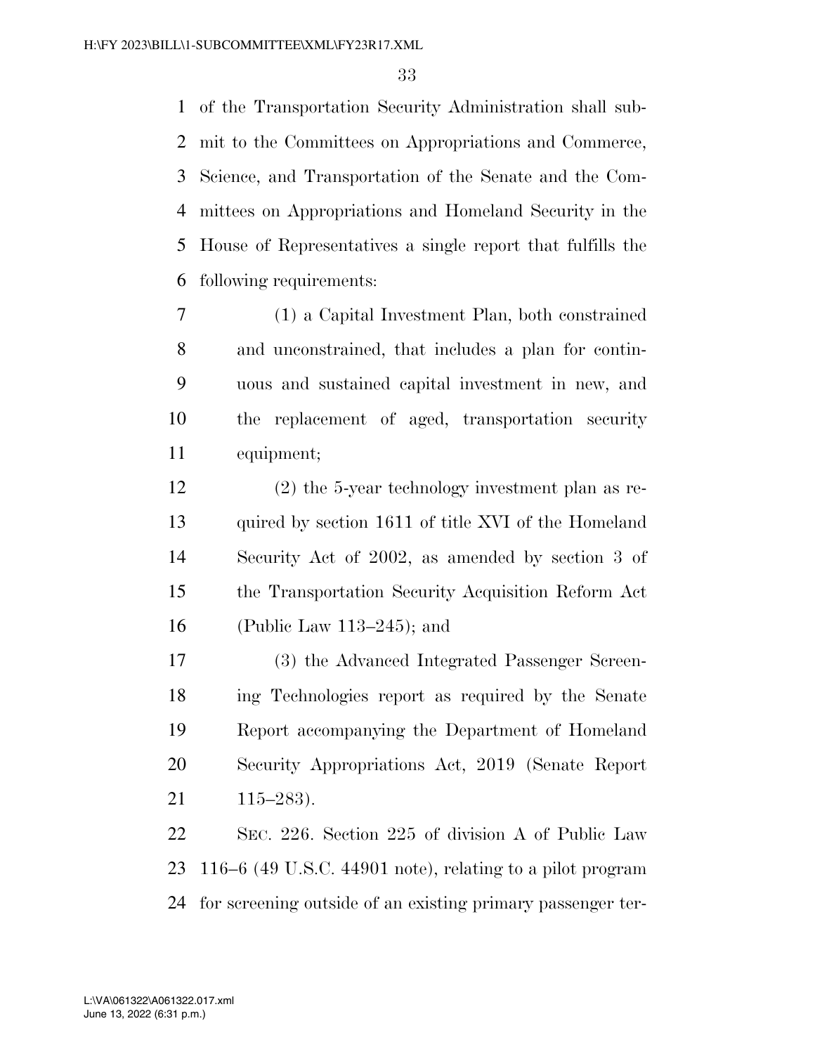of the Transportation Security Administration shall submit to the Committees on Appropriations and Commerce, Science, and Transportation of the Senate and the Committees on Appropriations and Homeland Security in the House of Representatives a single report that fulfills the following requirements:

(1) a Capital Investment Plan, both constrained and unconstrained, that includes a plan for continuous and sustained capital investment in new, and the replacement of aged, transportation security equipment;

(2) the 5-year technology investment plan as required by section 1611 of title XVI of the Homeland Security Act of 2002, as amended by section 3 of the Transportation Security Acquisition Reform Act (Public Law 113–245); and

(3) the Advanced Integrated Passenger Screening Technologies report as required by the Senate Report accompanying the Department of Homeland Security Appropriations Act, 2019 (Senate Report 115–283).

SEC. 226. Section 225 of division A of Public Law 116–6 (49 U.S.C. 44901 note), relating to a pilot program for screening outside of an existing primary passenger ter-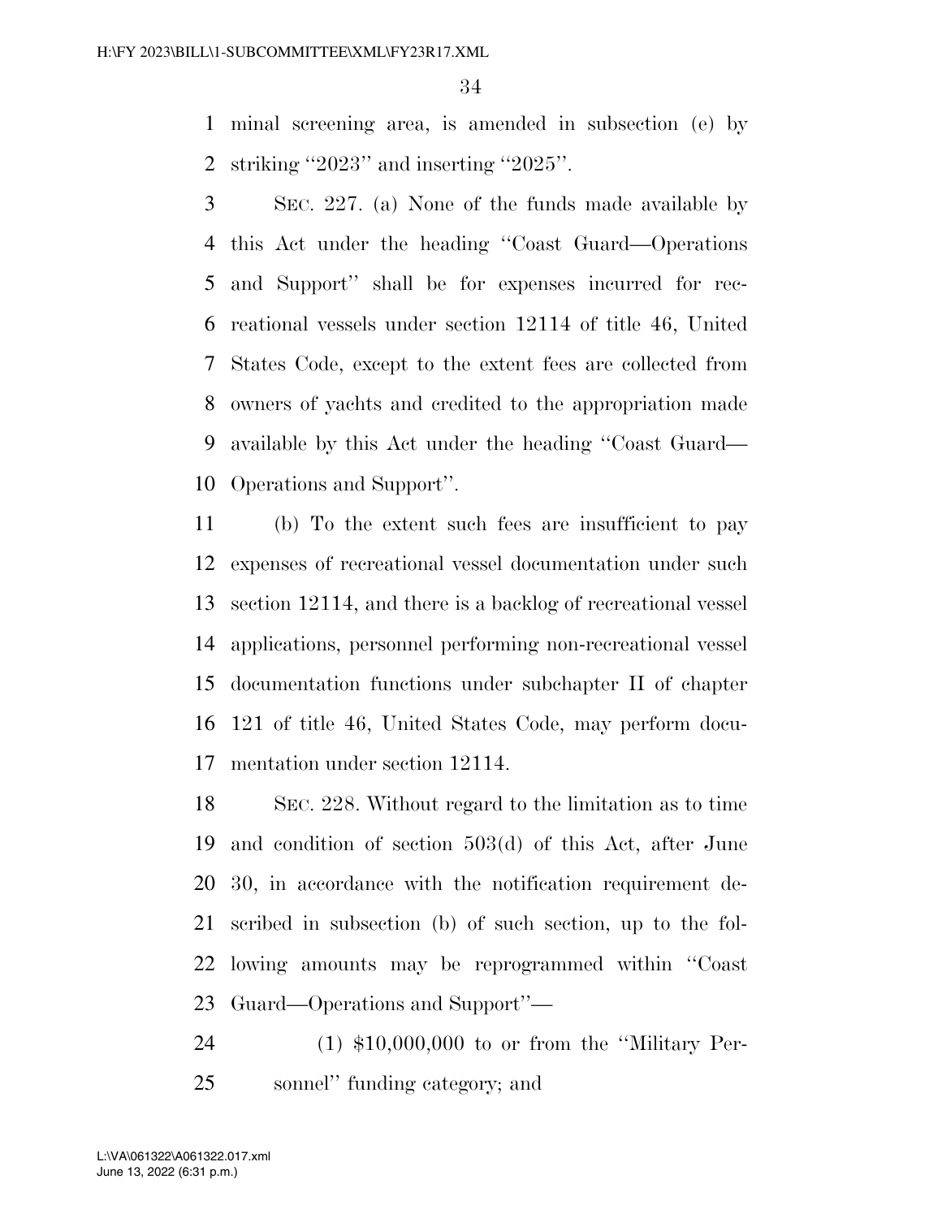minal screening area, is amended in subsection (e) by striking ''2023'' and inserting ''2025''.

SEC. 227. (a) None of the funds made available by this Act under the heading ''Coast Guard—Operations and Support'' shall be for expenses incurred for recreational vessels under section 12114 of title 46, United States Code, except to the extent fees are collected from owners of yachts and credited to the appropriation made available by this Act under the heading ''Coast Guard—Operations and Support''.

(b) To the extent such fees are insufficient to pay expenses of recreational vessel documentation under such section 12114, and there is a backlog of recreational vessel applications, personnel performing non-recreational vessel documentation functions under subchapter II of chapter 121 of title 46, United States Code, may perform documentation under section 12114.

SEC. 228. Without regard to the limitation as to time and condition of section 503(d) of this Act, after June 30, in accordance with the notification requirement described in subsection (b) of such section, up to the following amounts may be reprogrammed within ''Coast Guard—Operations and Support''—

(1) $10,000,000 to or from the ''Military Personnel'' funding category; and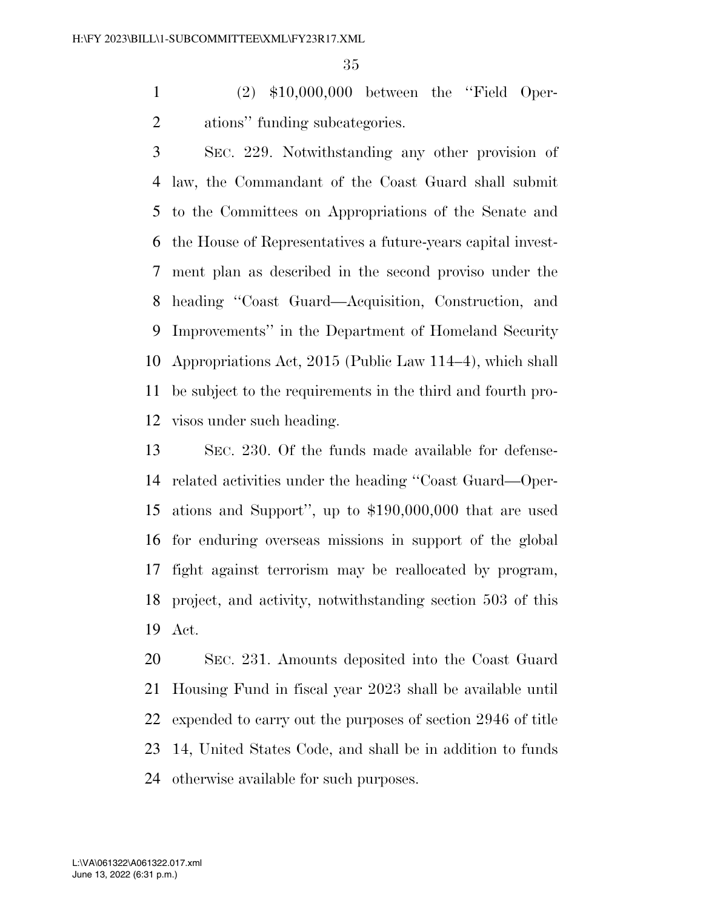(2) $10,000,000 between the ''Field Operations'' funding subcategories.

SEC. 229. Notwithstanding any other provision of law, the Commandant of the Coast Guard shall submit to the Committees on Appropriations of the Senate and the House of Representatives a future-years capital investment plan as described in the second proviso under the heading ''Coast Guard—Acquisition, Construction, and Improvements'' in the Department of Homeland Security Appropriations Act, 2015 (Public Law 114–4), which shall be subject to the requirements in the third and fourth provisos under such heading.

SEC. 230. Of the funds made available for defense-related activities under the heading ''Coast Guard—Operations and Support'', up to $190,000,000 that are used for enduring overseas missions in support of the global fight against terrorism may be reallocated by program, project, and activity, notwithstanding section 503 of this Act.

SEC. 231. Amounts deposited into the Coast Guard Housing Fund in fiscal year 2023 shall be available until expended to carry out the purposes of section 2946 of title 14, United States Code, and shall be in addition to funds otherwise available for such purposes.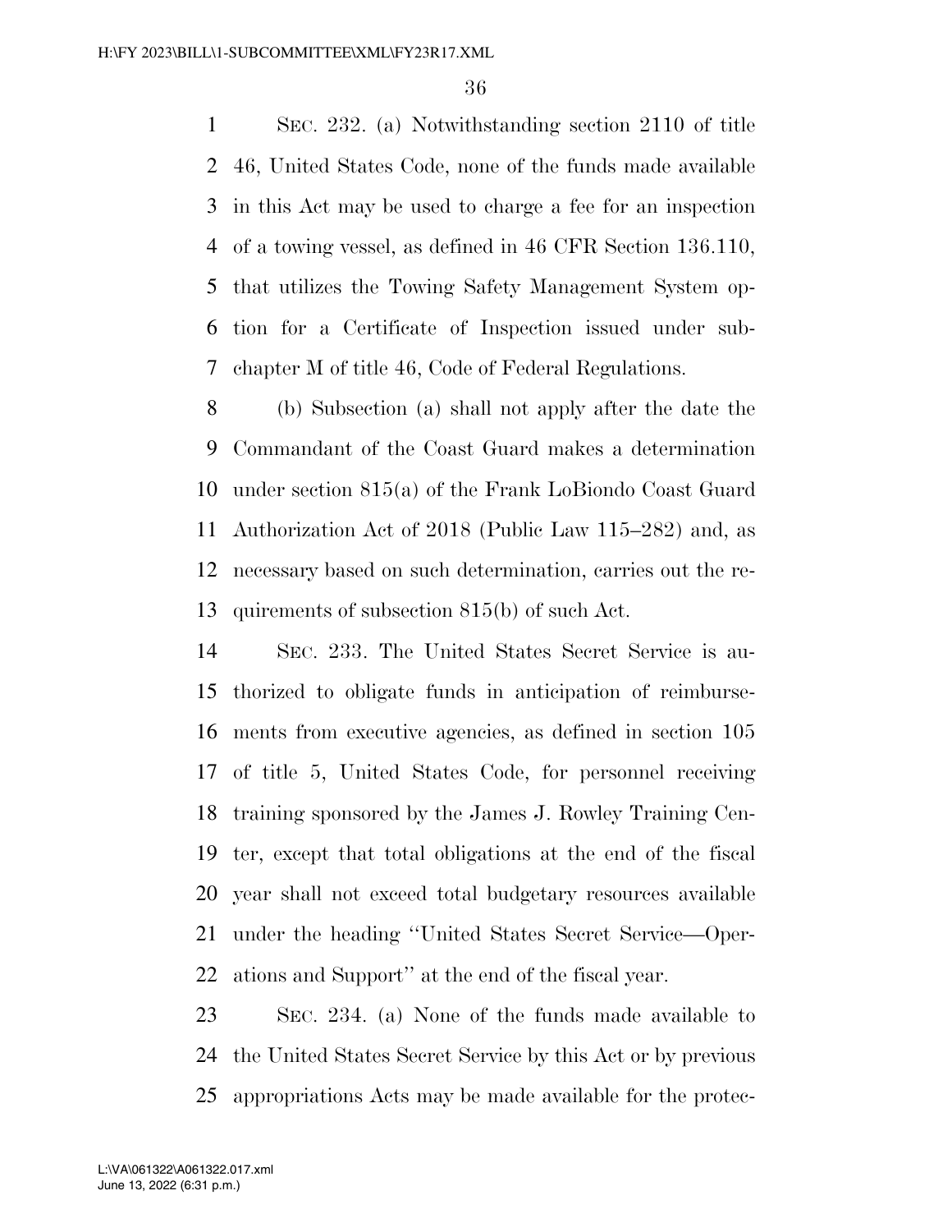SEC. 232. (a) Notwithstanding section 2110 of title 46, United States Code, none of the funds made available in this Act may be used to charge a fee for an inspection of a towing vessel, as defined in 46 CFR Section 136.110, that utilizes the Towing Safety Management System option for a Certificate of Inspection issued under subchapter M of title 46, Code of Federal Regulations.

(b) Subsection (a) shall not apply after the date the Commandant of the Coast Guard makes a determination under section 815(a) of the Frank LoBiondo Coast Guard Authorization Act of 2018 (Public Law 115–282) and, as necessary based on such determination, carries out the requirements of subsection 815(b) of such Act.

SEC. 233. The United States Secret Service is authorized to obligate funds in anticipation of reimbursements from executive agencies, as defined in section 105 of title 5, United States Code, for personnel receiving training sponsored by the James J. Rowley Training Center, except that total obligations at the end of the fiscal year shall not exceed total budgetary resources available under the heading ''United States Secret Service—Operations and Support'' at the end of the fiscal year.

SEC. 234. (a) None of the funds made available to the United States Secret Service by this Act or by previous appropriations Acts may be made available for the protec-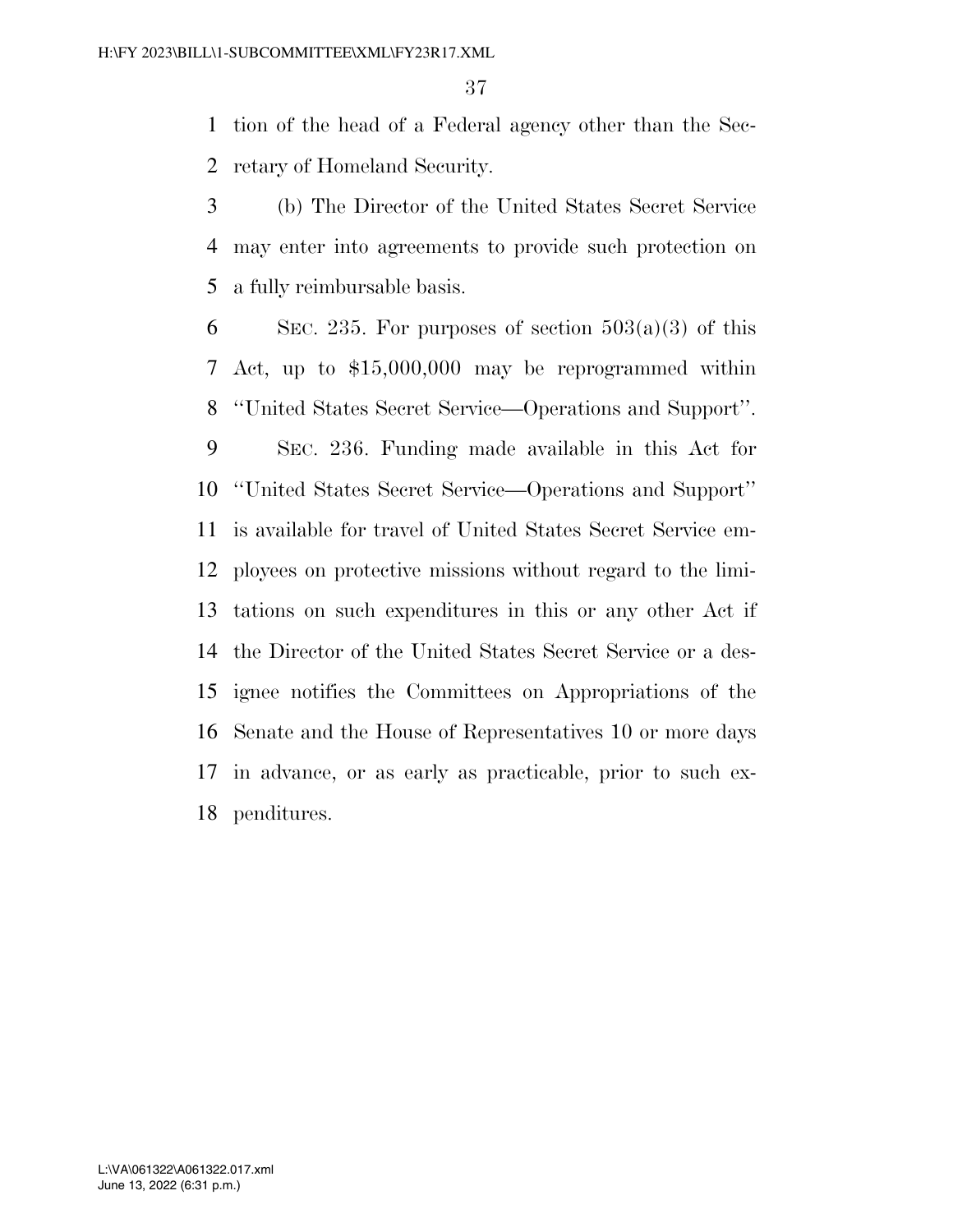tion of the head of a Federal agency other than the Secretary of Homeland Security.

(b) The Director of the United States Secret Service may enter into agreements to provide such protection on a fully reimbursable basis.

SEC. 235. For purposes of section 503(a)(3) of this Act, up to $15,000,000 may be reprogrammed within ''United States Secret Service—Operations and Support''.

SEC. 236. Funding made available in this Act for ''United States Secret Service—Operations and Support'' is available for travel of United States Secret Service employees on protective missions without regard to the limitations on such expenditures in this or any other Act if the Director of the United States Secret Service or a designee notifies the Committees on Appropriations of the Senate and the House of Representatives 10 or more days in advance, or as early as practicable, prior to such expenditures.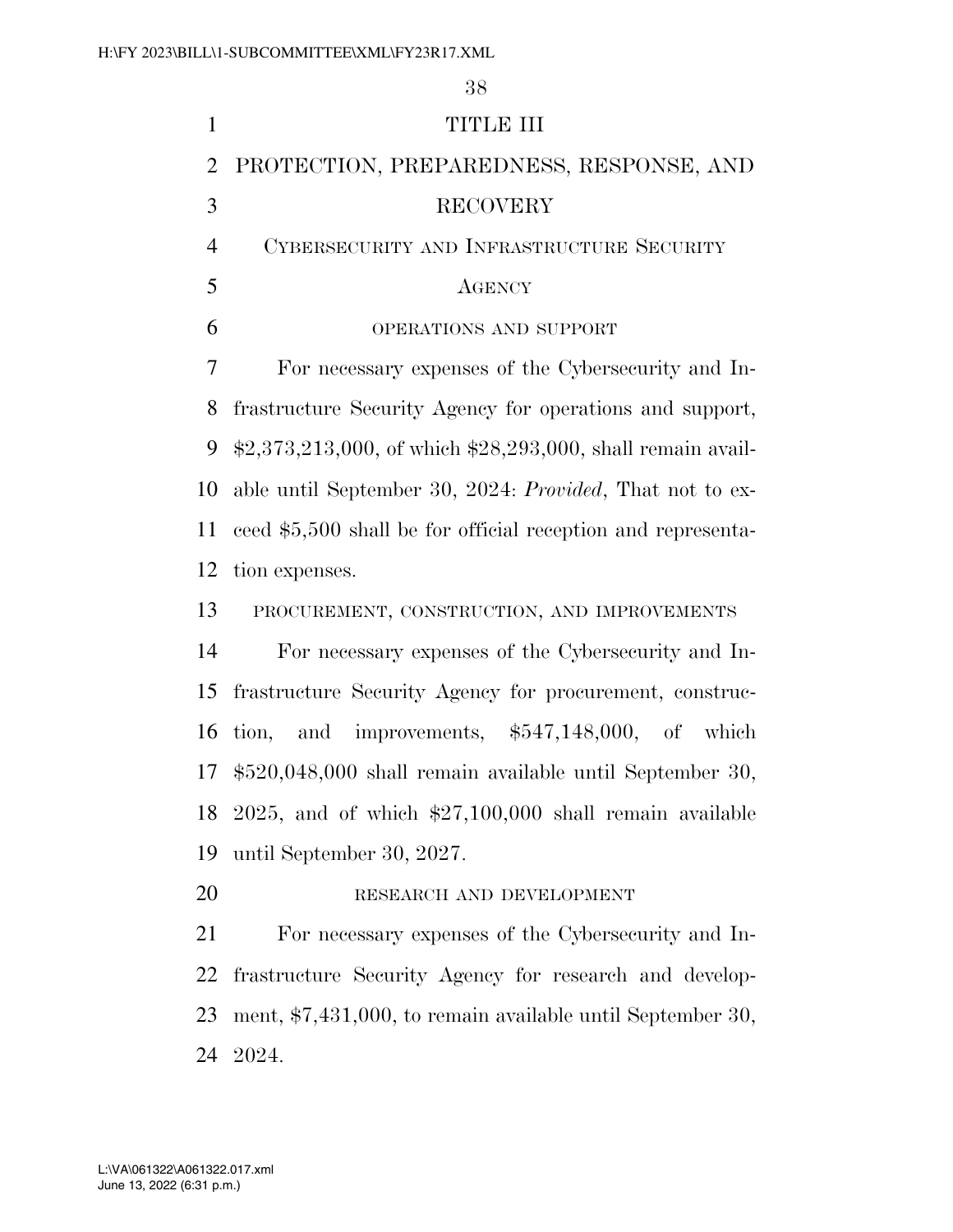# TITLE III

# PROTECTION, PREPAREDNESS, RESPONSE, AND RECOVERY

## CYBERSECURITY AND INFRASTRUCTURE SECURITY AGENCY

### OPERATIONS AND SUPPORT

For necessary expenses of the Cybersecurity and Infrastructure Security Agency for operations and support, $2,373,213,000, of which $28,293,000, shall remain available until September 30, 2024: *Provided*, That not to exceed $5,500 shall be for official reception and representation expenses.

### PROCUREMENT, CONSTRUCTION, AND IMPROVEMENTS

For necessary expenses of the Cybersecurity and Infrastructure Security Agency for procurement, construction, and improvements, $547,148,000, of which $520,048,000 shall remain available until September 30, 2025, and of which $27,100,000 shall remain available until September 30, 2027.

### RESEARCH AND DEVELOPMENT

For necessary expenses of the Cybersecurity and Infrastructure Security Agency for research and development, $7,431,000, to remain available until September 30, 2024.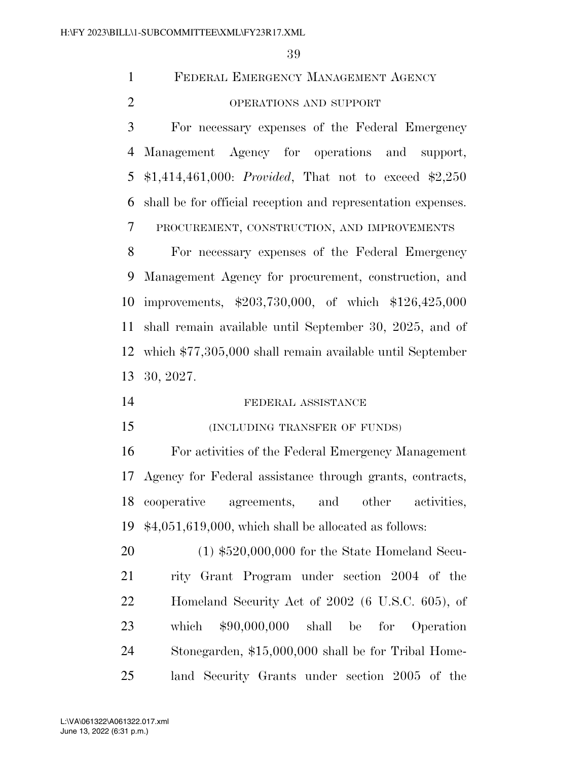## FEDERAL EMERGENCY MANAGEMENT AGENCY

### OPERATIONS AND SUPPORT

For necessary expenses of the Federal Emergency Management Agency for operations and support, $1,414,461,000: *Provided*, That not to exceed $2,250 shall be for official reception and representation expenses.

### PROCUREMENT, CONSTRUCTION, AND IMPROVEMENTS

For necessary expenses of the Federal Emergency Management Agency for procurement, construction, and improvements, $203,730,000, of which $126,425,000 shall remain available until September 30, 2025, and of which $77,305,000 shall remain available until September 30, 2027.

### FEDERAL ASSISTANCE

(INCLUDING TRANSFER OF FUNDS)

For activities of the Federal Emergency Management Agency for Federal assistance through grants, contracts, cooperative agreements, and other activities, $4,051,619,000, which shall be allocated as follows:

(1) $520,000,000 for the State Homeland Security Grant Program under section 2004 of the Homeland Security Act of 2002 (6 U.S.C. 605), of which $90,000,000 shall be for Operation Stonegarden, $15,000,000 shall be for Tribal Homeland Security Grants under section 2005 of the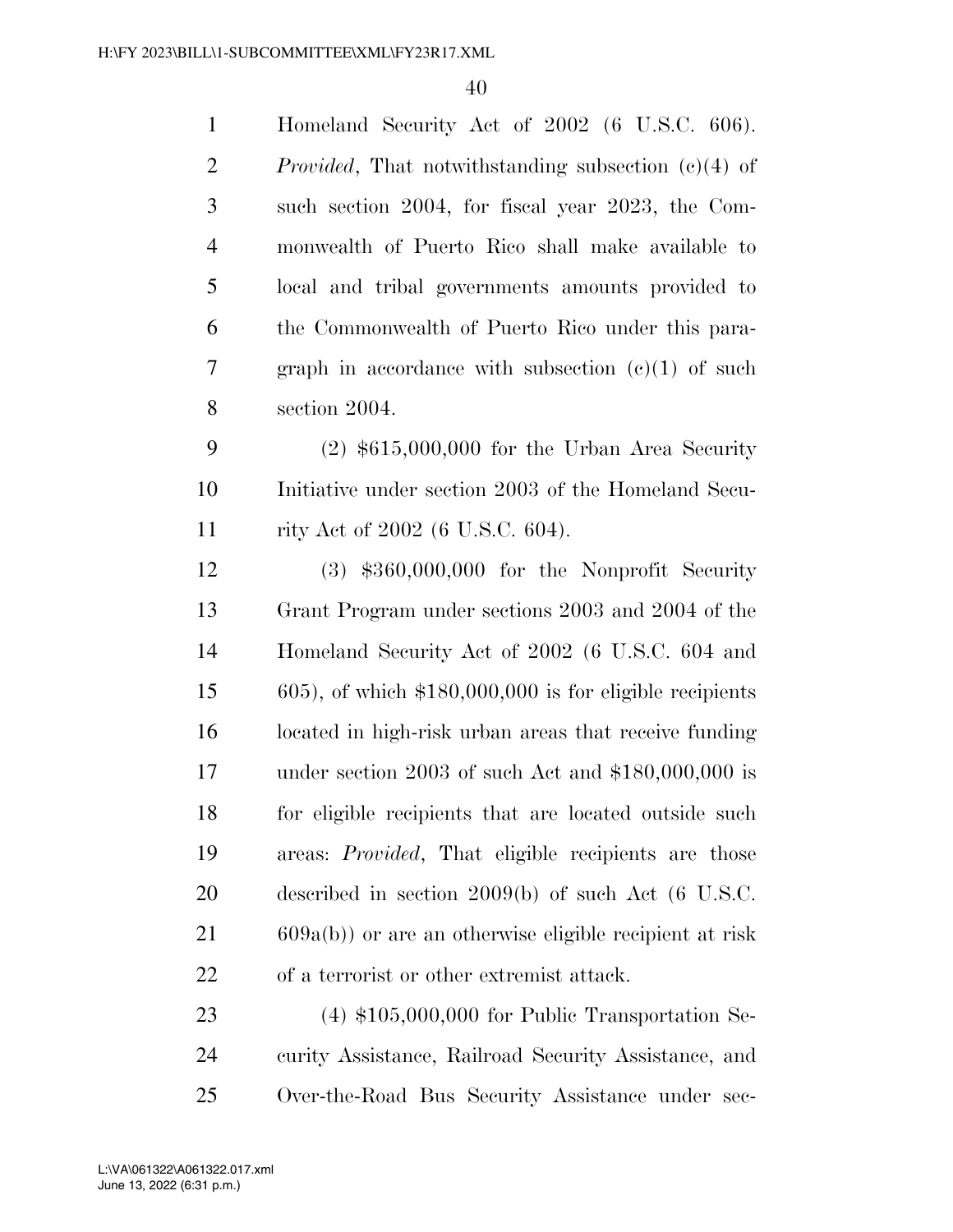Homeland Security Act of 2002 (6 U.S.C. 606). *Provided*, That notwithstanding subsection (c)(4) of such section 2004, for fiscal year 2023, the Commonwealth of Puerto Rico shall make available to local and tribal governments amounts provided to the Commonwealth of Puerto Rico under this paragraph in accordance with subsection (c)(1) of such section 2004.

(2) $615,000,000 for the Urban Area Security Initiative under section 2003 of the Homeland Security Act of 2002 (6 U.S.C. 604).

(3) $360,000,000 for the Nonprofit Security Grant Program under sections 2003 and 2004 of the Homeland Security Act of 2002 (6 U.S.C. 604 and 605), of which $180,000,000 is for eligible recipients located in high-risk urban areas that receive funding under section 2003 of such Act and $180,000,000 is for eligible recipients that are located outside such areas: *Provided*, That eligible recipients are those described in section 2009(b) of such Act (6 U.S.C. 609a(b)) or are an otherwise eligible recipient at risk of a terrorist or other extremist attack.

(4) $105,000,000 for Public Transportation Security Assistance, Railroad Security Assistance, and Over-the-Road Bus Security Assistance under sec-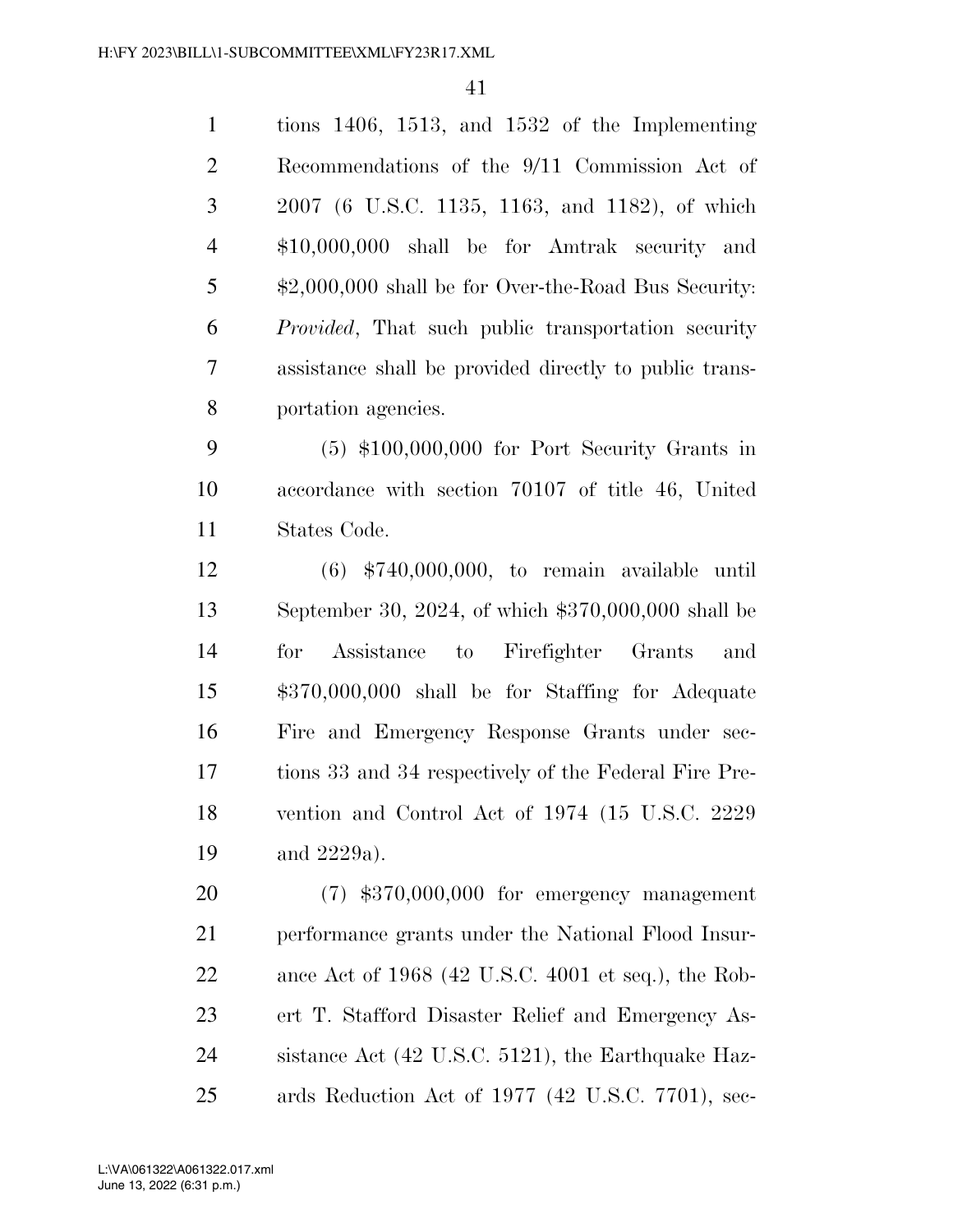tions 1406, 1513, and 1532 of the Implementing Recommendations of the 9/11 Commission Act of 2007 (6 U.S.C. 1135, 1163, and 1182), of which $10,000,000 shall be for Amtrak security and $2,000,000 shall be for Over-the-Road Bus Security: *Provided*, That such public transportation security assistance shall be provided directly to public transportation agencies.

(5) $100,000,000 for Port Security Grants in accordance with section 70107 of title 46, United States Code.

(6) $740,000,000, to remain available until September 30, 2024, of which $370,000,000 shall be for Assistance to Firefighter Grants and $370,000,000 shall be for Staffing for Adequate Fire and Emergency Response Grants under sections 33 and 34 respectively of the Federal Fire Prevention and Control Act of 1974 (15 U.S.C. 2229 and 2229a).

(7) $370,000,000 for emergency management performance grants under the National Flood Insurance Act of 1968 (42 U.S.C. 4001 et seq.), the Robert T. Stafford Disaster Relief and Emergency Assistance Act (42 U.S.C. 5121), the Earthquake Hazards Reduction Act of 1977 (42 U.S.C. 7701), sec-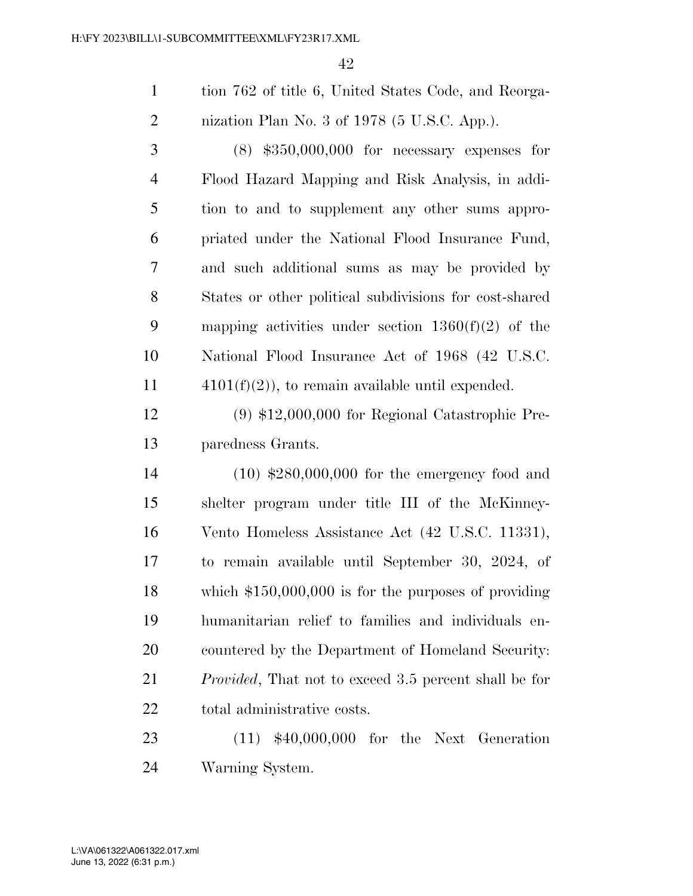tion 762 of title 6, United States Code, and Reorganization Plan No. 3 of 1978 (5 U.S.C. App.).

(8) $350,000,000 for necessary expenses for Flood Hazard Mapping and Risk Analysis, in addition to and to supplement any other sums appropriated under the National Flood Insurance Fund, and such additional sums as may be provided by States or other political subdivisions for cost-shared mapping activities under section 1360(f)(2) of the National Flood Insurance Act of 1968 (42 U.S.C. 4101(f)(2)), to remain available until expended.

(9) $12,000,000 for Regional Catastrophic Preparedness Grants.

(10) $280,000,000 for the emergency food and shelter program under title III of the McKinney-Vento Homeless Assistance Act (42 U.S.C. 11331), to remain available until September 30, 2024, of which $150,000,000 is for the purposes of providing humanitarian relief to families and individuals encountered by the Department of Homeland Security: *Provided*, That not to exceed 3.5 percent shall be for total administrative costs.

(11) $40,000,000 for the Next Generation Warning System.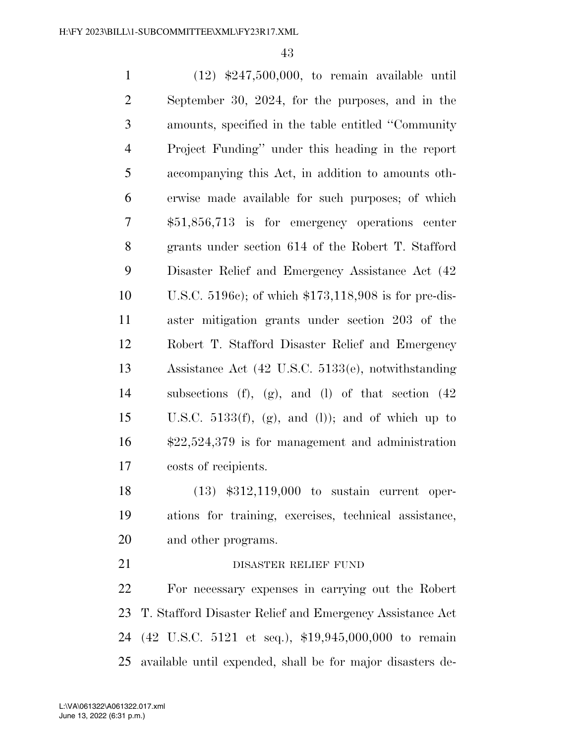(12) $247,500,000, to remain available until September 30, 2024, for the purposes, and in the amounts, specified in the table entitled ''Community Project Funding'' under this heading in the report accompanying this Act, in addition to amounts otherwise made available for such purposes; of which $51,856,713 is for emergency operations center grants under section 614 of the Robert T. Stafford Disaster Relief and Emergency Assistance Act (42 U.S.C. 5196c); of which $173,118,908 is for pre-disaster mitigation grants under section 203 of the Robert T. Stafford Disaster Relief and Emergency Assistance Act (42 U.S.C. 5133(e), notwithstanding subsections (f), (g), and (l) of that section (42 U.S.C. 5133(f), (g), and (l)); and of which up to $22,524,379 is for management and administration costs of recipients.

(13) $312,119,000 to sustain current operations for training, exercises, technical assistance, and other programs.

DISASTER RELIEF FUND

For necessary expenses in carrying out the Robert T. Stafford Disaster Relief and Emergency Assistance Act (42 U.S.C. 5121 et seq.), $19,945,000,000 to remain available until expended, shall be for major disasters de-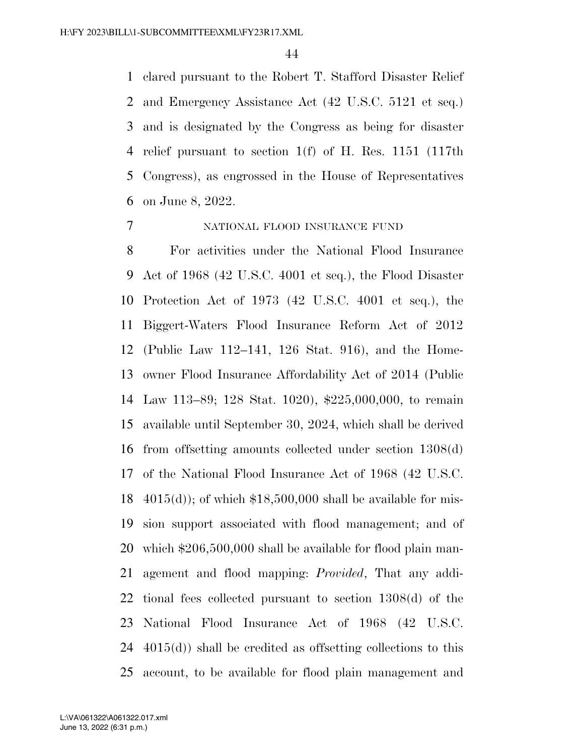clared pursuant to the Robert T. Stafford Disaster Relief and Emergency Assistance Act (42 U.S.C. 5121 et seq.) and is designated by the Congress as being for disaster relief pursuant to section 1(f) of H. Res. 1151 (117th Congress), as engrossed in the House of Representatives on June 8, 2022.

NATIONAL FLOOD INSURANCE FUND

For activities under the National Flood Insurance Act of 1968 (42 U.S.C. 4001 et seq.), the Flood Disaster Protection Act of 1973 (42 U.S.C. 4001 et seq.), the Biggert-Waters Flood Insurance Reform Act of 2012 (Public Law 112–141, 126 Stat. 916), and the Homeowner Flood Insurance Affordability Act of 2014 (Public Law 113–89; 128 Stat. 1020), $225,000,000, to remain available until September 30, 2024, which shall be derived from offsetting amounts collected under section 1308(d) of the National Flood Insurance Act of 1968 (42 U.S.C. 4015(d)); of which $18,500,000 shall be available for mission support associated with flood management; and of which $206,500,000 shall be available for flood plain management and flood mapping: *Provided*, That any additional fees collected pursuant to section 1308(d) of the National Flood Insurance Act of 1968 (42 U.S.C. 4015(d)) shall be credited as offsetting collections to this account, to be available for flood plain management and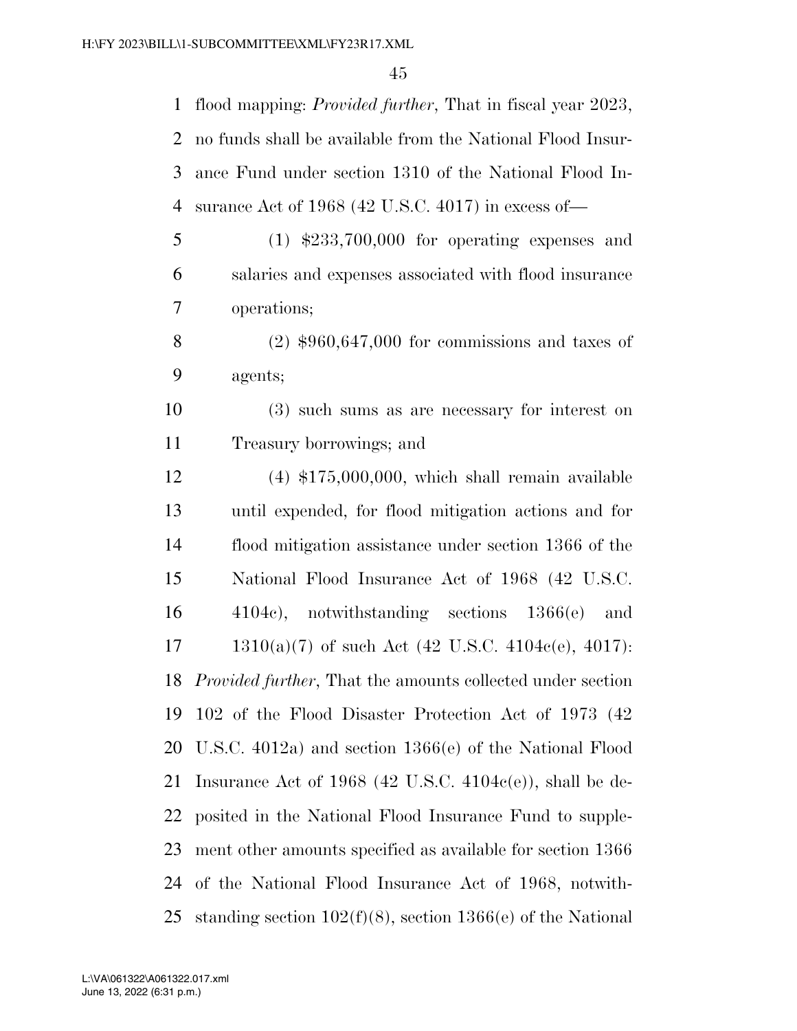flood mapping: *Provided further*, That in fiscal year 2023, no funds shall be available from the National Flood Insurance Fund under section 1310 of the National Flood Insurance Act of 1968 (42 U.S.C. 4017) in excess of—

(1) $233,700,000 for operating expenses and salaries and expenses associated with flood insurance operations;

(2) $960,647,000 for commissions and taxes of agents;

(3) such sums as are necessary for interest on Treasury borrowings; and

(4) $175,000,000, which shall remain available until expended, for flood mitigation actions and for flood mitigation assistance under section 1366 of the National Flood Insurance Act of 1968 (42 U.S.C. 4104c), notwithstanding sections 1366(e) and 1310(a)(7) of such Act (42 U.S.C. 4104c(e), 4017):

*Provided further*, That the amounts collected under section 102 of the Flood Disaster Protection Act of 1973 (42 U.S.C. 4012a) and section 1366(e) of the National Flood Insurance Act of 1968 (42 U.S.C. 4104c(e)), shall be deposited in the National Flood Insurance Fund to supplement other amounts specified as available for section 1366 of the National Flood Insurance Act of 1968, notwithstanding section 102(f)(8), section 1366(e) of the National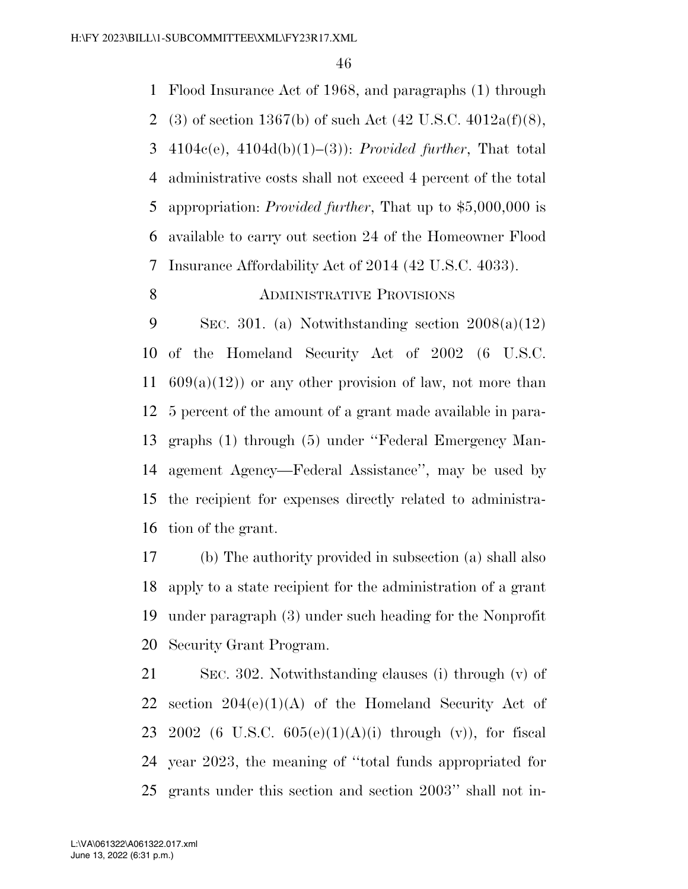Flood Insurance Act of 1968, and paragraphs (1) through (3) of section 1367(b) of such Act (42 U.S.C. 4012a(f)(8), 4104c(e), 4104d(b)(1)–(3)): *Provided further*, That total administrative costs shall not exceed 4 percent of the total appropriation: *Provided further*, That up to $5,000,000 is available to carry out section 24 of the Homeowner Flood Insurance Affordability Act of 2014 (42 U.S.C. 4033).

## ADMINISTRATIVE PROVISIONS

SEC. 301. (a) Notwithstanding section 2008(a)(12) of the Homeland Security Act of 2002 (6 U.S.C. 609(a)(12)) or any other provision of law, not more than 5 percent of the amount of a grant made available in paragraphs (1) through (5) under ''Federal Emergency Management Agency—Federal Assistance'', may be used by the recipient for expenses directly related to administration of the grant.

(b) The authority provided in subsection (a) shall also apply to a state recipient for the administration of a grant under paragraph (3) under such heading for the Nonprofit Security Grant Program.

SEC. 302. Notwithstanding clauses (i) through (v) of section 204(e)(1)(A) of the Homeland Security Act of 2002 (6 U.S.C. 605(e)(1)(A)(i) through (v)), for fiscal year 2023, the meaning of ''total funds appropriated for grants under this section and section 2003'' shall not in-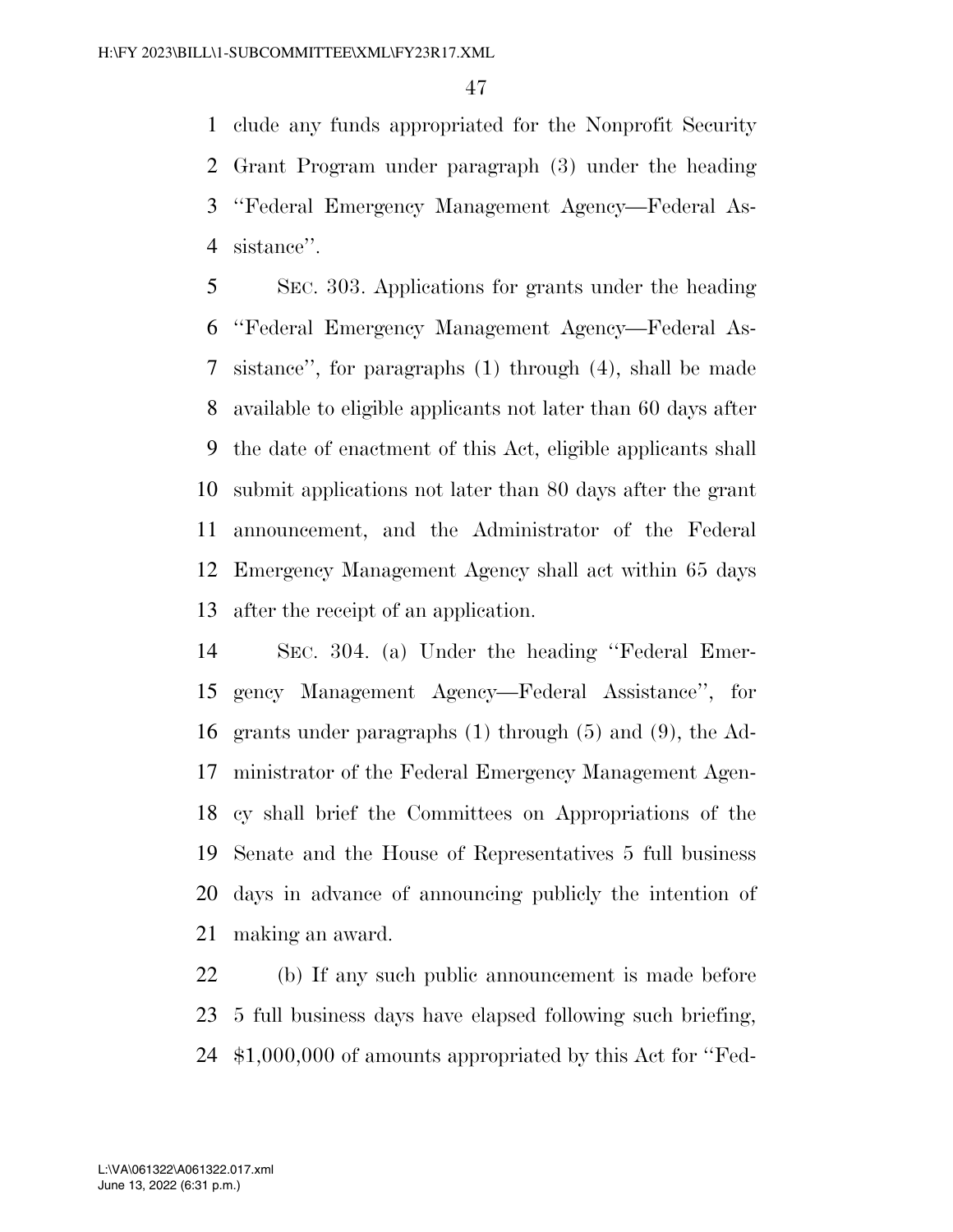clude any funds appropriated for the Nonprofit Security Grant Program under paragraph (3) under the heading "Federal Emergency Management Agency—Federal Assistance".

SEC. 303. Applications for grants under the heading "Federal Emergency Management Agency—Federal Assistance", for paragraphs (1) through (4), shall be made available to eligible applicants not later than 60 days after the date of enactment of this Act, eligible applicants shall submit applications not later than 80 days after the grant announcement, and the Administrator of the Federal Emergency Management Agency shall act within 65 days after the receipt of an application.

SEC. 304. (a) Under the heading "Federal Emergency Management Agency—Federal Assistance", for grants under paragraphs (1) through (5) and (9), the Administrator of the Federal Emergency Management Agency shall brief the Committees on Appropriations of the Senate and the House of Representatives 5 full business days in advance of announcing publicly the intention of making an award.

(b) If any such public announcement is made before 5 full business days have elapsed following such briefing, $1,000,000 of amounts appropriated by this Act for "Fed-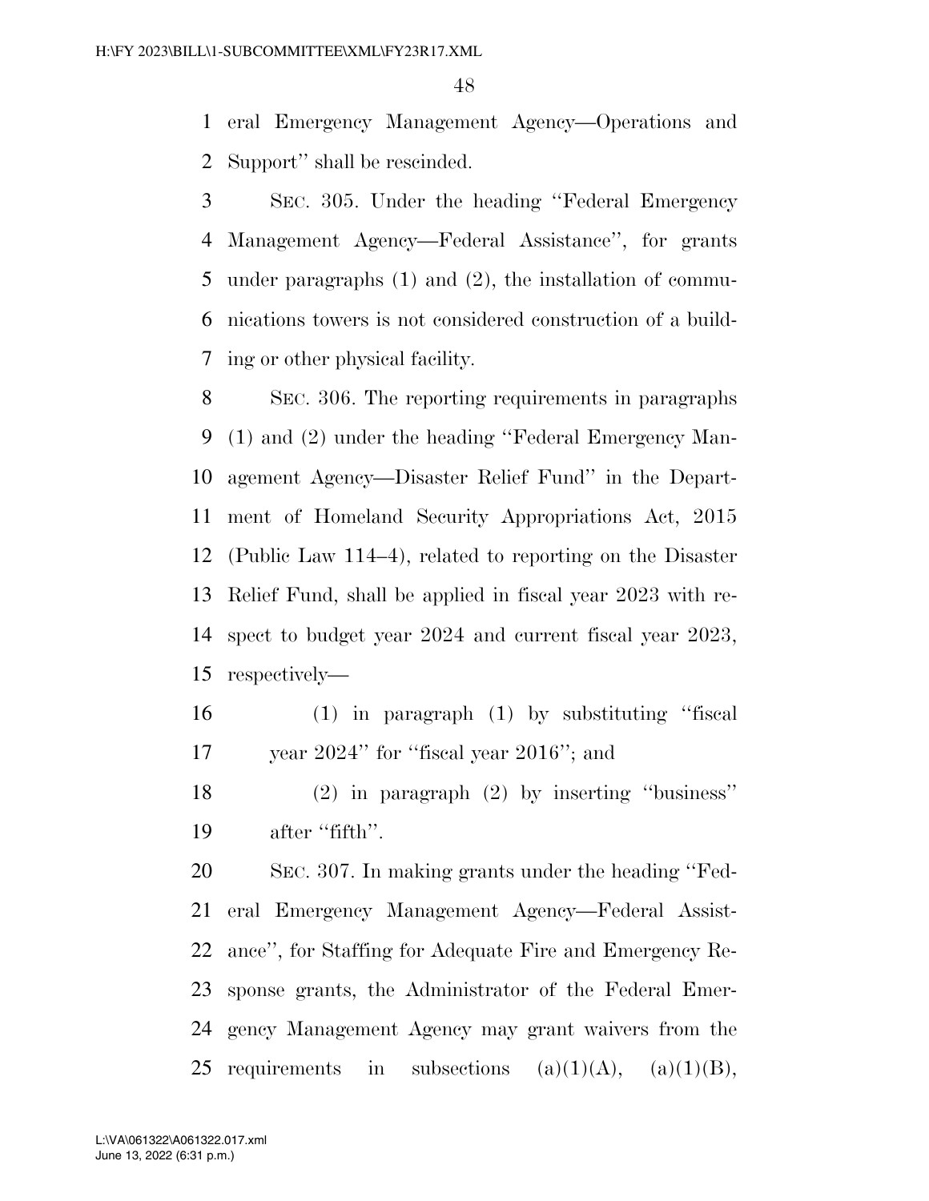eral Emergency Management Agency—Operations and Support'' shall be rescinded.

SEC. 305. Under the heading ''Federal Emergency Management Agency—Federal Assistance'', for grants under paragraphs (1) and (2), the installation of communications towers is not considered construction of a building or other physical facility.

SEC. 306. The reporting requirements in paragraphs (1) and (2) under the heading ''Federal Emergency Management Agency—Disaster Relief Fund'' in the Department of Homeland Security Appropriations Act, 2015 (Public Law 114–4), related to reporting on the Disaster Relief Fund, shall be applied in fiscal year 2023 with respect to budget year 2024 and current fiscal year 2023, respectively—

(1) in paragraph (1) by substituting ''fiscal year 2024'' for ''fiscal year 2016''; and

(2) in paragraph (2) by inserting ''business'' after ''fifth''.

SEC. 307. In making grants under the heading ''Federal Emergency Management Agency—Federal Assistance'', for Staffing for Adequate Fire and Emergency Response grants, the Administrator of the Federal Emergency Management Agency may grant waivers from the requirements in subsections (a)(1)(A), (a)(1)(B),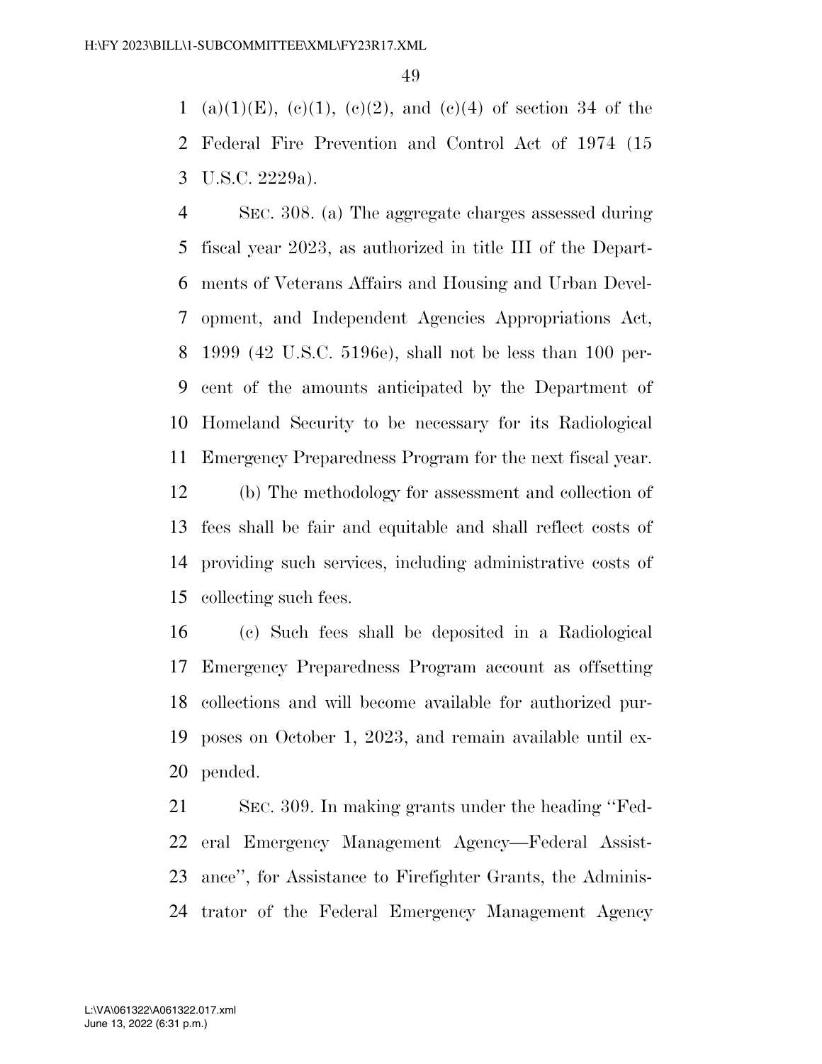(a)(1)(E), (c)(1), (c)(2), and (c)(4) of section 34 of the Federal Fire Prevention and Control Act of 1974 (15 U.S.C. 2229a).

SEC. 308. (a) The aggregate charges assessed during fiscal year 2023, as authorized in title III of the Departments of Veterans Affairs and Housing and Urban Development, and Independent Agencies Appropriations Act, 1999 (42 U.S.C. 5196e), shall not be less than 100 percent of the amounts anticipated by the Department of Homeland Security to be necessary for its Radiological Emergency Preparedness Program for the next fiscal year.

(b) The methodology for assessment and collection of fees shall be fair and equitable and shall reflect costs of providing such services, including administrative costs of collecting such fees.

(c) Such fees shall be deposited in a Radiological Emergency Preparedness Program account as offsetting collections and will become available for authorized purposes on October 1, 2023, and remain available until expended.

SEC. 309. In making grants under the heading ''Federal Emergency Management Agency—Federal Assistance'', for Assistance to Firefighter Grants, the Administrator of the Federal Emergency Management Agency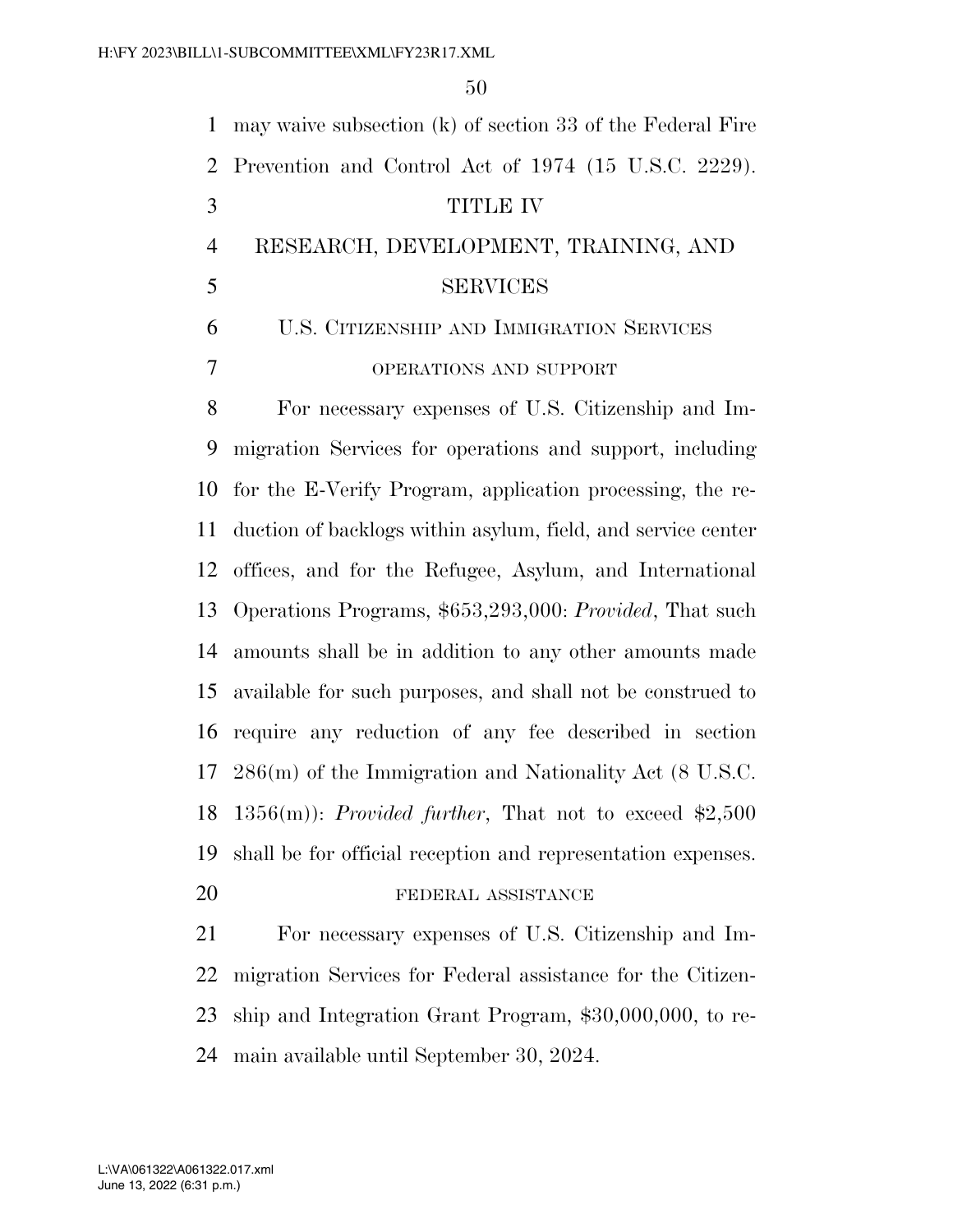may waive subsection (k) of section 33 of the Federal Fire Prevention and Control Act of 1974 (15 U.S.C. 2229).

# TITLE IV

# RESEARCH, DEVELOPMENT, TRAINING, AND SERVICES

## U.S. CITIZENSHIP AND IMMIGRATION SERVICES

### OPERATIONS AND SUPPORT

For necessary expenses of U.S. Citizenship and Immigration Services for operations and support, including for the E-Verify Program, application processing, the reduction of backlogs within asylum, field, and service center offices, and for the Refugee, Asylum, and International Operations Programs, $653,293,000: *Provided*, That such amounts shall be in addition to any other amounts made available for such purposes, and shall not be construed to require any reduction of any fee described in section 286(m) of the Immigration and Nationality Act (8 U.S.C. 1356(m)): *Provided further*, That not to exceed $2,500 shall be for official reception and representation expenses.

### FEDERAL ASSISTANCE

For necessary expenses of U.S. Citizenship and Immigration Services for Federal assistance for the Citizenship and Integration Grant Program, $30,000,000, to remain available until September 30, 2024.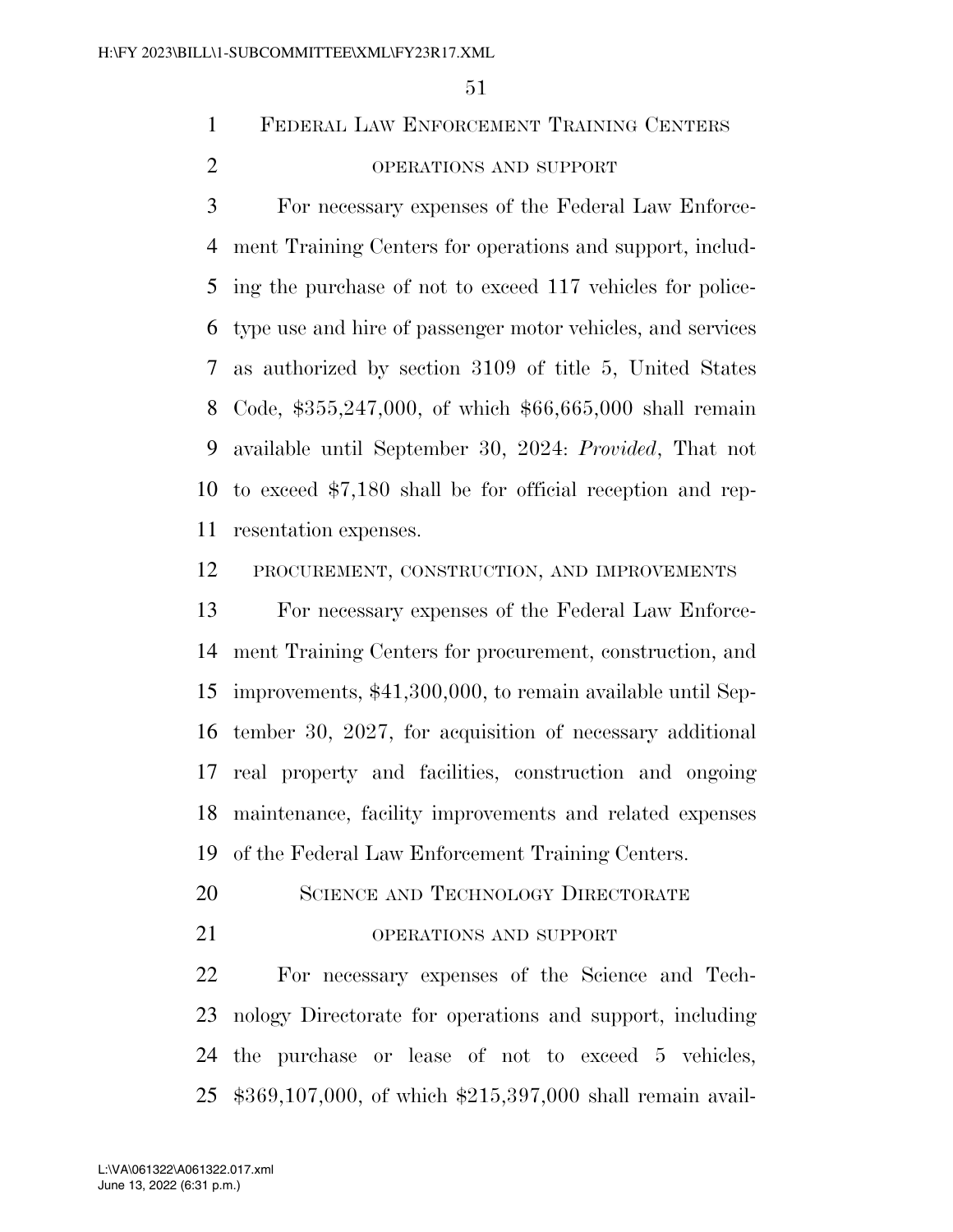## Federal Law Enforcement Training Centers

### operations and support

For necessary expenses of the Federal Law Enforcement Training Centers for operations and support, including the purchase of not to exceed 117 vehicles for police-type use and hire of passenger motor vehicles, and services as authorized by section 3109 of title 5, United States Code, $355,247,000, of which $66,665,000 shall remain available until September 30, 2024: *Provided*, That not to exceed $7,180 shall be for official reception and representation expenses.

### procurement, construction, and improvements

For necessary expenses of the Federal Law Enforcement Training Centers for procurement, construction, and improvements, $41,300,000, to remain available until September 30, 2027, for acquisition of necessary additional real property and facilities, construction and ongoing maintenance, facility improvements and related expenses of the Federal Law Enforcement Training Centers.

## Science and Technology Directorate

### operations and support

For necessary expenses of the Science and Technology Directorate for operations and support, including the purchase or lease of not to exceed 5 vehicles, $369,107,000, of which $215,397,000 shall remain avail-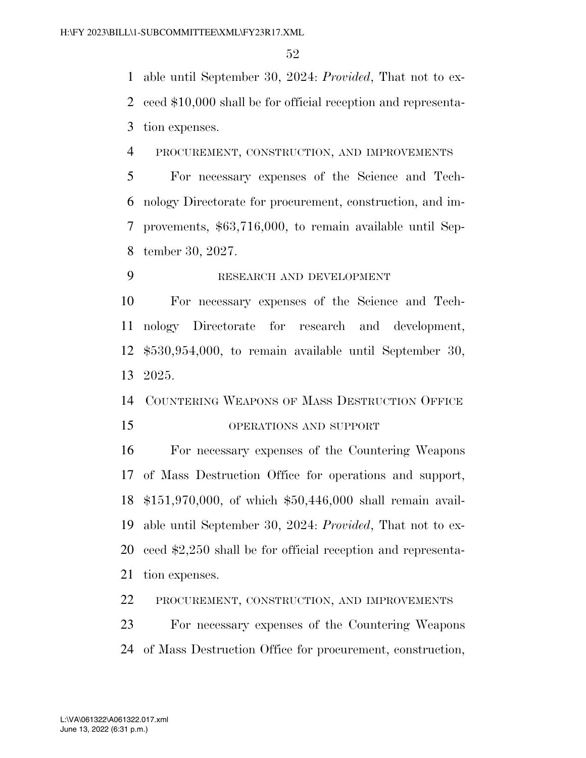able until September 30, 2024: *Provided*, That not to exceed $10,000 shall be for official reception and representation expenses.

PROCUREMENT, CONSTRUCTION, AND IMPROVEMENTS

For necessary expenses of the Science and Technology Directorate for procurement, construction, and improvements, $63,716,000, to remain available until September 30, 2027.

RESEARCH AND DEVELOPMENT

For necessary expenses of the Science and Technology Directorate for research and development, $530,954,000, to remain available until September 30, 2025.

COUNTERING WEAPONS OF MASS DESTRUCTION OFFICE

OPERATIONS AND SUPPORT

For necessary expenses of the Countering Weapons of Mass Destruction Office for operations and support, $151,970,000, of which $50,446,000 shall remain available until September 30, 2024: *Provided*, That not to exceed $2,250 shall be for official reception and representation expenses.

PROCUREMENT, CONSTRUCTION, AND IMPROVEMENTS

For necessary expenses of the Countering Weapons of Mass Destruction Office for procurement, construction,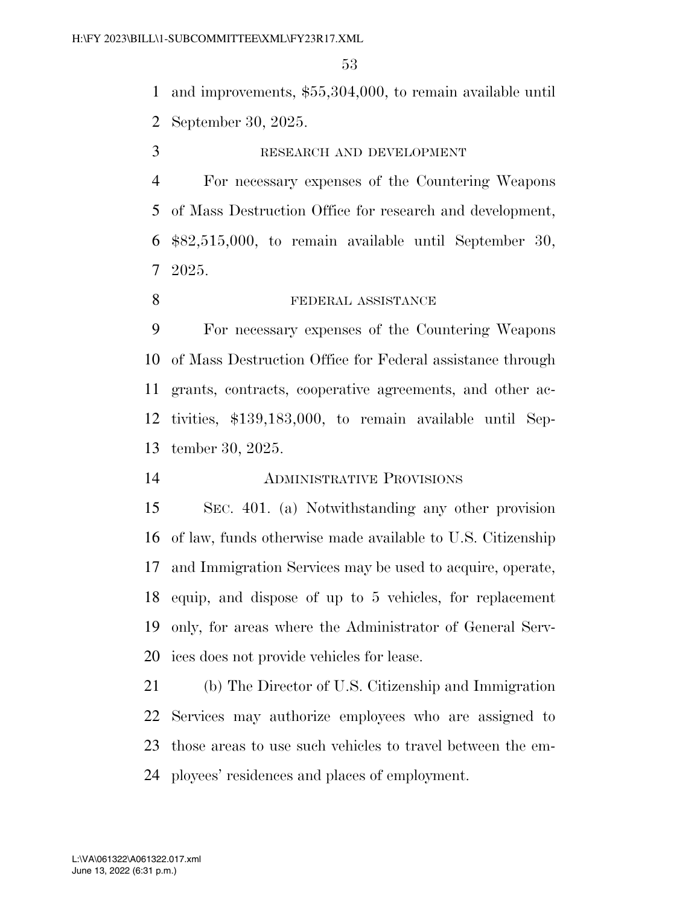and improvements, $55,304,000, to remain available until September 30, 2025.

RESEARCH AND DEVELOPMENT

For necessary expenses of the Countering Weapons of Mass Destruction Office for research and development, $82,515,000, to remain available until September 30, 2025.

FEDERAL ASSISTANCE

For necessary expenses of the Countering Weapons of Mass Destruction Office for Federal assistance through grants, contracts, cooperative agreements, and other activities, $139,183,000, to remain available until September 30, 2025.

ADMINISTRATIVE PROVISIONS

SEC. 401. (a) Notwithstanding any other provision of law, funds otherwise made available to U.S. Citizenship and Immigration Services may be used to acquire, operate, equip, and dispose of up to 5 vehicles, for replacement only, for areas where the Administrator of General Services does not provide vehicles for lease.

(b) The Director of U.S. Citizenship and Immigration Services may authorize employees who are assigned to those areas to use such vehicles to travel between the employees' residences and places of employment.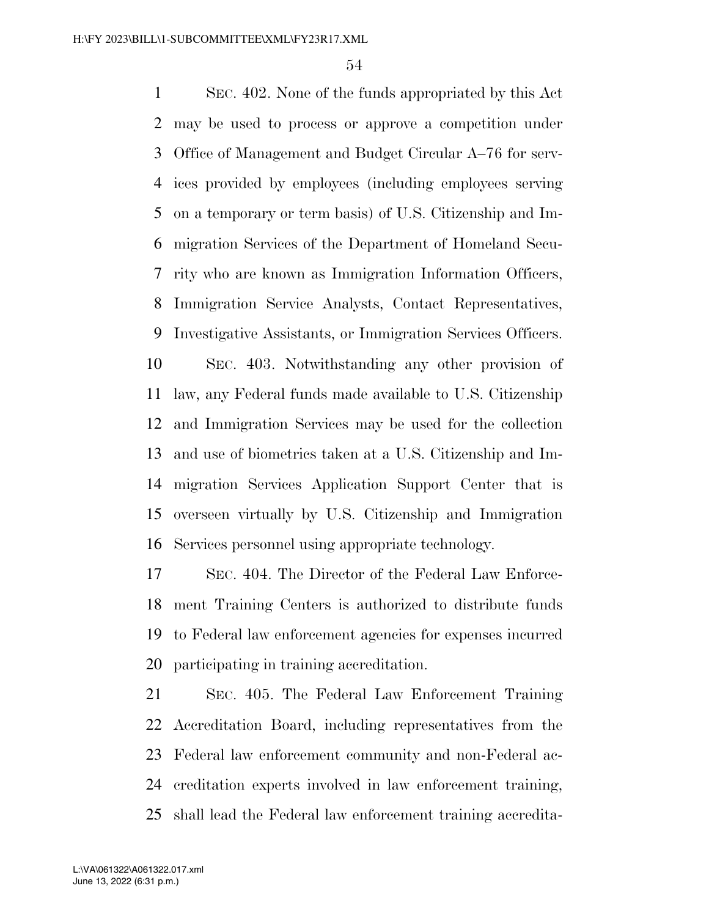SEC. 402. None of the funds appropriated by this Act may be used to process or approve a competition under Office of Management and Budget Circular A–76 for services provided by employees (including employees serving on a temporary or term basis) of U.S. Citizenship and Immigration Services of the Department of Homeland Security who are known as Immigration Information Officers, Immigration Service Analysts, Contact Representatives, Investigative Assistants, or Immigration Services Officers.

SEC. 403. Notwithstanding any other provision of law, any Federal funds made available to U.S. Citizenship and Immigration Services may be used for the collection and use of biometrics taken at a U.S. Citizenship and Immigration Services Application Support Center that is overseen virtually by U.S. Citizenship and Immigration Services personnel using appropriate technology.

SEC. 404. The Director of the Federal Law Enforcement Training Centers is authorized to distribute funds to Federal law enforcement agencies for expenses incurred participating in training accreditation.

SEC. 405. The Federal Law Enforcement Training Accreditation Board, including representatives from the Federal law enforcement community and non-Federal accreditation experts involved in law enforcement training, shall lead the Federal law enforcement training accredita-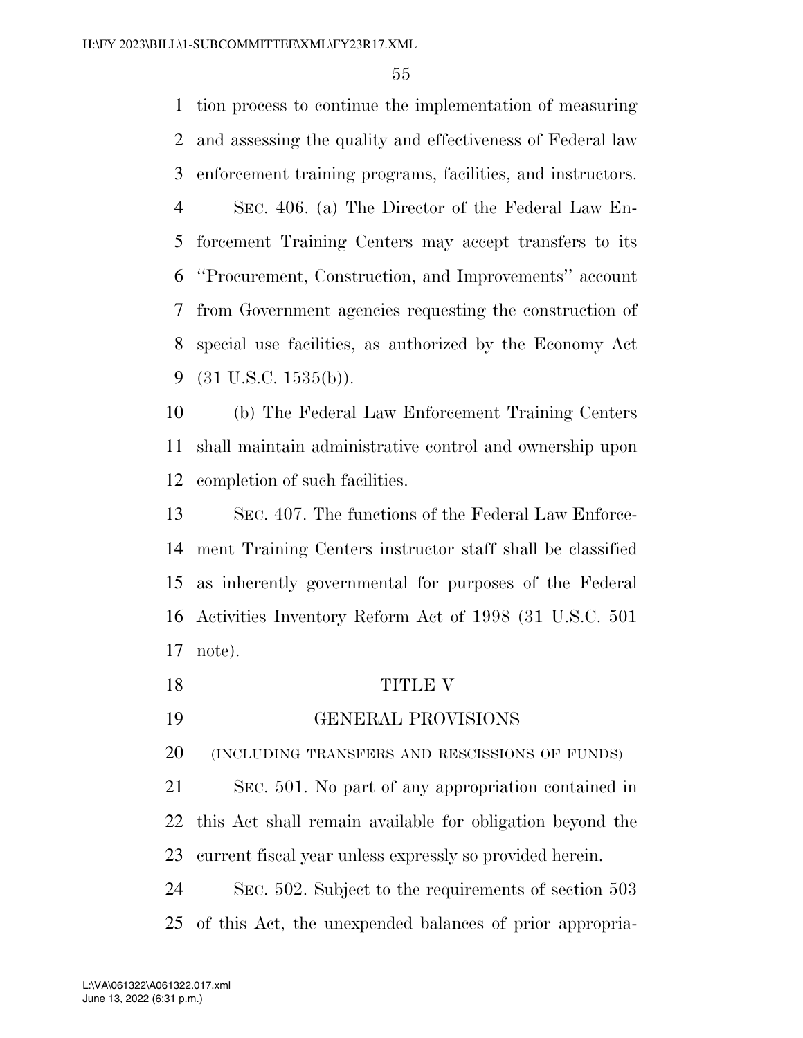tion process to continue the implementation of measuring and assessing the quality and effectiveness of Federal law enforcement training programs, facilities, and instructors.

SEC. 406. (a) The Director of the Federal Law Enforcement Training Centers may accept transfers to its ''Procurement, Construction, and Improvements'' account from Government agencies requesting the construction of special use facilities, as authorized by the Economy Act (31 U.S.C. 1535(b)).

(b) The Federal Law Enforcement Training Centers shall maintain administrative control and ownership upon completion of such facilities.

SEC. 407. The functions of the Federal Law Enforcement Training Centers instructor staff shall be classified as inherently governmental for purposes of the Federal Activities Inventory Reform Act of 1998 (31 U.S.C. 501 note).

## TITLE V

## GENERAL PROVISIONS

(INCLUDING TRANSFERS AND RESCISSIONS OF FUNDS)

SEC. 501. No part of any appropriation contained in this Act shall remain available for obligation beyond the current fiscal year unless expressly so provided herein.

SEC. 502. Subject to the requirements of section 503 of this Act, the unexpended balances of prior appropria-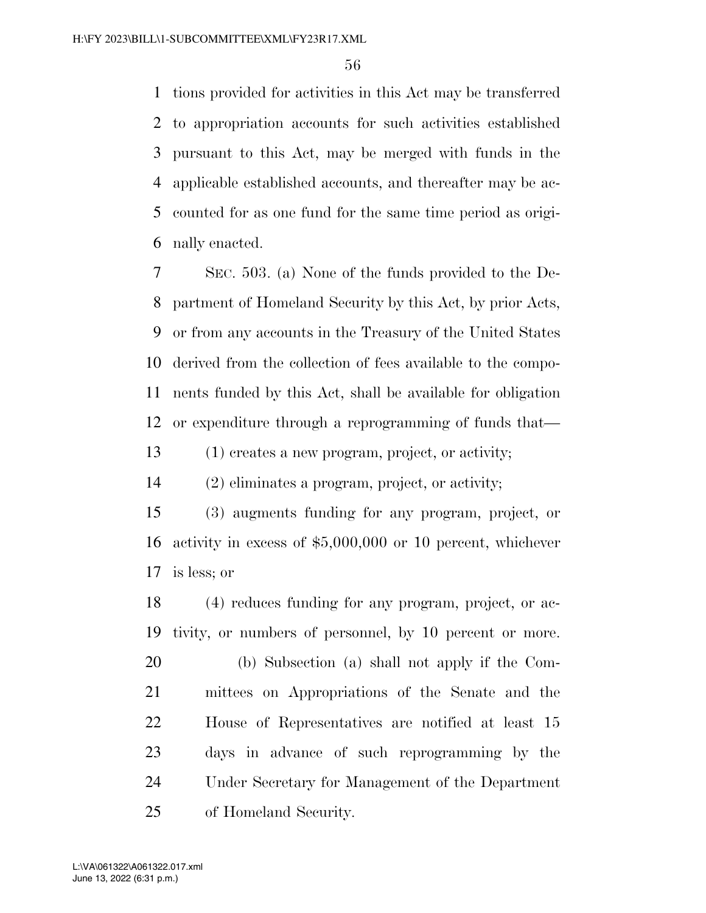tions provided for activities in this Act may be transferred to appropriation accounts for such activities established pursuant to this Act, may be merged with funds in the applicable established accounts, and thereafter may be accounted for as one fund for the same time period as originally enacted.

SEC. 503. (a) None of the funds provided to the Department of Homeland Security by this Act, by prior Acts, or from any accounts in the Treasury of the United States derived from the collection of fees available to the components funded by this Act, shall be available for obligation or expenditure through a reprogramming of funds that—

(1) creates a new program, project, or activity;

(2) eliminates a program, project, or activity;

(3) augments funding for any program, project, or activity in excess of $5,000,000 or 10 percent, whichever is less; or

(4) reduces funding for any program, project, or activity, or numbers of personnel, by 10 percent or more.

(b) Subsection (a) shall not apply if the Committees on Appropriations of the Senate and the House of Representatives are notified at least 15 days in advance of such reprogramming by the Under Secretary for Management of the Department of Homeland Security.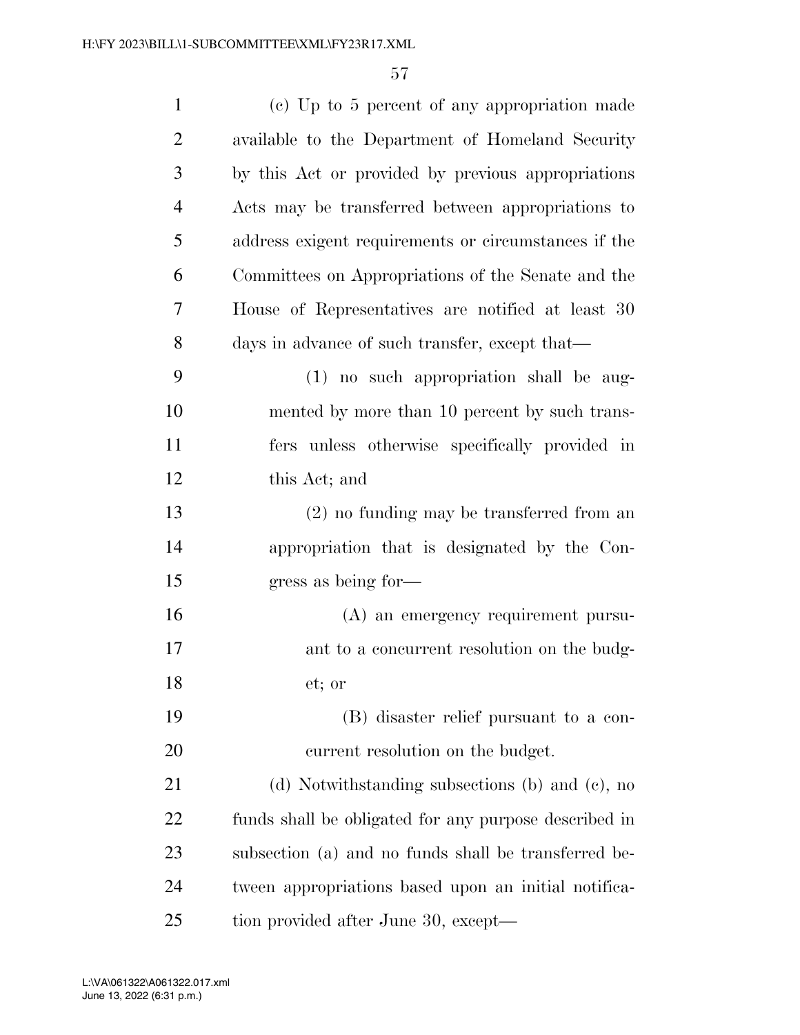(c) Up to 5 percent of any appropriation made available to the Department of Homeland Security by this Act or provided by previous appropriations Acts may be transferred between appropriations to address exigent requirements or circumstances if the Committees on Appropriations of the Senate and the House of Representatives are notified at least 30 days in advance of such transfer, except that—

(1) no such appropriation shall be augmented by more than 10 percent by such transfers unless otherwise specifically provided in this Act; and

(2) no funding may be transferred from an appropriation that is designated by the Congress as being for—

(A) an emergency requirement pursuant to a concurrent resolution on the budget; or

(B) disaster relief pursuant to a concurrent resolution on the budget.

(d) Notwithstanding subsections (b) and (c), no funds shall be obligated for any purpose described in subsection (a) and no funds shall be transferred between appropriations based upon an initial notification provided after June 30, except—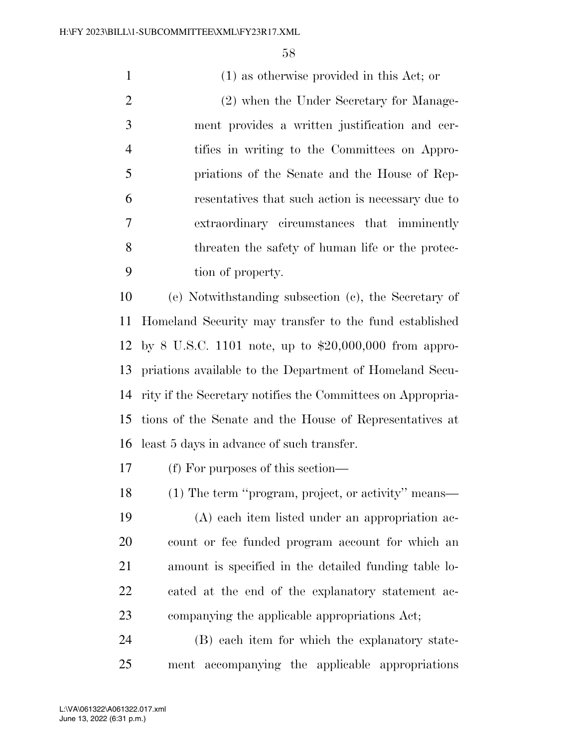(1) as otherwise provided in this Act; or

(2) when the Under Secretary for Management provides a written justification and certifies in writing to the Committees on Appropriations of the Senate and the House of Representatives that such action is necessary due to extraordinary circumstances that imminently threaten the safety of human life or the protection of property.

(e) Notwithstanding subsection (c), the Secretary of Homeland Security may transfer to the fund established by 8 U.S.C. 1101 note, up to $20,000,000 from appropriations available to the Department of Homeland Security if the Secretary notifies the Committees on Appropriations of the Senate and the House of Representatives at least 5 days in advance of such transfer.

(f) For purposes of this section—

(1) The term ''program, project, or activity'' means—

(A) each item listed under an appropriation account or fee funded program account for which an amount is specified in the detailed funding table located at the end of the explanatory statement accompanying the applicable appropriations Act;

(B) each item for which the explanatory statement accompanying the applicable appropriations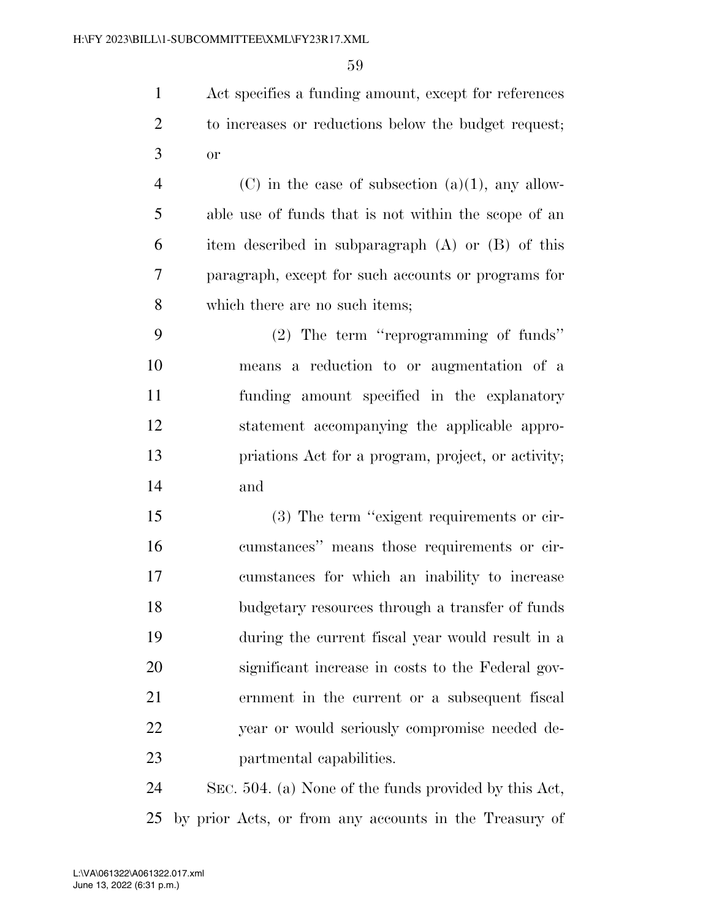Act specifies a funding amount, except for references to increases or reductions below the budget request; or

(C) in the case of subsection (a)(1), any allowable use of funds that is not within the scope of an item described in subparagraph (A) or (B) of this paragraph, except for such accounts or programs for which there are no such items;

(2) The term ''reprogramming of funds'' means a reduction to or augmentation of a funding amount specified in the explanatory statement accompanying the applicable appropriations Act for a program, project, or activity; and

(3) The term ''exigent requirements or circumstances'' means those requirements or circumstances for which an inability to increase budgetary resources through a transfer of funds during the current fiscal year would result in a significant increase in costs to the Federal government in the current or a subsequent fiscal year or would seriously compromise needed departmental capabilities.

SEC. 504. (a) None of the funds provided by this Act, by prior Acts, or from any accounts in the Treasury of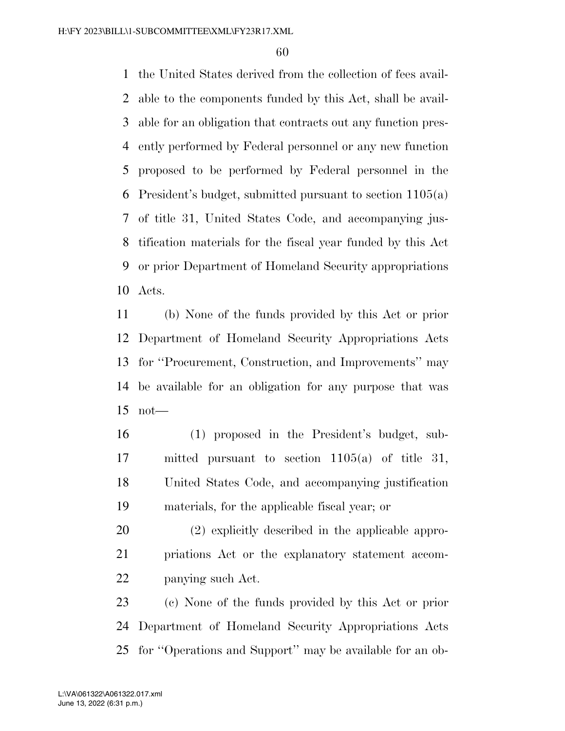the United States derived from the collection of fees available to the components funded by this Act, shall be available for an obligation that contracts out any function presently performed by Federal personnel or any new function proposed to be performed by Federal personnel in the President's budget, submitted pursuant to section 1105(a) of title 31, United States Code, and accompanying justification materials for the fiscal year funded by this Act or prior Department of Homeland Security appropriations Acts.

(b) None of the funds provided by this Act or prior Department of Homeland Security Appropriations Acts for ''Procurement, Construction, and Improvements'' may be available for an obligation for any purpose that was not—

(1) proposed in the President's budget, submitted pursuant to section 1105(a) of title 31, United States Code, and accompanying justification materials, for the applicable fiscal year; or

(2) explicitly described in the applicable appropriations Act or the explanatory statement accompanying such Act.

(c) None of the funds provided by this Act or prior Department of Homeland Security Appropriations Acts for ''Operations and Support'' may be available for an ob-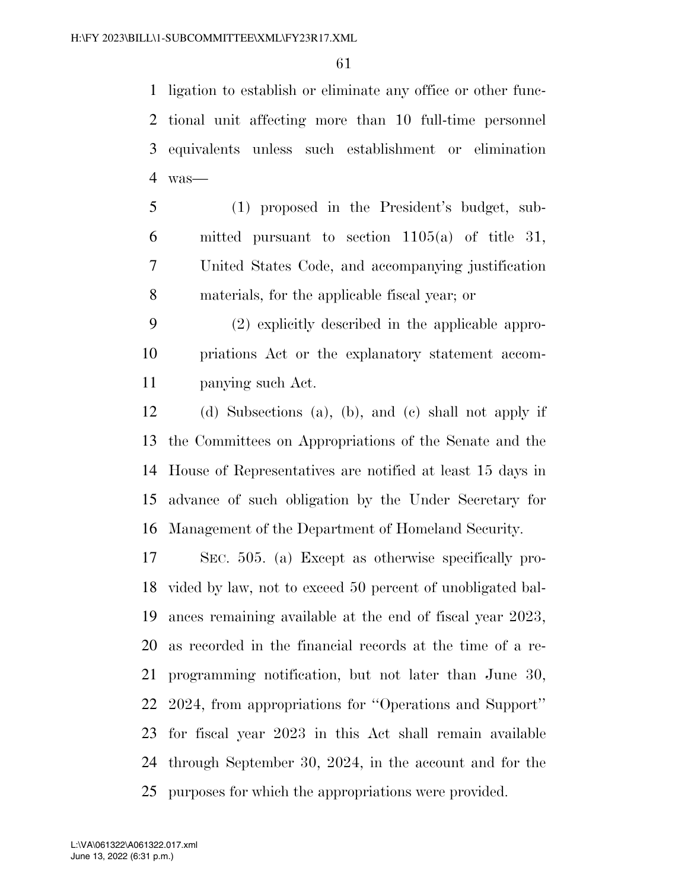ligation to establish or eliminate any office or other functional unit affecting more than 10 full-time personnel equivalents unless such establishment or elimination was—

(1) proposed in the President's budget, submitted pursuant to section 1105(a) of title 31, United States Code, and accompanying justification materials, for the applicable fiscal year; or

(2) explicitly described in the applicable appropriations Act or the explanatory statement accompanying such Act.

(d) Subsections (a), (b), and (c) shall not apply if the Committees on Appropriations of the Senate and the House of Representatives are notified at least 15 days in advance of such obligation by the Under Secretary for Management of the Department of Homeland Security.

SEC. 505. (a) Except as otherwise specifically provided by law, not to exceed 50 percent of unobligated balances remaining available at the end of fiscal year 2023, as recorded in the financial records at the time of a reprogramming notification, but not later than June 30, 2024, from appropriations for "Operations and Support" for fiscal year 2023 in this Act shall remain available through September 30, 2024, in the account and for the purposes for which the appropriations were provided.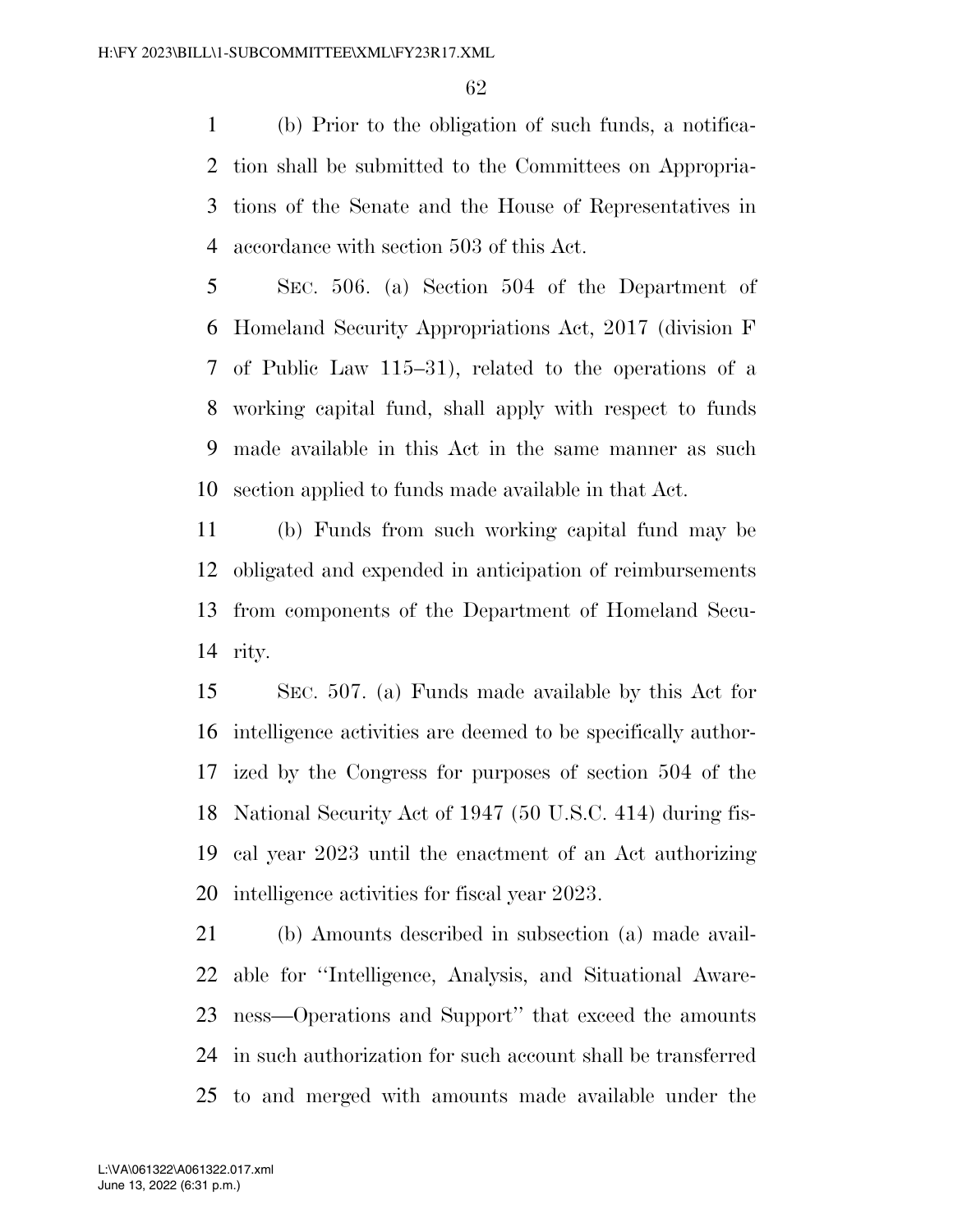(b) Prior to the obligation of such funds, a notification shall be submitted to the Committees on Appropriations of the Senate and the House of Representatives in accordance with section 503 of this Act.

SEC. 506. (a) Section 504 of the Department of Homeland Security Appropriations Act, 2017 (division F of Public Law 115–31), related to the operations of a working capital fund, shall apply with respect to funds made available in this Act in the same manner as such section applied to funds made available in that Act.

(b) Funds from such working capital fund may be obligated and expended in anticipation of reimbursements from components of the Department of Homeland Security.

SEC. 507. (a) Funds made available by this Act for intelligence activities are deemed to be specifically authorized by the Congress for purposes of section 504 of the National Security Act of 1947 (50 U.S.C. 414) during fiscal year 2023 until the enactment of an Act authorizing intelligence activities for fiscal year 2023.

(b) Amounts described in subsection (a) made available for ''Intelligence, Analysis, and Situational Awareness—Operations and Support'' that exceed the amounts in such authorization for such account shall be transferred to and merged with amounts made available under the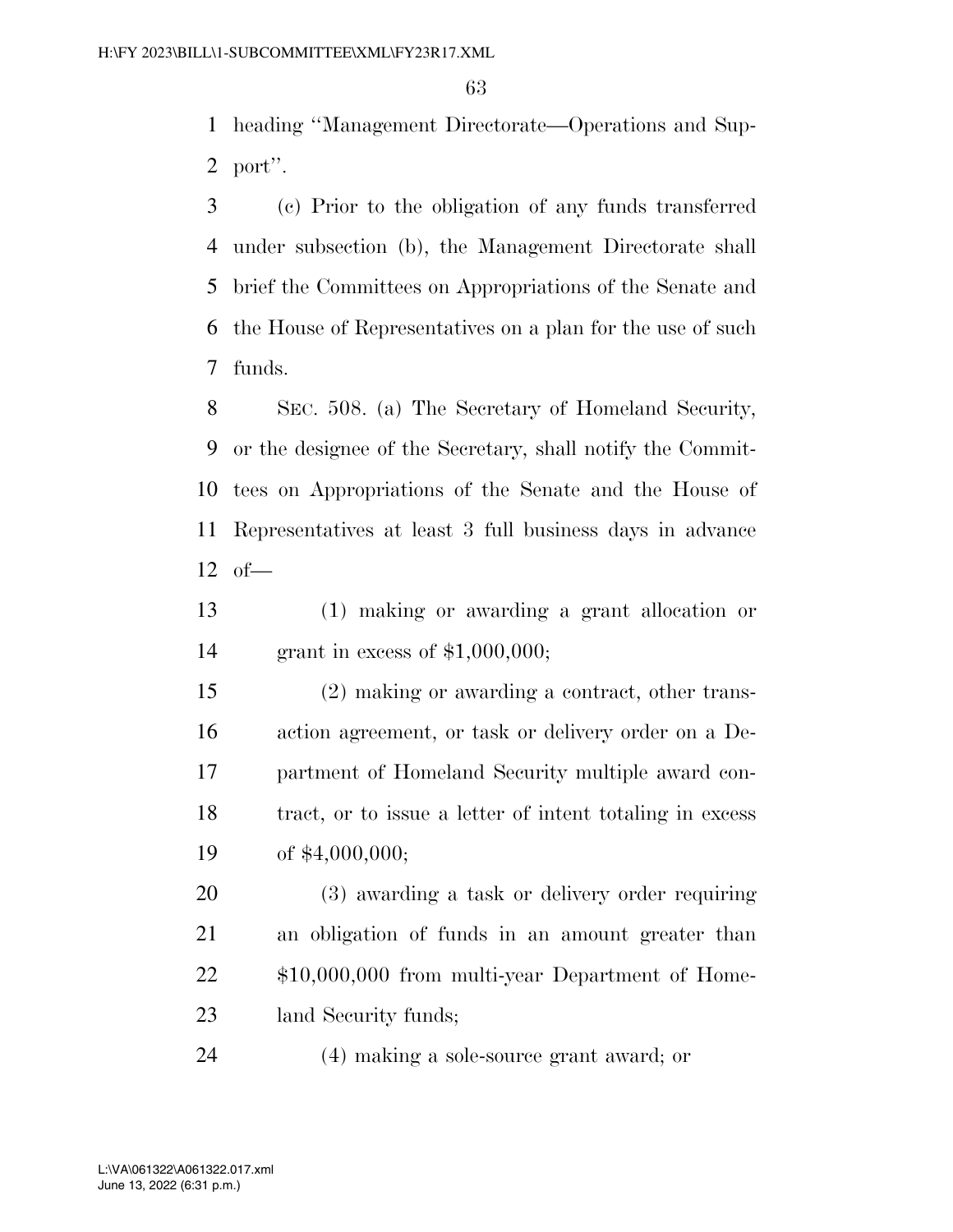heading "Management Directorate—Operations and Support".

(c) Prior to the obligation of any funds transferred under subsection (b), the Management Directorate shall brief the Committees on Appropriations of the Senate and the House of Representatives on a plan for the use of such funds.

SEC. 508. (a) The Secretary of Homeland Security, or the designee of the Secretary, shall notify the Committees on Appropriations of the Senate and the House of Representatives at least 3 full business days in advance of—

(1) making or awarding a grant allocation or grant in excess of $1,000,000;

(2) making or awarding a contract, other transaction agreement, or task or delivery order on a Department of Homeland Security multiple award contract, or to issue a letter of intent totaling in excess of $4,000,000;

(3) awarding a task or delivery order requiring an obligation of funds in an amount greater than $10,000,000 from multi-year Department of Homeland Security funds;

(4) making a sole-source grant award; or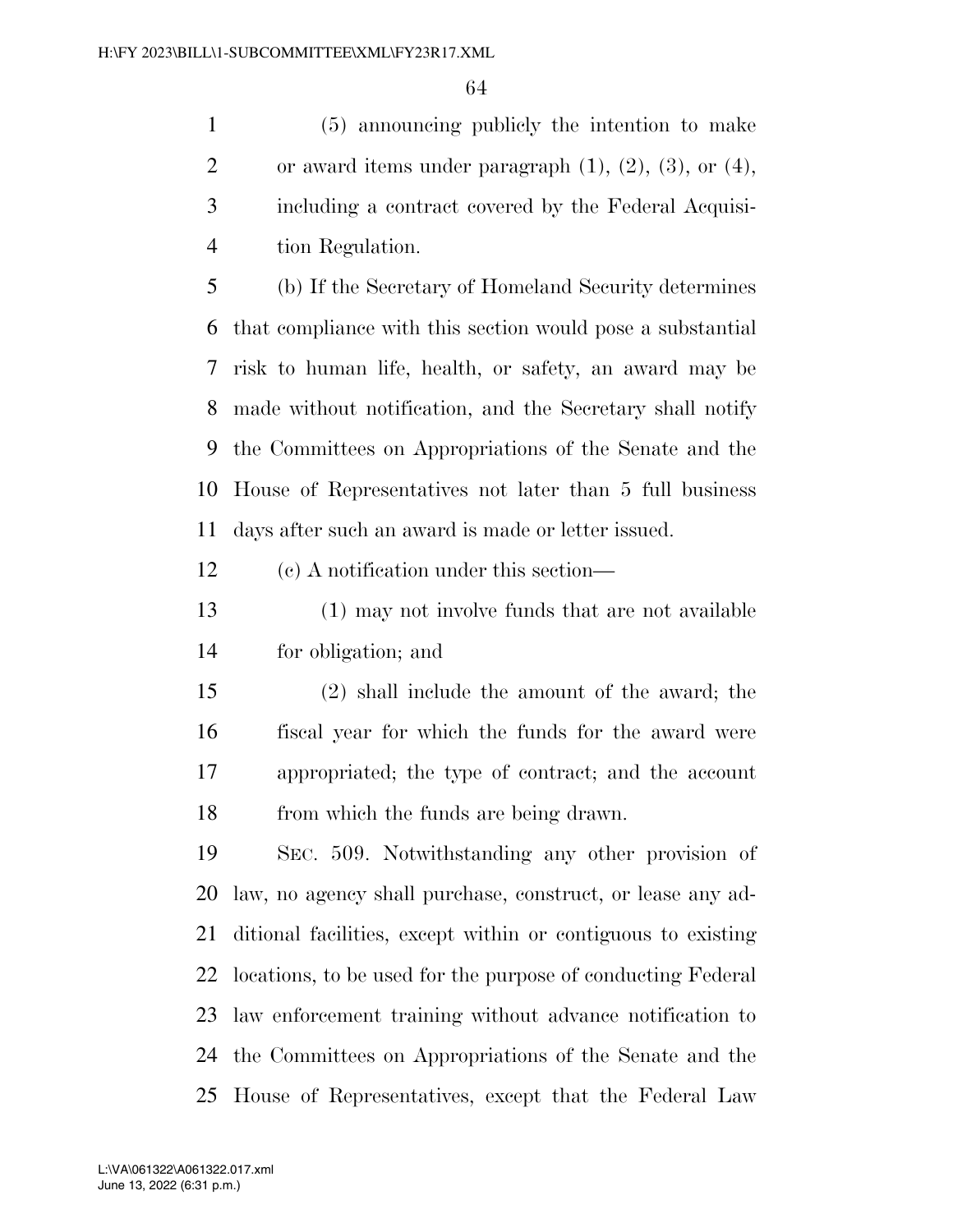(5) announcing publicly the intention to make or award items under paragraph (1), (2), (3), or (4), including a contract covered by the Federal Acquisition Regulation.

(b) If the Secretary of Homeland Security determines that compliance with this section would pose a substantial risk to human life, health, or safety, an award may be made without notification, and the Secretary shall notify the Committees on Appropriations of the Senate and the House of Representatives not later than 5 full business days after such an award is made or letter issued.

(c) A notification under this section—

(1) may not involve funds that are not available for obligation; and

(2) shall include the amount of the award; the fiscal year for which the funds for the award were appropriated; the type of contract; and the account from which the funds are being drawn.

SEC. 509. Notwithstanding any other provision of law, no agency shall purchase, construct, or lease any additional facilities, except within or contiguous to existing locations, to be used for the purpose of conducting Federal law enforcement training without advance notification to the Committees on Appropriations of the Senate and the House of Representatives, except that the Federal Law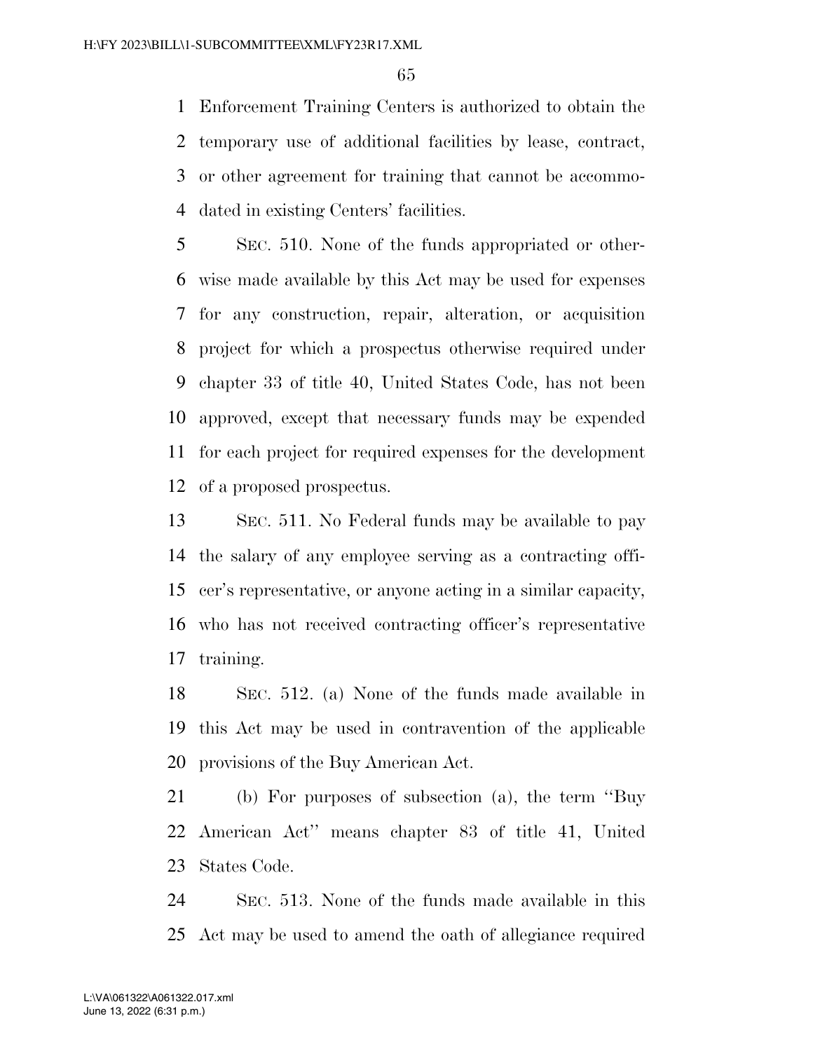Enforcement Training Centers is authorized to obtain the temporary use of additional facilities by lease, contract, or other agreement for training that cannot be accommodated in existing Centers' facilities.

SEC. 510. None of the funds appropriated or otherwise made available by this Act may be used for expenses for any construction, repair, alteration, or acquisition project for which a prospectus otherwise required under chapter 33 of title 40, United States Code, has not been approved, except that necessary funds may be expended for each project for required expenses for the development of a proposed prospectus.

SEC. 511. No Federal funds may be available to pay the salary of any employee serving as a contracting officer's representative, or anyone acting in a similar capacity, who has not received contracting officer's representative training.

SEC. 512. (a) None of the funds made available in this Act may be used in contravention of the applicable provisions of the Buy American Act.

(b) For purposes of subsection (a), the term ''Buy American Act'' means chapter 83 of title 41, United States Code.

SEC. 513. None of the funds made available in this Act may be used to amend the oath of allegiance required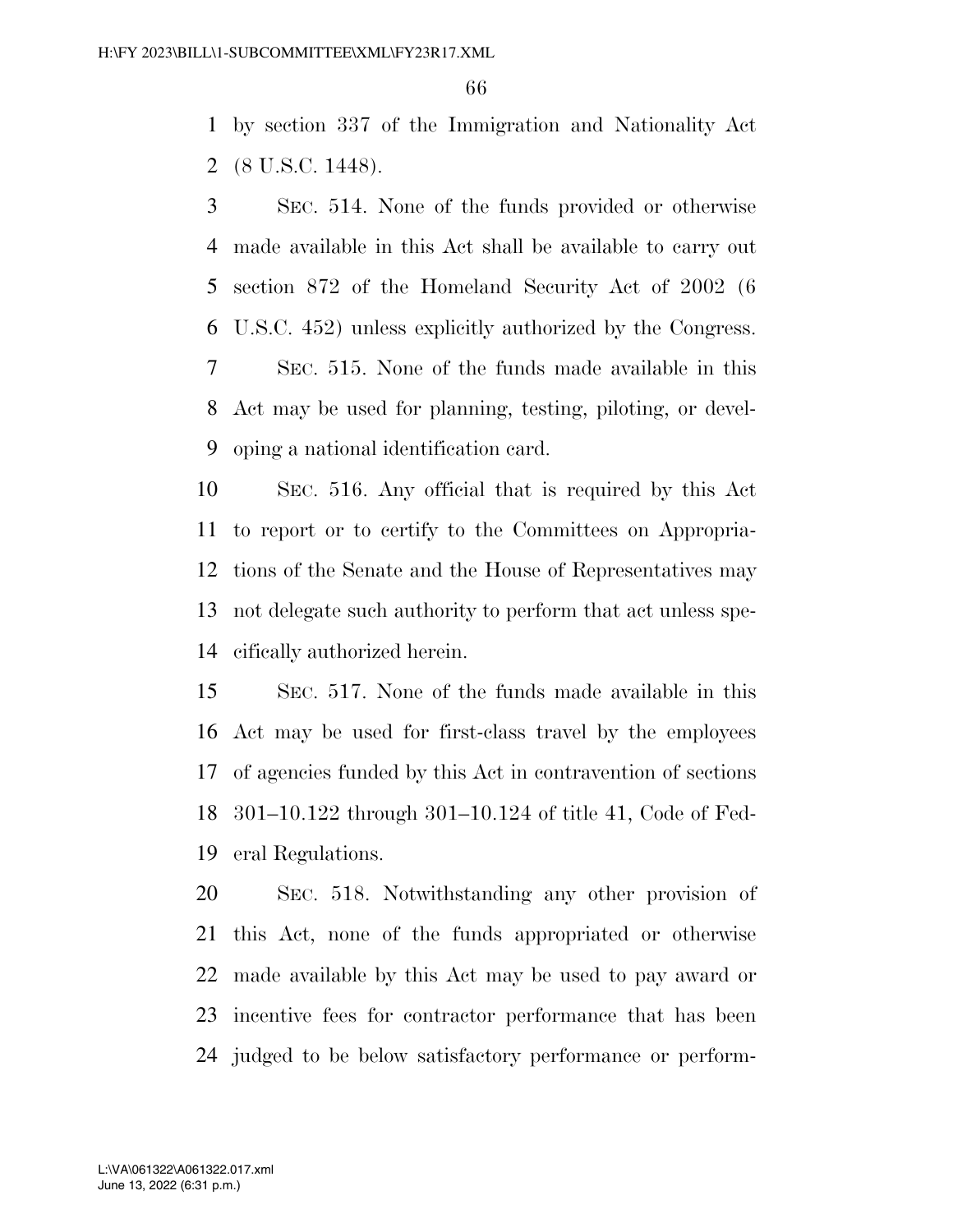by section 337 of the Immigration and Nationality Act (8 U.S.C. 1448).

SEC. 514. None of the funds provided or otherwise made available in this Act shall be available to carry out section 872 of the Homeland Security Act of 2002 (6 U.S.C. 452) unless explicitly authorized by the Congress.

SEC. 515. None of the funds made available in this Act may be used for planning, testing, piloting, or developing a national identification card.

SEC. 516. Any official that is required by this Act to report or to certify to the Committees on Appropriations of the Senate and the House of Representatives may not delegate such authority to perform that act unless specifically authorized herein.

SEC. 517. None of the funds made available in this Act may be used for first-class travel by the employees of agencies funded by this Act in contravention of sections 301–10.122 through 301–10.124 of title 41, Code of Federal Regulations.

SEC. 518. Notwithstanding any other provision of this Act, none of the funds appropriated or otherwise made available by this Act may be used to pay award or incentive fees for contractor performance that has been judged to be below satisfactory performance or perform-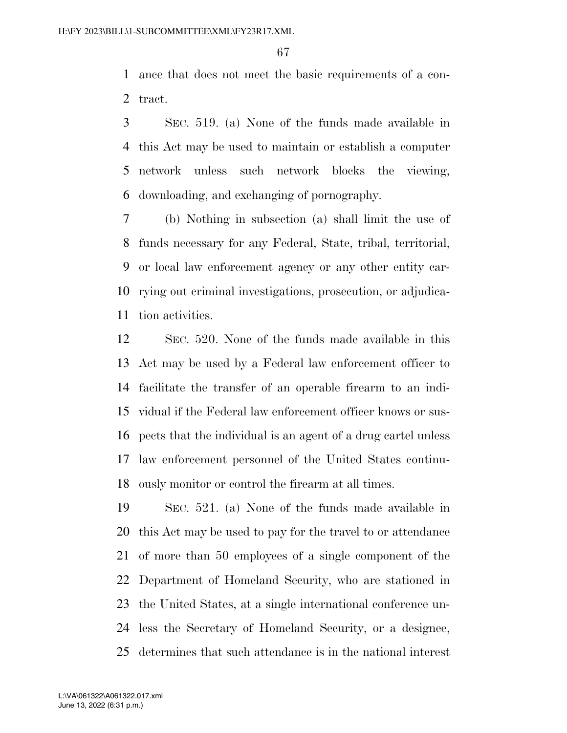ance that does not meet the basic requirements of a contract.

SEC. 519. (a) None of the funds made available in this Act may be used to maintain or establish a computer network unless such network blocks the viewing, downloading, and exchanging of pornography.

(b) Nothing in subsection (a) shall limit the use of funds necessary for any Federal, State, tribal, territorial, or local law enforcement agency or any other entity carrying out criminal investigations, prosecution, or adjudication activities.

SEC. 520. None of the funds made available in this Act may be used by a Federal law enforcement officer to facilitate the transfer of an operable firearm to an individual if the Federal law enforcement officer knows or suspects that the individual is an agent of a drug cartel unless law enforcement personnel of the United States continuously monitor or control the firearm at all times.

SEC. 521. (a) None of the funds made available in this Act may be used to pay for the travel to or attendance of more than 50 employees of a single component of the Department of Homeland Security, who are stationed in the United States, at a single international conference unless the Secretary of Homeland Security, or a designee, determines that such attendance is in the national interest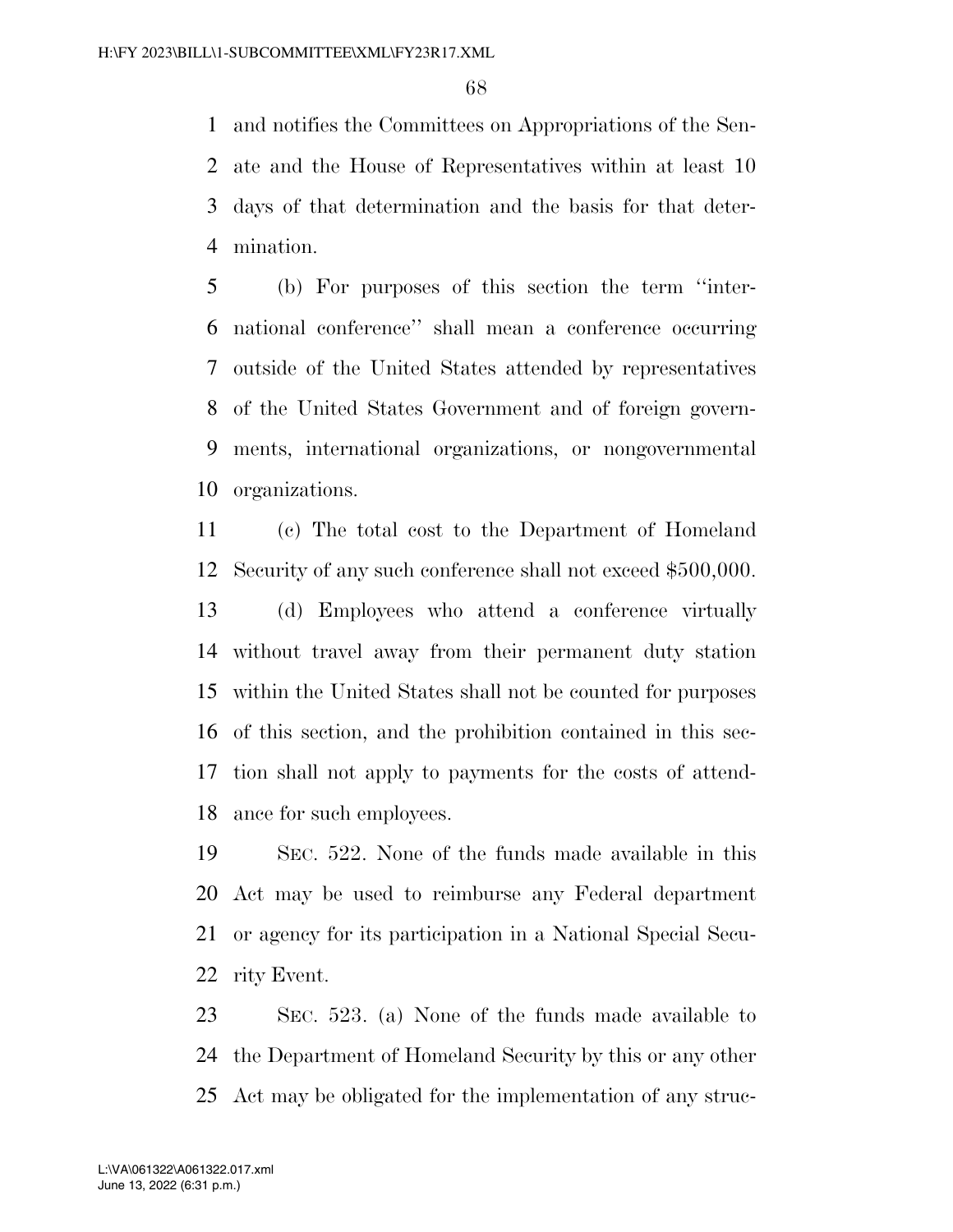and notifies the Committees on Appropriations of the Senate and the House of Representatives within at least 10 days of that determination and the basis for that determination.

(b) For purposes of this section the term ''international conference'' shall mean a conference occurring outside of the United States attended by representatives of the United States Government and of foreign governments, international organizations, or nongovernmental organizations.

(c) The total cost to the Department of Homeland Security of any such conference shall not exceed $500,000.

(d) Employees who attend a conference virtually without travel away from their permanent duty station within the United States shall not be counted for purposes of this section, and the prohibition contained in this section shall not apply to payments for the costs of attendance for such employees.

SEC. 522. None of the funds made available in this Act may be used to reimburse any Federal department or agency for its participation in a National Special Security Event.

SEC. 523. (a) None of the funds made available to the Department of Homeland Security by this or any other Act may be obligated for the implementation of any struc-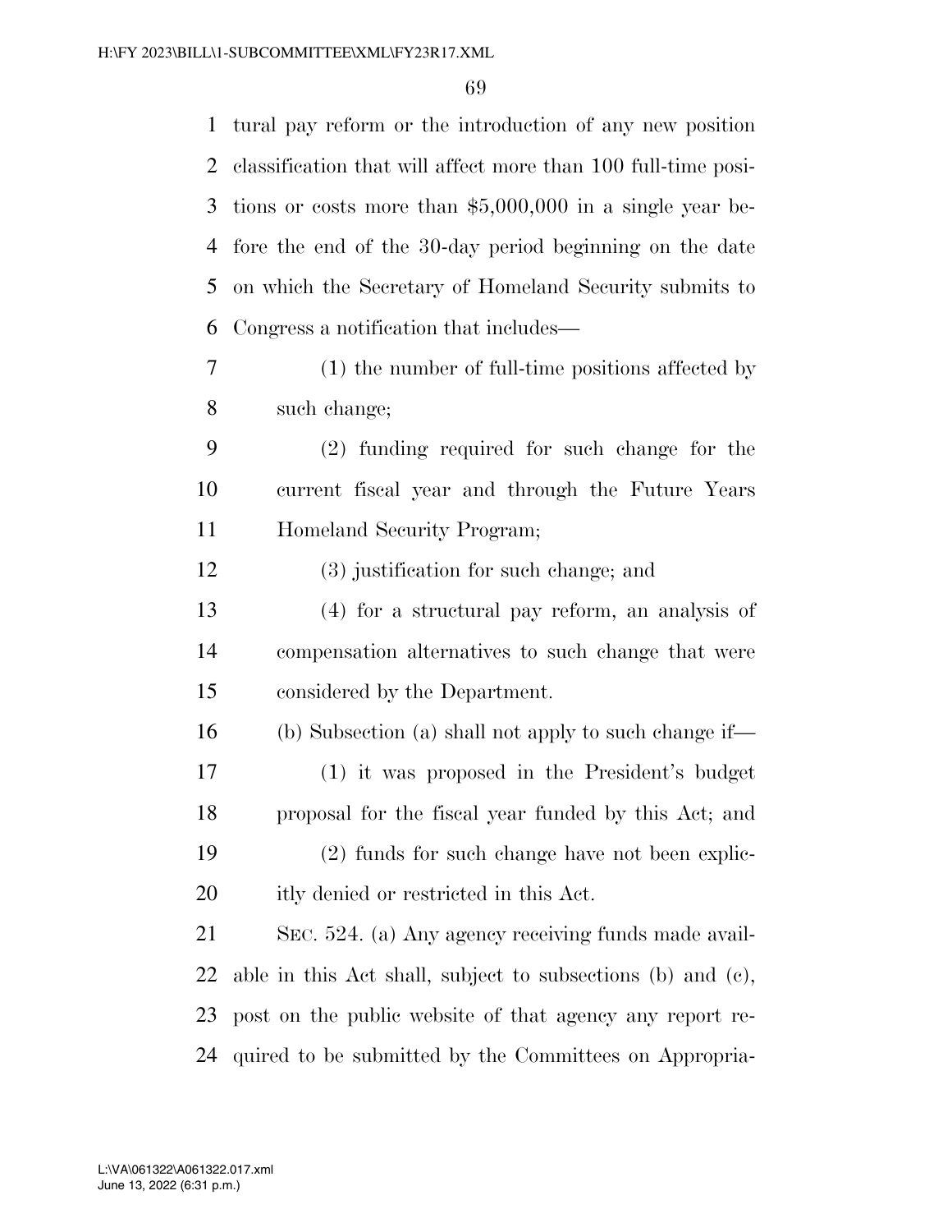tural pay reform or the introduction of any new position classification that will affect more than 100 full-time positions or costs more than $5,000,000 in a single year before the end of the 30-day period beginning on the date on which the Secretary of Homeland Security submits to Congress a notification that includes—

(1) the number of full-time positions affected by such change;

(2) funding required for such change for the current fiscal year and through the Future Years Homeland Security Program;

(3) justification for such change; and

(4) for a structural pay reform, an analysis of compensation alternatives to such change that were considered by the Department.

(b) Subsection (a) shall not apply to such change if—

(1) it was proposed in the President's budget proposal for the fiscal year funded by this Act; and

(2) funds for such change have not been explicitly denied or restricted in this Act.

SEC. 524. (a) Any agency receiving funds made available in this Act shall, subject to subsections (b) and (c), post on the public website of that agency any report required to be submitted by the Committees on Appropria-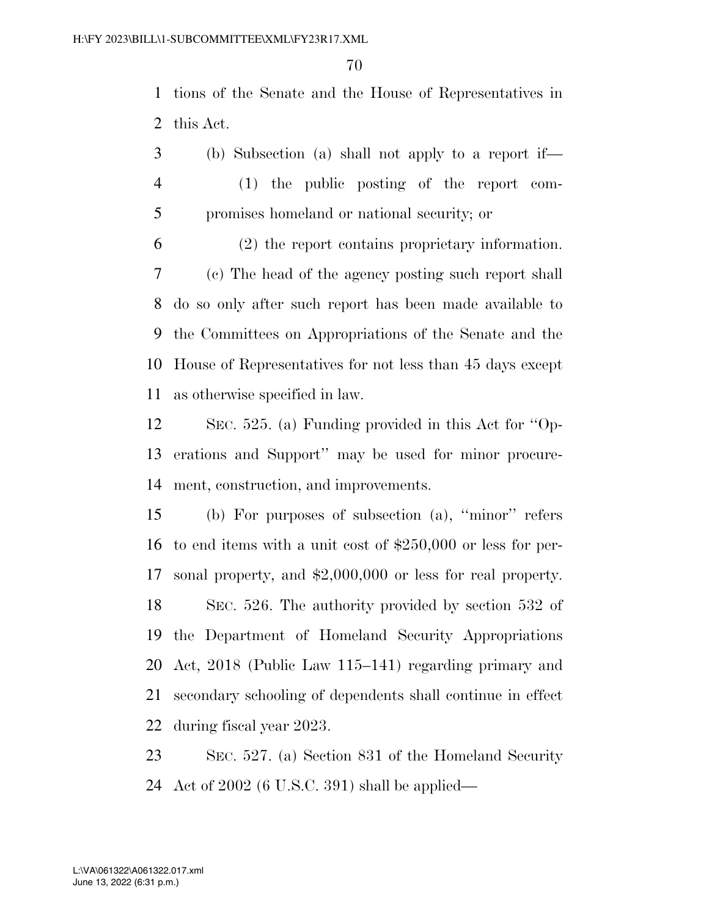tions of the Senate and the House of Representatives in this Act.

(b) Subsection (a) shall not apply to a report if—

(1) the public posting of the report compromises homeland or national security; or

(2) the report contains proprietary information.

(c) The head of the agency posting such report shall do so only after such report has been made available to the Committees on Appropriations of the Senate and the House of Representatives for not less than 45 days except as otherwise specified in law.

SEC. 525. (a) Funding provided in this Act for ''Operations and Support'' may be used for minor procurement, construction, and improvements.

(b) For purposes of subsection (a), ''minor'' refers to end items with a unit cost of $250,000 or less for personal property, and $2,000,000 or less for real property.

SEC. 526. The authority provided by section 532 of the Department of Homeland Security Appropriations Act, 2018 (Public Law 115–141) regarding primary and secondary schooling of dependents shall continue in effect during fiscal year 2023.

SEC. 527. (a) Section 831 of the Homeland Security Act of 2002 (6 U.S.C. 391) shall be applied—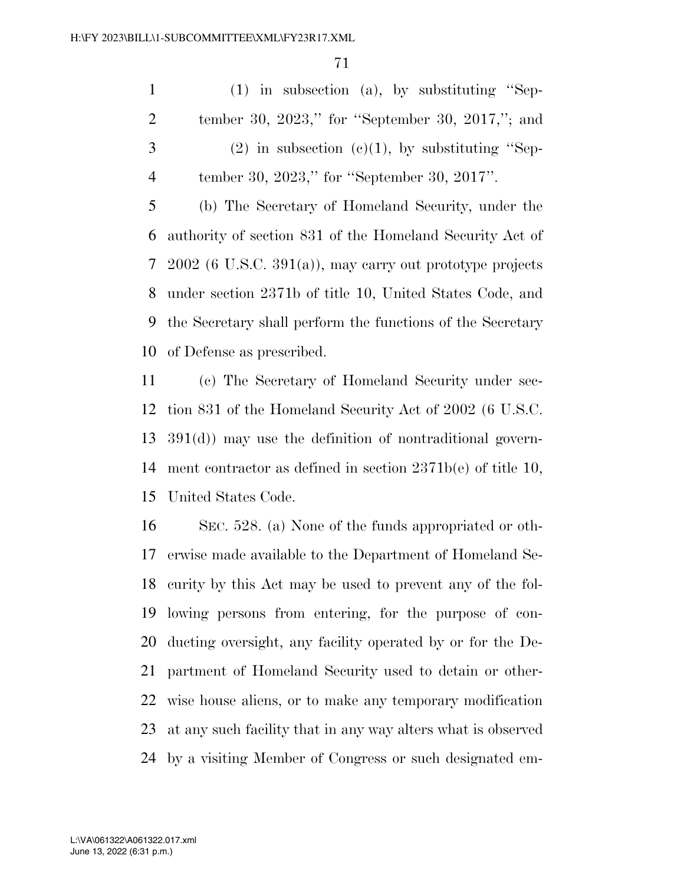(1) in subsection (a), by substituting "September 30, 2023," for "September 30, 2017,"; and

(2) in subsection (c)(1), by substituting "September 30, 2023," for "September 30, 2017".

(b) The Secretary of Homeland Security, under the authority of section 831 of the Homeland Security Act of 2002 (6 U.S.C. 391(a)), may carry out prototype projects under section 2371b of title 10, United States Code, and the Secretary shall perform the functions of the Secretary of Defense as prescribed.

(c) The Secretary of Homeland Security under section 831 of the Homeland Security Act of 2002 (6 U.S.C. 391(d)) may use the definition of nontraditional government contractor as defined in section 2371b(e) of title 10, United States Code.

SEC. 528. (a) None of the funds appropriated or otherwise made available to the Department of Homeland Security by this Act may be used to prevent any of the following persons from entering, for the purpose of conducting oversight, any facility operated by or for the Department of Homeland Security used to detain or otherwise house aliens, or to make any temporary modification at any such facility that in any way alters what is observed by a visiting Member of Congress or such designated em-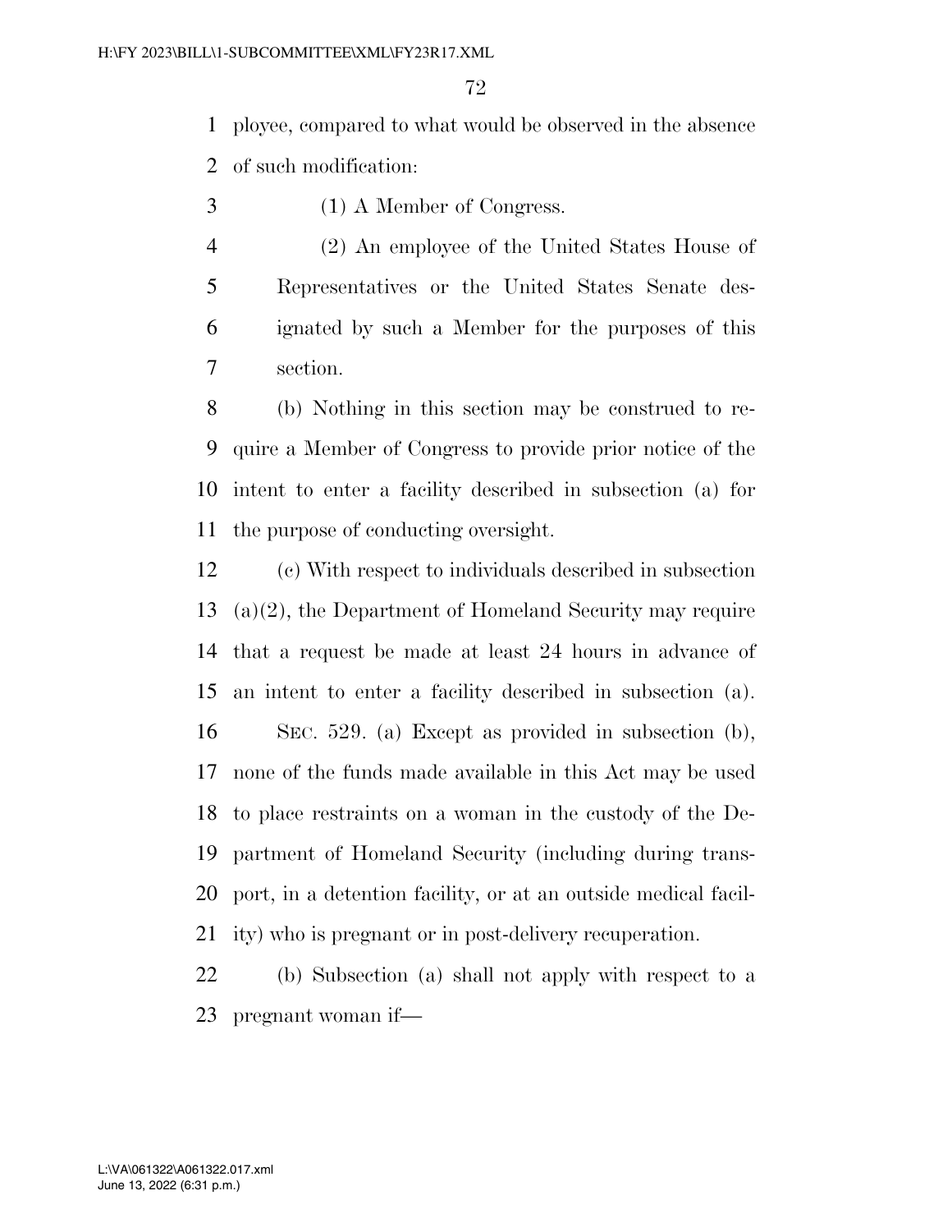ployee, compared to what would be observed in the absence of such modification:

(1) A Member of Congress.

(2) An employee of the United States House of Representatives or the United States Senate designated by such a Member for the purposes of this section.

(b) Nothing in this section may be construed to require a Member of Congress to provide prior notice of the intent to enter a facility described in subsection (a) for the purpose of conducting oversight.

(c) With respect to individuals described in subsection (a)(2), the Department of Homeland Security may require that a request be made at least 24 hours in advance of an intent to enter a facility described in subsection (a).

SEC. 529. (a) Except as provided in subsection (b), none of the funds made available in this Act may be used to place restraints on a woman in the custody of the Department of Homeland Security (including during transport, in a detention facility, or at an outside medical facility) who is pregnant or in post-delivery recuperation.

(b) Subsection (a) shall not apply with respect to a pregnant woman if—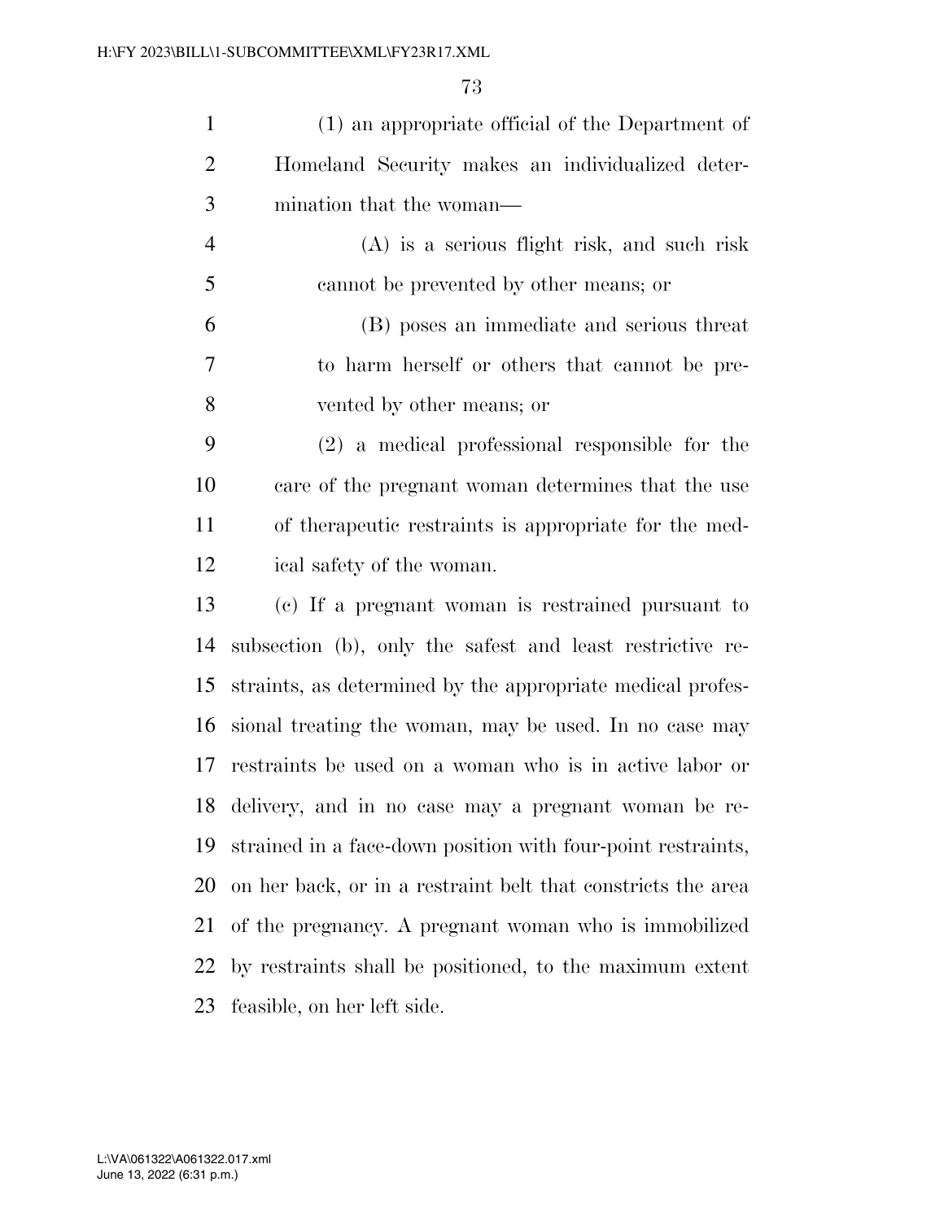(1) an appropriate official of the Department of Homeland Security makes an individualized determination that the woman—

(A) is a serious flight risk, and such risk cannot be prevented by other means; or

(B) poses an immediate and serious threat to harm herself or others that cannot be prevented by other means; or

(2) a medical professional responsible for the care of the pregnant woman determines that the use of therapeutic restraints is appropriate for the medical safety of the woman.

(c) If a pregnant woman is restrained pursuant to subsection (b), only the safest and least restrictive restraints, as determined by the appropriate medical professional treating the woman, may be used. In no case may restraints be used on a woman who is in active labor or delivery, and in no case may a pregnant woman be restrained in a face-down position with four-point restraints, on her back, or in a restraint belt that constricts the area of the pregnancy. A pregnant woman who is immobilized by restraints shall be positioned, to the maximum extent feasible, on her left side.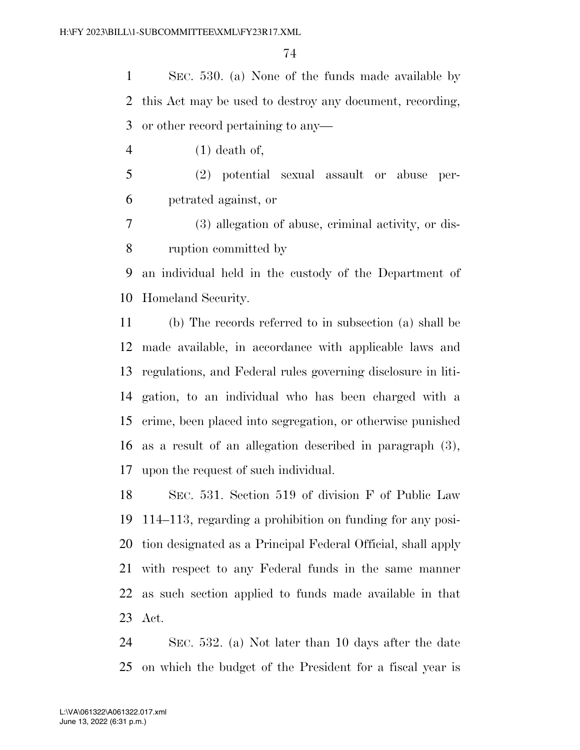SEC. 530. (a) None of the funds made available by this Act may be used to destroy any document, recording, or other record pertaining to any—

(1) death of,

(2) potential sexual assault or abuse perpetrated against, or

(3) allegation of abuse, criminal activity, or disruption committed by

an individual held in the custody of the Department of Homeland Security.

(b) The records referred to in subsection (a) shall be made available, in accordance with applicable laws and regulations, and Federal rules governing disclosure in litigation, to an individual who has been charged with a crime, been placed into segregation, or otherwise punished as a result of an allegation described in paragraph (3), upon the request of such individual.

SEC. 531. Section 519 of division F of Public Law 114–113, regarding a prohibition on funding for any position designated as a Principal Federal Official, shall apply with respect to any Federal funds in the same manner as such section applied to funds made available in that Act.

SEC. 532. (a) Not later than 10 days after the date on which the budget of the President for a fiscal year is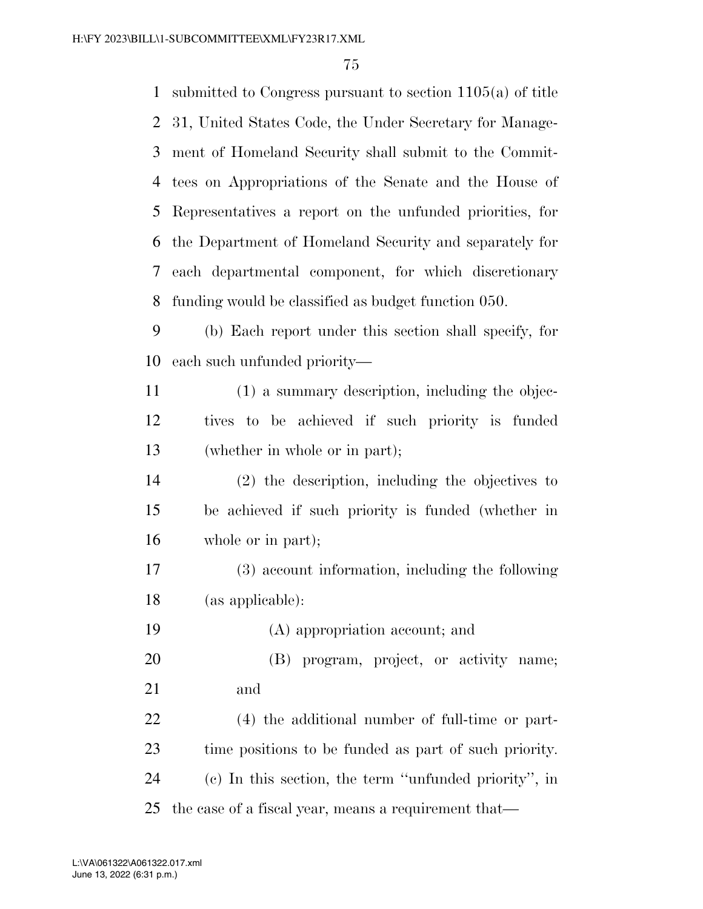submitted to Congress pursuant to section 1105(a) of title 31, United States Code, the Under Secretary for Management of Homeland Security shall submit to the Committees on Appropriations of the Senate and the House of Representatives a report on the unfunded priorities, for the Department of Homeland Security and separately for each departmental component, for which discretionary funding would be classified as budget function 050.

(b) Each report under this section shall specify, for each such unfunded priority—

(1) a summary description, including the objectives to be achieved if such priority is funded (whether in whole or in part);

(2) the description, including the objectives to be achieved if such priority is funded (whether in whole or in part);

(3) account information, including the following (as applicable):

(A) appropriation account; and

(B) program, project, or activity name; and

(4) the additional number of full-time or part-time positions to be funded as part of such priority.

(c) In this section, the term ''unfunded priority'', in the case of a fiscal year, means a requirement that—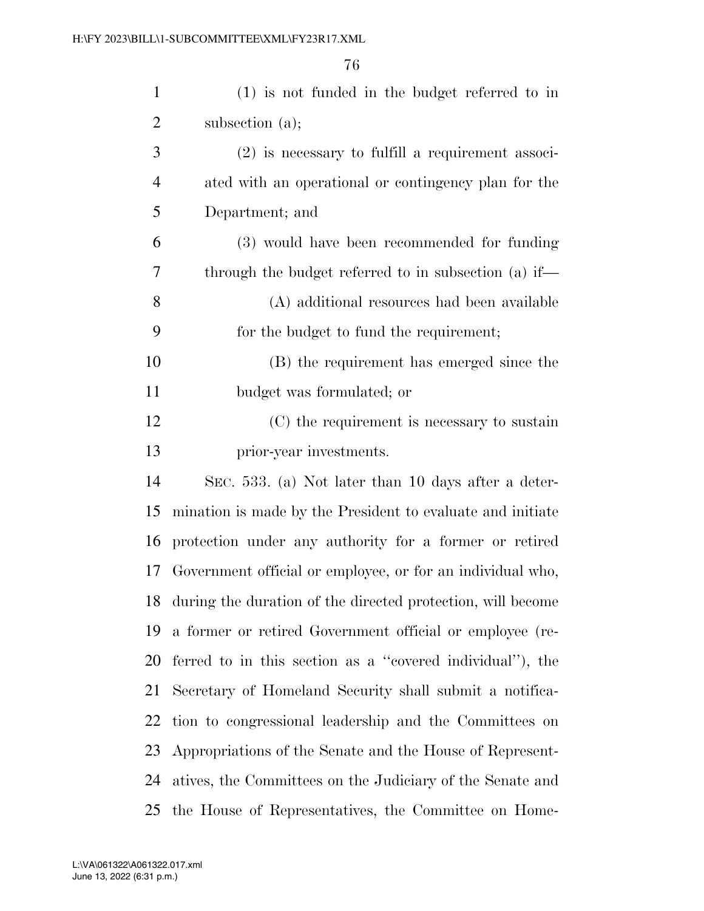(1) is not funded in the budget referred to in subsection (a);

(2) is necessary to fulfill a requirement associated with an operational or contingency plan for the Department; and

(3) would have been recommended for funding through the budget referred to in subsection (a) if—

(A) additional resources had been available for the budget to fund the requirement;

(B) the requirement has emerged since the budget was formulated; or

(C) the requirement is necessary to sustain prior-year investments.

SEC. 533. (a) Not later than 10 days after a determination is made by the President to evaluate and initiate protection under any authority for a former or retired Government official or employee, or for an individual who, during the duration of the directed protection, will become a former or retired Government official or employee (referred to in this section as a "covered individual"), the Secretary of Homeland Security shall submit a notification to congressional leadership and the Committees on Appropriations of the Senate and the House of Representatives, the Committees on the Judiciary of the Senate and the House of Representatives, the Committee on Home-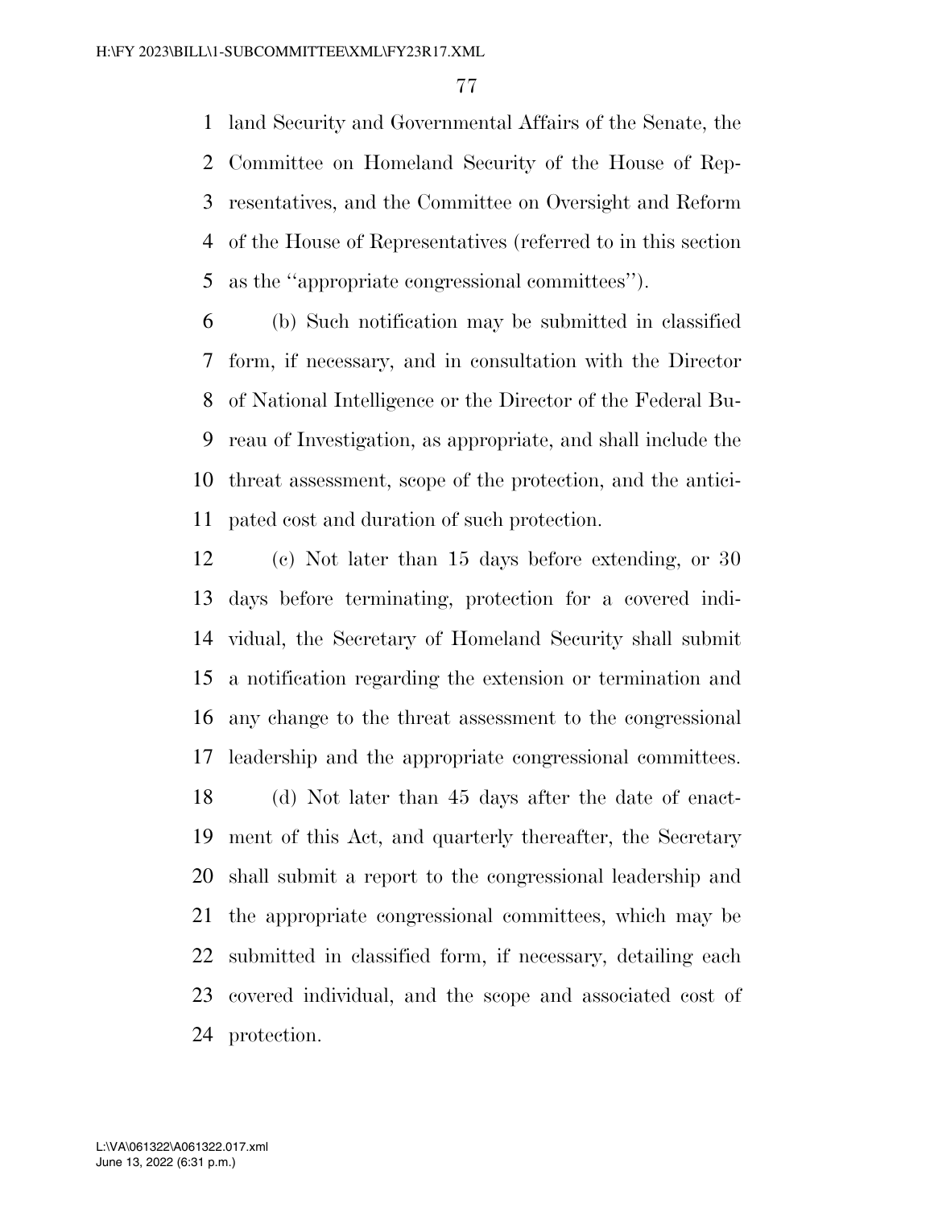land Security and Governmental Affairs of the Senate, the Committee on Homeland Security of the House of Representatives, and the Committee on Oversight and Reform of the House of Representatives (referred to in this section as the ''appropriate congressional committees'').

(b) Such notification may be submitted in classified form, if necessary, and in consultation with the Director of National Intelligence or the Director of the Federal Bureau of Investigation, as appropriate, and shall include the threat assessment, scope of the protection, and the anticipated cost and duration of such protection.

(c) Not later than 15 days before extending, or 30 days before terminating, protection for a covered individual, the Secretary of Homeland Security shall submit a notification regarding the extension or termination and any change to the threat assessment to the congressional leadership and the appropriate congressional committees.

(d) Not later than 45 days after the date of enactment of this Act, and quarterly thereafter, the Secretary shall submit a report to the congressional leadership and the appropriate congressional committees, which may be submitted in classified form, if necessary, detailing each covered individual, and the scope and associated cost of protection.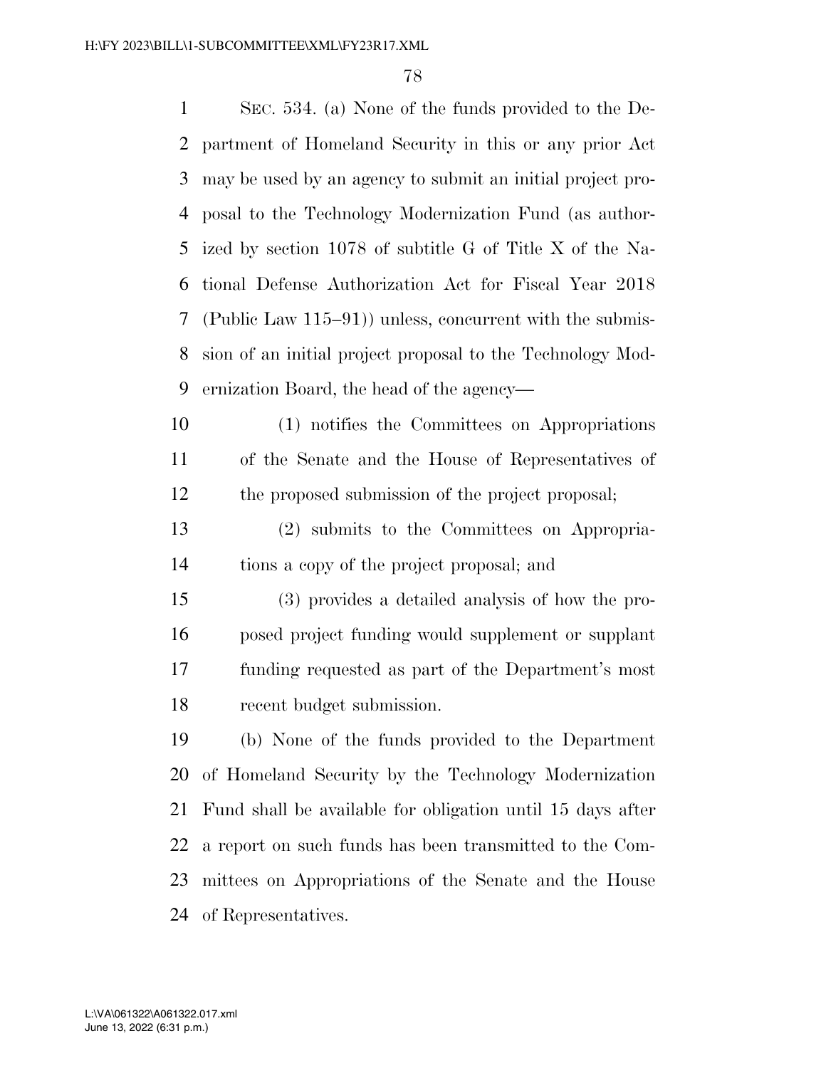SEC. 534. (a) None of the funds provided to the Department of Homeland Security in this or any prior Act may be used by an agency to submit an initial project proposal to the Technology Modernization Fund (as authorized by section 1078 of subtitle G of Title X of the National Defense Authorization Act for Fiscal Year 2018 (Public Law 115–91)) unless, concurrent with the submission of an initial project proposal to the Technology Modernization Board, the head of the agency—

(1) notifies the Committees on Appropriations of the Senate and the House of Representatives of the proposed submission of the project proposal;

(2) submits to the Committees on Appropriations a copy of the project proposal; and

(3) provides a detailed analysis of how the proposed project funding would supplement or supplant funding requested as part of the Department's most recent budget submission.

(b) None of the funds provided to the Department of Homeland Security by the Technology Modernization Fund shall be available for obligation until 15 days after a report on such funds has been transmitted to the Committees on Appropriations of the Senate and the House of Representatives.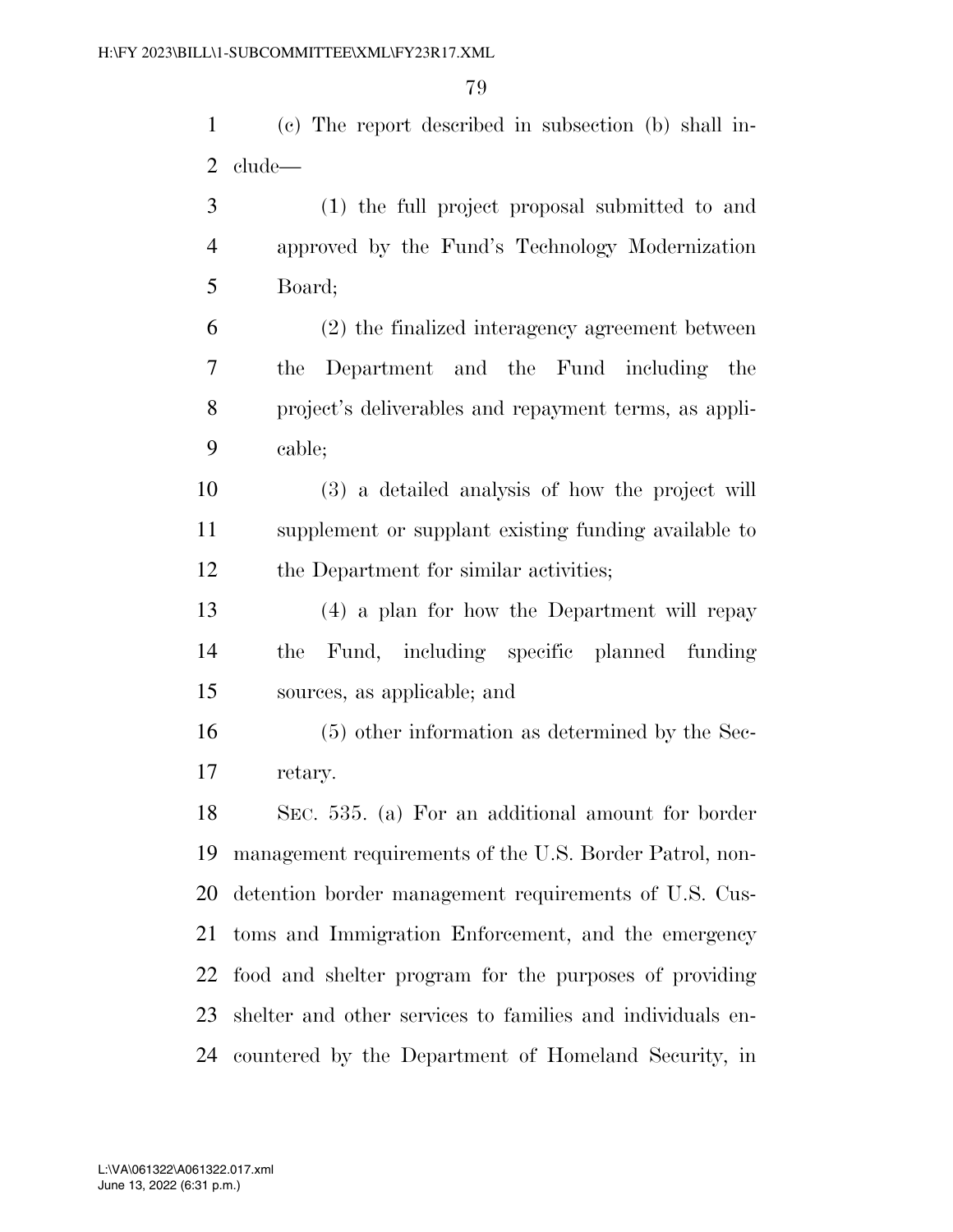(c) The report described in subsection (b) shall include—

(1) the full project proposal submitted to and approved by the Fund's Technology Modernization Board;

(2) the finalized interagency agreement between the Department and the Fund including the project's deliverables and repayment terms, as applicable;

(3) a detailed analysis of how the project will supplement or supplant existing funding available to the Department for similar activities;

(4) a plan for how the Department will repay the Fund, including specific planned funding sources, as applicable; and

(5) other information as determined by the Secretary.

SEC. 535. (a) For an additional amount for border management requirements of the U.S. Border Patrol, non-detention border management requirements of U.S. Customs and Immigration Enforcement, and the emergency food and shelter program for the purposes of providing shelter and other services to families and individuals encountered by the Department of Homeland Security, in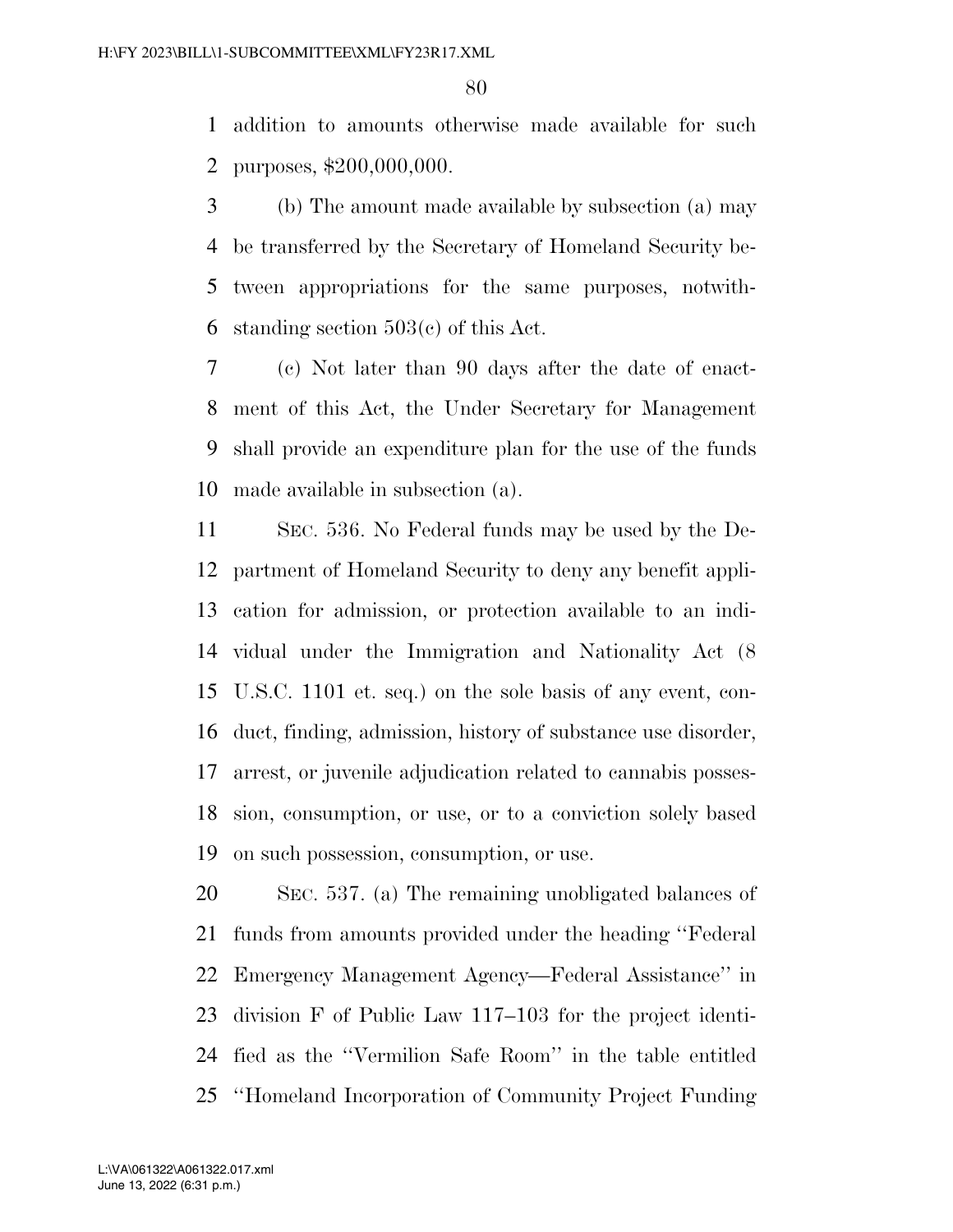addition to amounts otherwise made available for such purposes, $200,000,000.

(b) The amount made available by subsection (a) may be transferred by the Secretary of Homeland Security between appropriations for the same purposes, notwithstanding section 503(c) of this Act.

(c) Not later than 90 days after the date of enactment of this Act, the Under Secretary for Management shall provide an expenditure plan for the use of the funds made available in subsection (a).

SEC. 536. No Federal funds may be used by the Department of Homeland Security to deny any benefit application for admission, or protection available to an individual under the Immigration and Nationality Act (8 U.S.C. 1101 et. seq.) on the sole basis of any event, conduct, finding, admission, history of substance use disorder, arrest, or juvenile adjudication related to cannabis possession, consumption, or use, or to a conviction solely based on such possession, consumption, or use.

SEC. 537. (a) The remaining unobligated balances of funds from amounts provided under the heading "Federal Emergency Management Agency—Federal Assistance" in division F of Public Law 117–103 for the project identified as the "Vermilion Safe Room" in the table entitled "Homeland Incorporation of Community Project Funding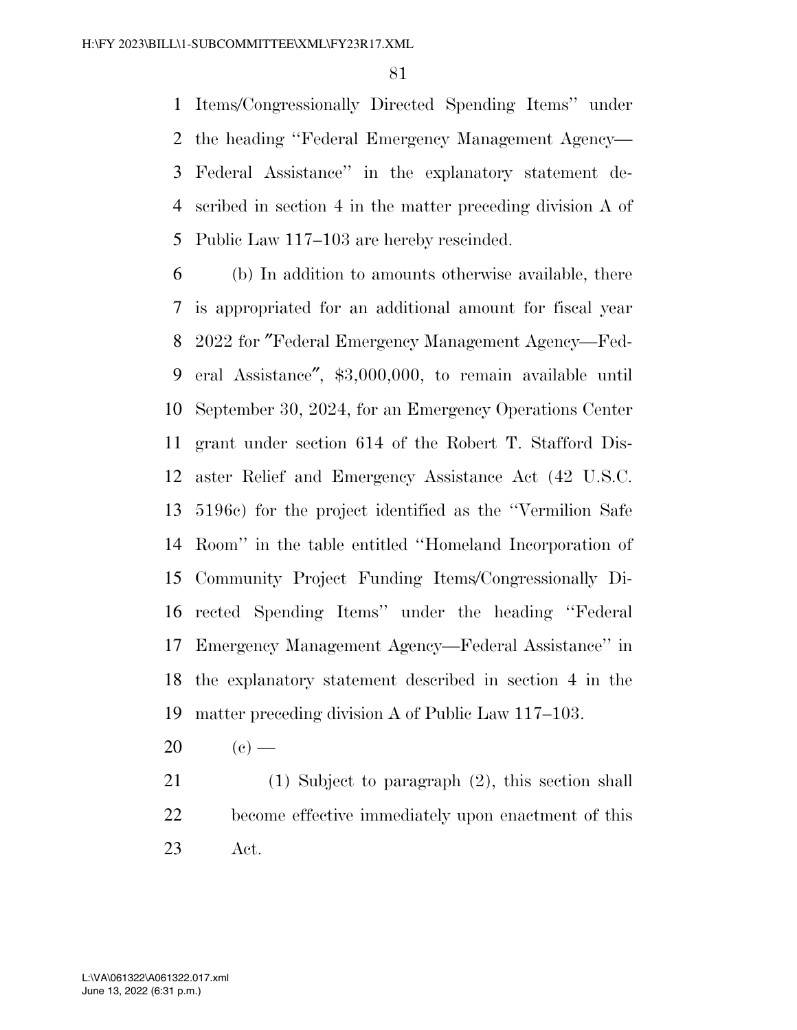Items/Congressionally Directed Spending Items'' under the heading ''Federal Emergency Management Agency—Federal Assistance'' in the explanatory statement described in section 4 in the matter preceding division A of Public Law 117–103 are hereby rescinded.

(b) In addition to amounts otherwise available, there is appropriated for an additional amount for fiscal year 2022 for ″Federal Emergency Management Agency—Federal Assistance″, $3,000,000, to remain available until September 30, 2024, for an Emergency Operations Center grant under section 614 of the Robert T. Stafford Disaster Relief and Emergency Assistance Act (42 U.S.C. 5196c) for the project identified as the ''Vermilion Safe Room'' in the table entitled ''Homeland Incorporation of Community Project Funding Items/Congressionally Directed Spending Items'' under the heading ''Federal Emergency Management Agency—Federal Assistance'' in the explanatory statement described in section 4 in the matter preceding division A of Public Law 117–103.

(c) —

(1) Subject to paragraph (2), this section shall become effective immediately upon enactment of this Act.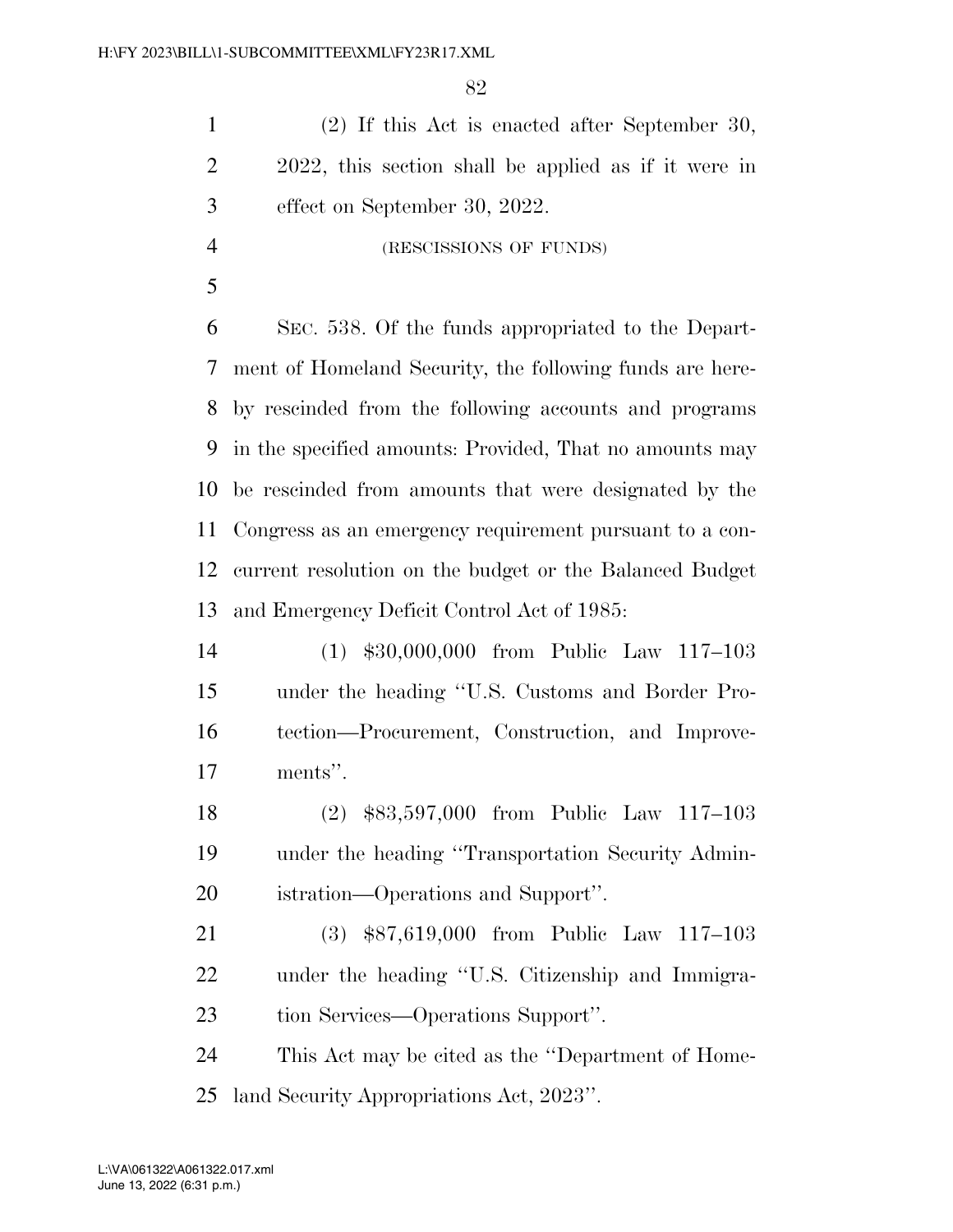(2) If this Act is enacted after September 30, 2022, this section shall be applied as if it were in effect on September 30, 2022.

(RESCISSIONS OF FUNDS)

SEC. 538. Of the funds appropriated to the Department of Homeland Security, the following funds are hereby rescinded from the following accounts and programs in the specified amounts: Provided, That no amounts may be rescinded from amounts that were designated by the Congress as an emergency requirement pursuant to a concurrent resolution on the budget or the Balanced Budget and Emergency Deficit Control Act of 1985:

(1) $30,000,000 from Public Law 117–103 under the heading ''U.S. Customs and Border Protection—Procurement, Construction, and Improvements''.

(2) $83,597,000 from Public Law 117–103 under the heading ''Transportation Security Administration—Operations and Support''.

(3) $87,619,000 from Public Law 117–103 under the heading ''U.S. Citizenship and Immigration Services—Operations Support''.

This Act may be cited as the ''Department of Homeland Security Appropriations Act, 2023''.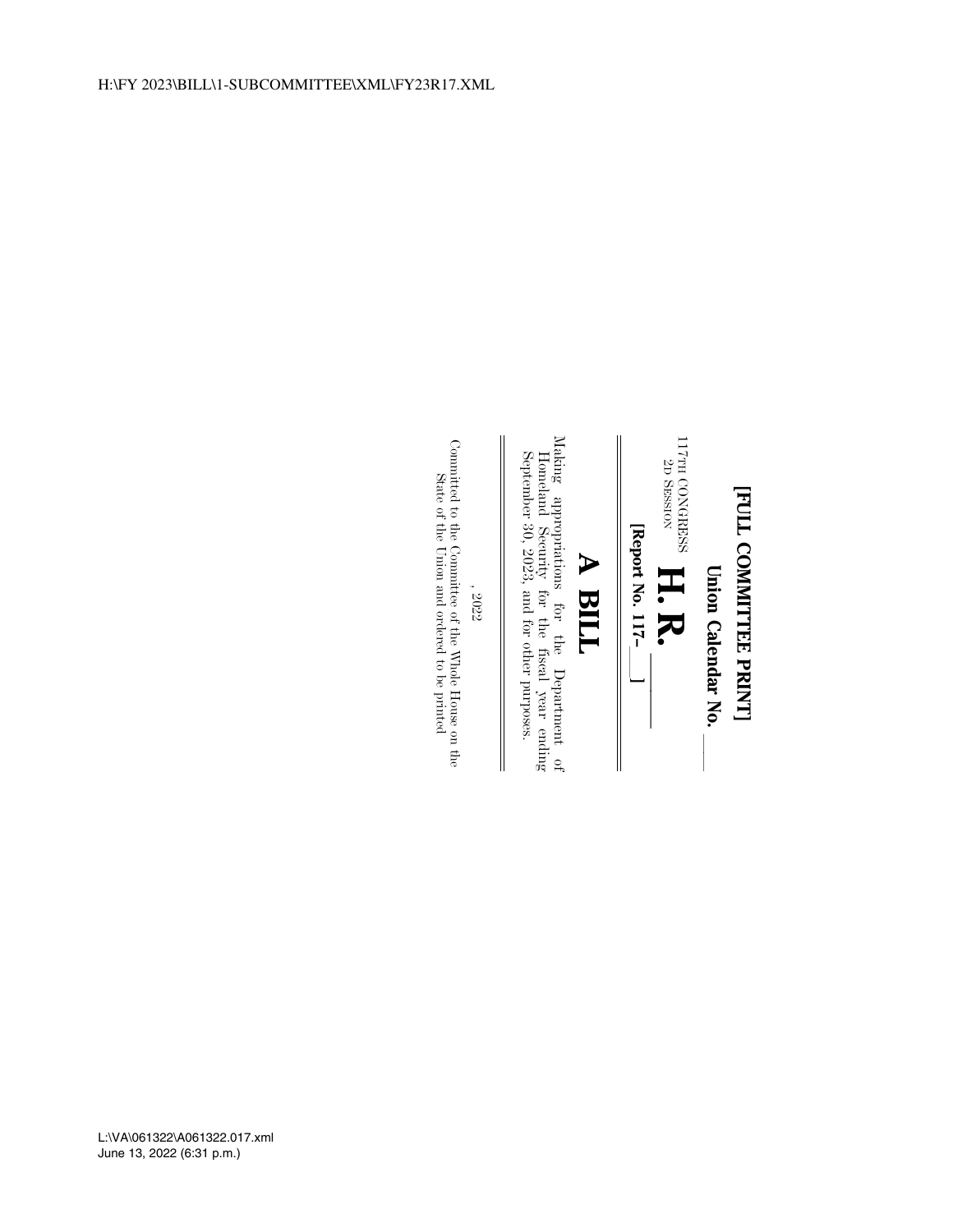**[FULL COMMITTEE PRINT]**

**Union Calendar No. \_\_\_\_**

117TH CONGRESS
2D SESSION

# H. R. \_\_\_\_

**[Report No. 117–\_\_]**

# A BILL

Making appropriations for the Department of Homeland Security for the fiscal year ending September 30, 2023, and for other purposes.

, 2022

Committed to the Committee of the Whole House on the State of the Union and ordered to be printed